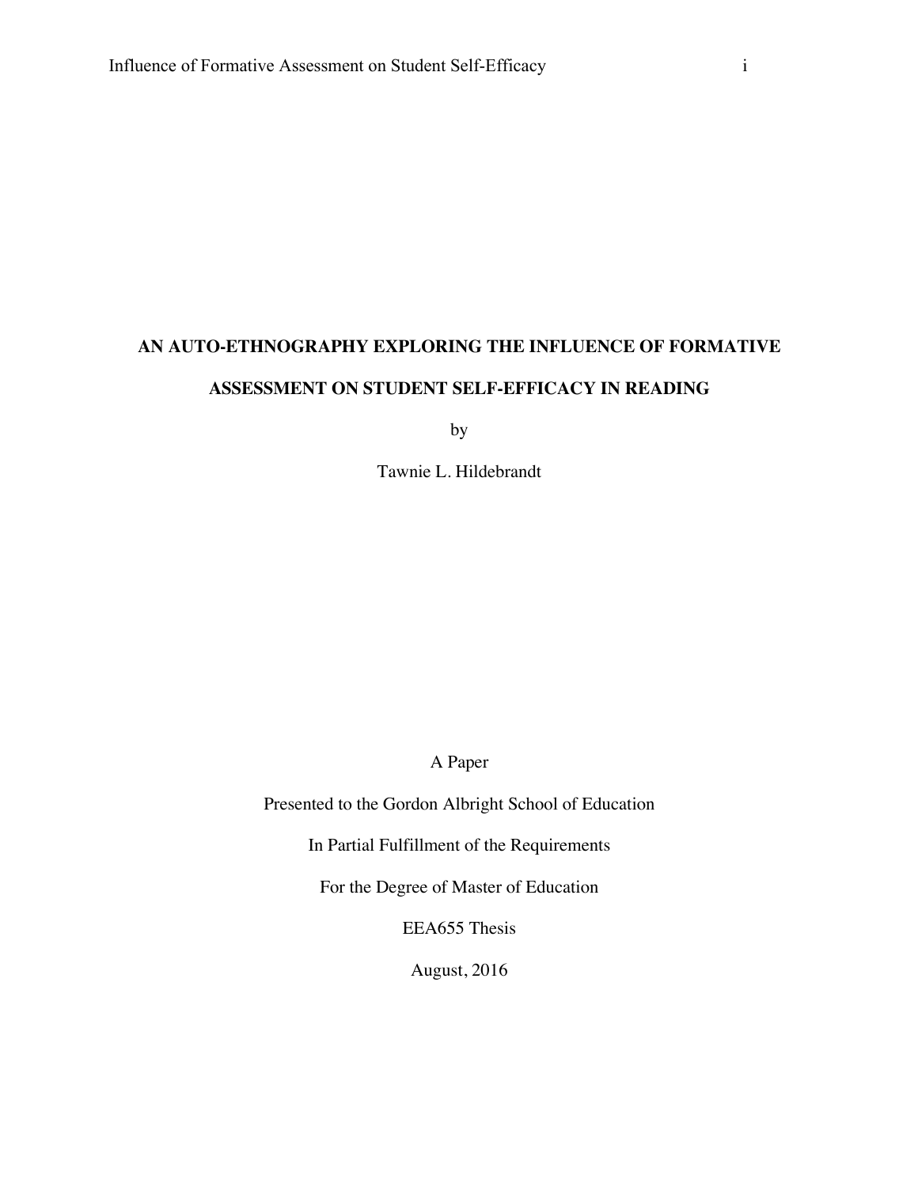# AN AUTO-ETHNOGRAPHY EXPLORING THE INFLUENCE OF FORMATIVE ASSESSMENT ON STUDENT SELF-EFFICACY IN READING

by

Tawnie L. Hildebrandt

A Paper

Presented to the Gordon Albright School of Education

In Partial Fulfillment of the Requirements

For the Degree of Master of Education

EEA655 Thesis

August, 2016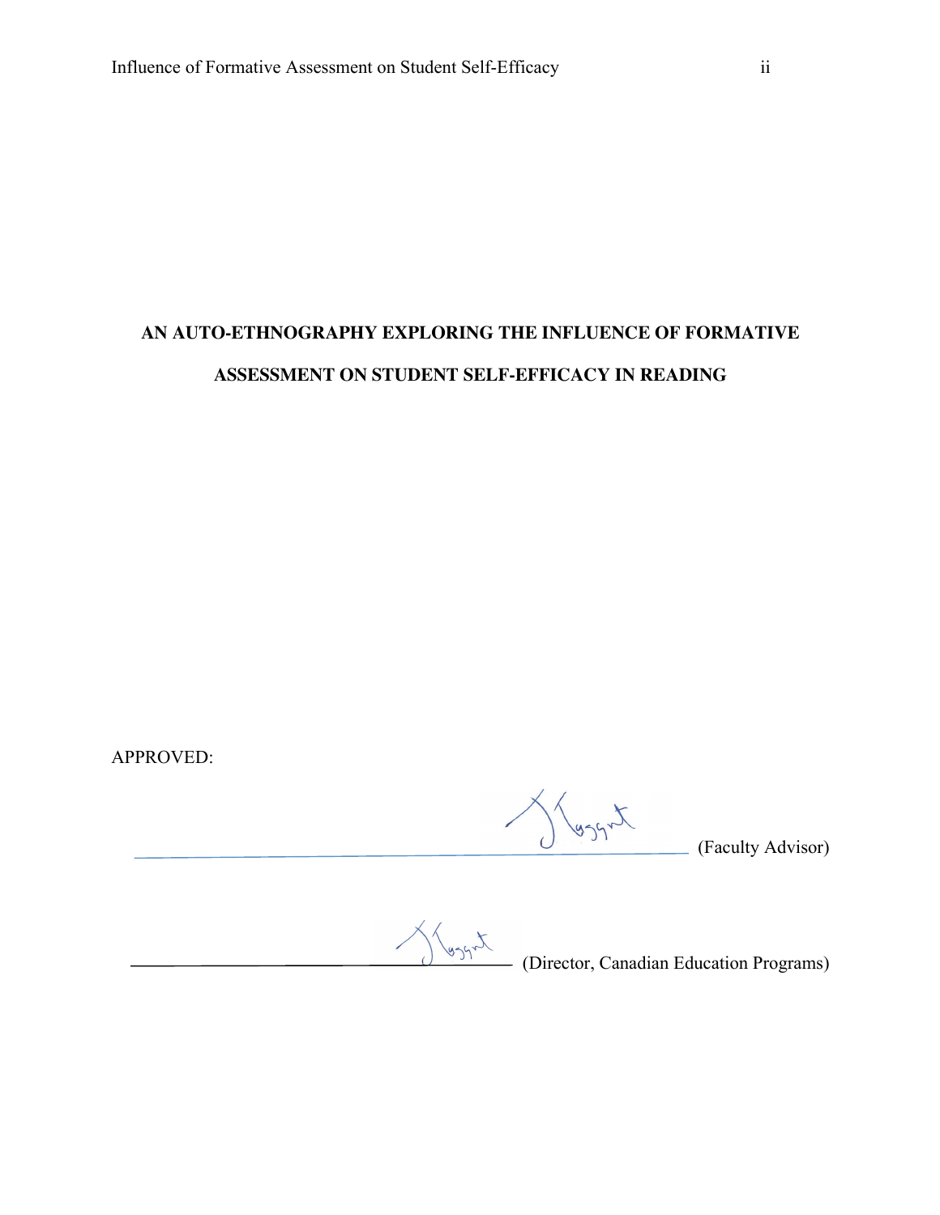**AN AUTO-ETHNOGRAPHY EXPLORING THE INFLUENCE OF FORMATIVE ASSESSMENT ON STUDENT SELF-EFFICACY IN READING**

APPROVED:

______________________________ (Faculty Advisor)

______________________________ (Director, Canadian Education Programs)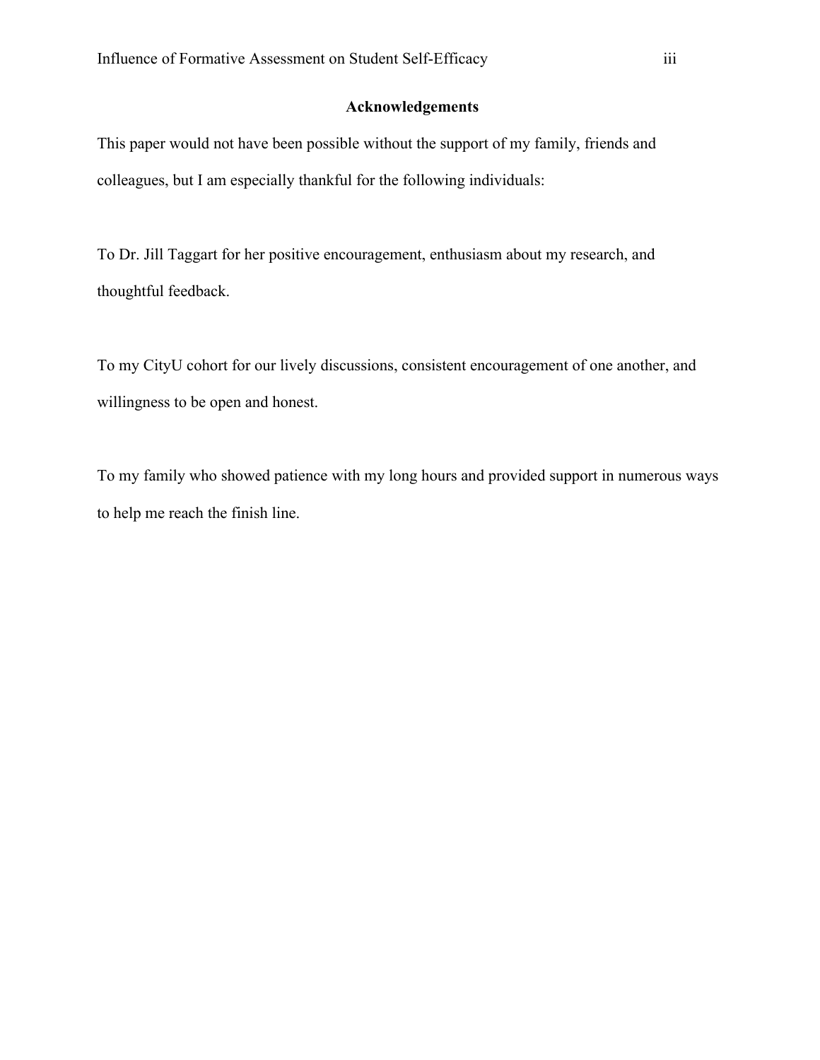## Acknowledgements

This paper would not have been possible without the support of my family, friends and colleagues, but I am especially thankful for the following individuals:

To Dr. Jill Taggart for her positive encouragement, enthusiasm about my research, and thoughtful feedback.

To my CityU cohort for our lively discussions, consistent encouragement of one another, and willingness to be open and honest.

To my family who showed patience with my long hours and provided support in numerous ways to help me reach the finish line.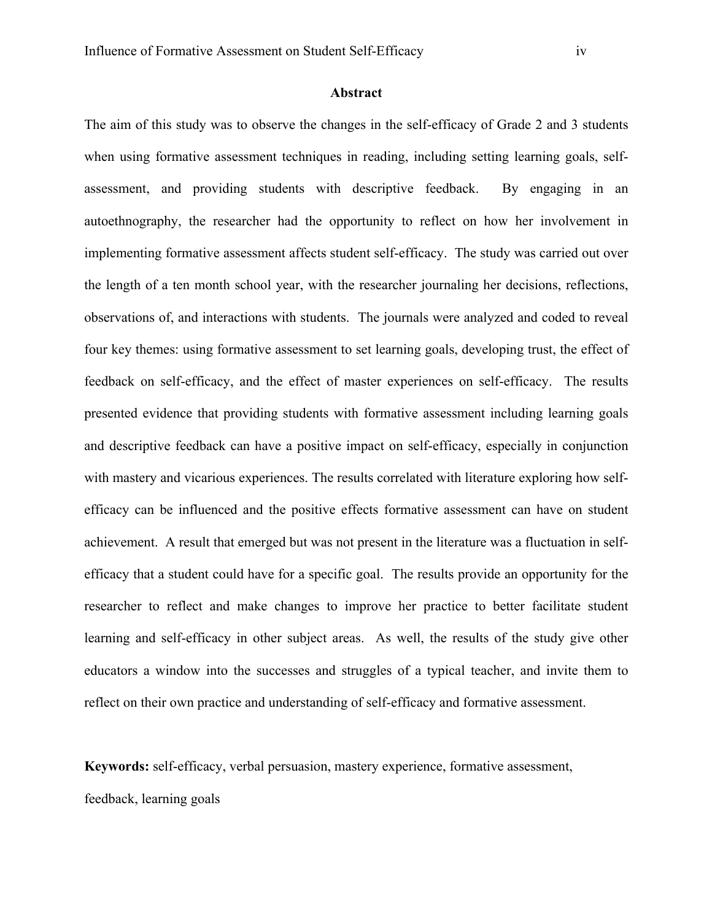## Abstract

The aim of this study was to observe the changes in the self-efficacy of Grade 2 and 3 students when using formative assessment techniques in reading, including setting learning goals, self-assessment, and providing students with descriptive feedback. By engaging in an autoethnography, the researcher had the opportunity to reflect on how her involvement in implementing formative assessment affects student self-efficacy. The study was carried out over the length of a ten month school year, with the researcher journaling her decisions, reflections, observations of, and interactions with students. The journals were analyzed and coded to reveal four key themes: using formative assessment to set learning goals, developing trust, the effect of feedback on self-efficacy, and the effect of master experiences on self-efficacy. The results presented evidence that providing students with formative assessment including learning goals and descriptive feedback can have a positive impact on self-efficacy, especially in conjunction with mastery and vicarious experiences. The results correlated with literature exploring how self-efficacy can be influenced and the positive effects formative assessment can have on student achievement. A result that emerged but was not present in the literature was a fluctuation in self-efficacy that a student could have for a specific goal. The results provide an opportunity for the researcher to reflect and make changes to improve her practice to better facilitate student learning and self-efficacy in other subject areas. As well, the results of the study give other educators a window into the successes and struggles of a typical teacher, and invite them to reflect on their own practice and understanding of self-efficacy and formative assessment.

**Keywords:** self-efficacy, verbal persuasion, mastery experience, formative assessment, feedback, learning goals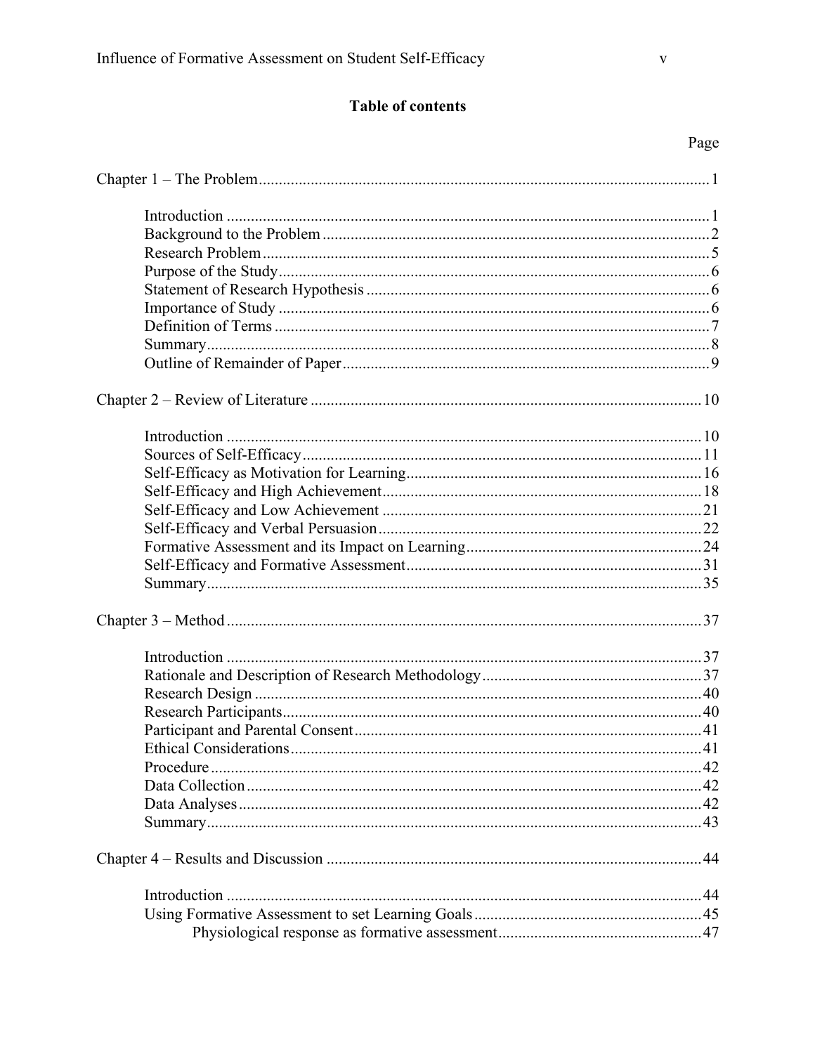## Table of contents

Page

Chapter 1 – The Problem ........................................................................................................ 1

- Introduction ........................................................................................................ 1
- Background to the Problem ................................................................................ 2
- Research Problem ............................................................................................... 5
- Purpose of the Study ........................................................................................... 6
- Statement of Research Hypothesis ..................................................................... 6
- Importance of Study ........................................................................................... 6
- Definition of Terms ............................................................................................ 7
- Summary ............................................................................................................ 8
- Outline of Remainder of Paper ........................................................................... 9

Chapter 2 – Review of Literature ......................................................................................... 10

- Introduction ...................................................................................................... 10
- Sources of Self-Efficacy .................................................................................... 11
- Self-Efficacy as Motivation for Learning .......................................................... 16
- Self-Efficacy and High Achievement ................................................................ 18
- Self-Efficacy and Low Achievement ................................................................ 21
- Self-Efficacy and Verbal Persuasion ................................................................. 22
- Formative Assessment and its Impact on Learning ............................................ 24
- Self-Efficacy and Formative Assessment .......................................................... 31
- Summary ........................................................................................................... 35

Chapter 3 – Method ............................................................................................................. 37

- Introduction ...................................................................................................... 37
- Rationale and Description of Research Methodology ....................................... 37
- Research Design ................................................................................................ 40
- Research Participants ........................................................................................ 40
- Participant and Parental Consent ....................................................................... 41
- Ethical Considerations ....................................................................................... 41
- Procedure .......................................................................................................... 42
- Data Collection ................................................................................................. 42
- Data Analyses ................................................................................................... 42
- Summary ........................................................................................................... 43

Chapter 4 – Results and Discussion ..................................................................................... 44

- Introduction ...................................................................................................... 44
- Using Formative Assessment to set Learning Goals .......................................... 45
    - Physiological response as formative assessment .......................................... 47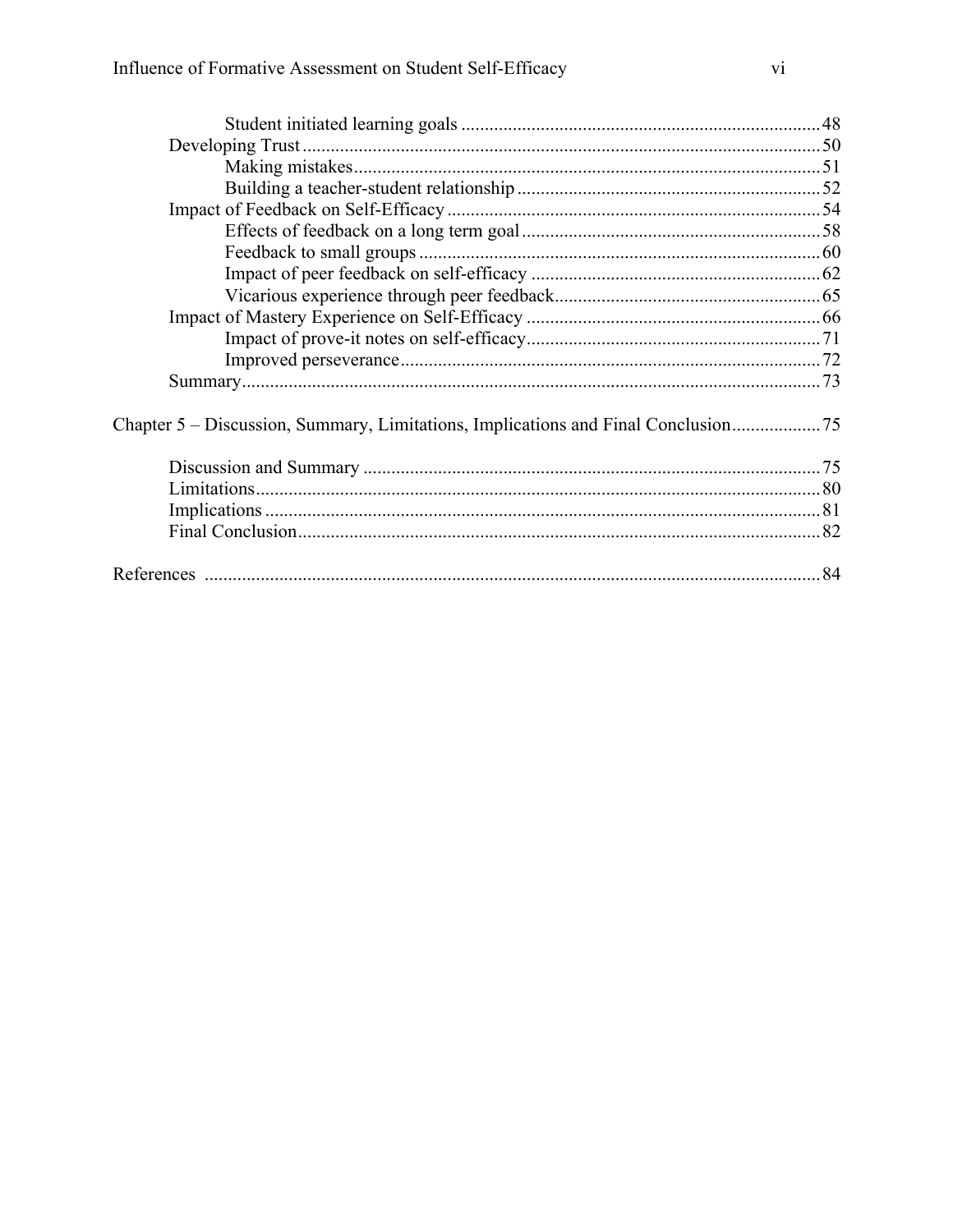Student initiated learning goals ........................................................................... 48
Developing Trust .............................................................................................. 50
Making mistakes .............................................................................................. 51
Building a teacher-student relationship .............................................................. 52
Impact of Feedback on Self-Efficacy ...................................................................... 54
Effects of feedback on a long term goal ............................................................... 58
Feedback to small groups ..................................................................................... 60
Impact of peer feedback on self-efficacy ............................................................. 62
Vicarious experience through peer feedback ......................................................... 65
Impact of Mastery Experience on Self-Efficacy ....................................................... 66
Impact of prove-it notes on self-efficacy ............................................................... 71
Improved perseverance ......................................................................................... 72
Summary ........................................................................................................... 73

Chapter 5 – Discussion, Summary, Limitations, Implications and Final Conclusion .................. 75

Discussion and Summary ..................................................................................... 75
Limitations ......................................................................................................... 80
Implications ....................................................................................................... 81
Final Conclusion ................................................................................................ 82

References ........................................................................................................... 84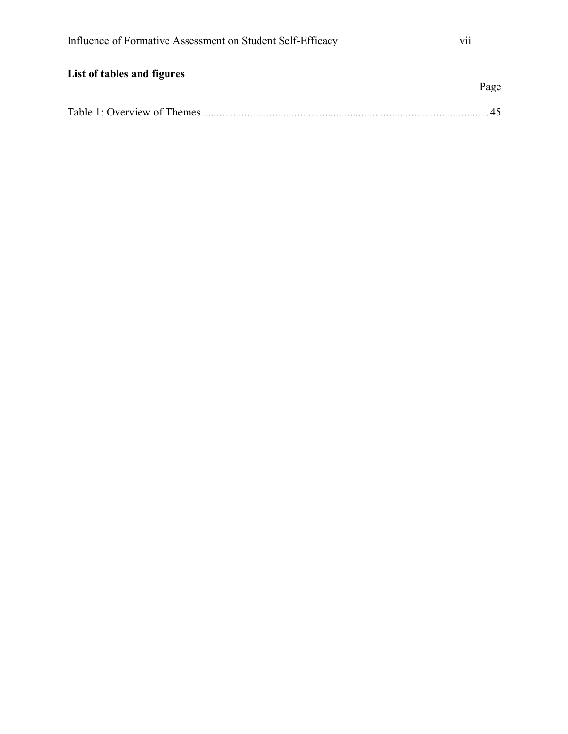## List of tables and figures

Page

Table 1: Overview of Themes ........................................................................................................ 45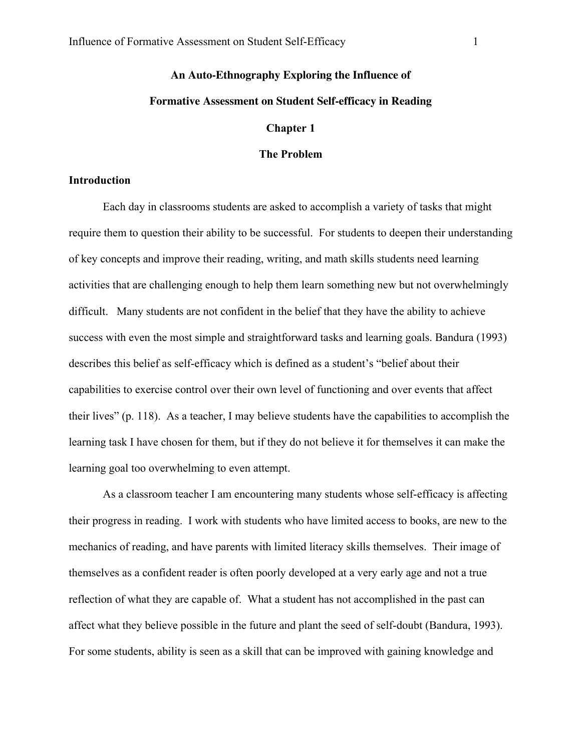**An Auto-Ethnography Exploring the Influence of**

**Formative Assessment on Student Self-efficacy in Reading**

# Chapter 1

## The Problem

### Introduction

Each day in classrooms students are asked to accomplish a variety of tasks that might require them to question their ability to be successful. For students to deepen their understanding of key concepts and improve their reading, writing, and math skills students need learning activities that are challenging enough to help them learn something new but not overwhelmingly difficult. Many students are not confident in the belief that they have the ability to achieve success with even the most simple and straightforward tasks and learning goals. Bandura (1993) describes this belief as self-efficacy which is defined as a student's "belief about their capabilities to exercise control over their own level of functioning and over events that affect their lives" (p. 118). As a teacher, I may believe students have the capabilities to accomplish the learning task I have chosen for them, but if they do not believe it for themselves it can make the learning goal too overwhelming to even attempt.

As a classroom teacher I am encountering many students whose self-efficacy is affecting their progress in reading. I work with students who have limited access to books, are new to the mechanics of reading, and have parents with limited literacy skills themselves. Their image of themselves as a confident reader is often poorly developed at a very early age and not a true reflection of what they are capable of. What a student has not accomplished in the past can affect what they believe possible in the future and plant the seed of self-doubt (Bandura, 1993). For some students, ability is seen as a skill that can be improved with gaining knowledge and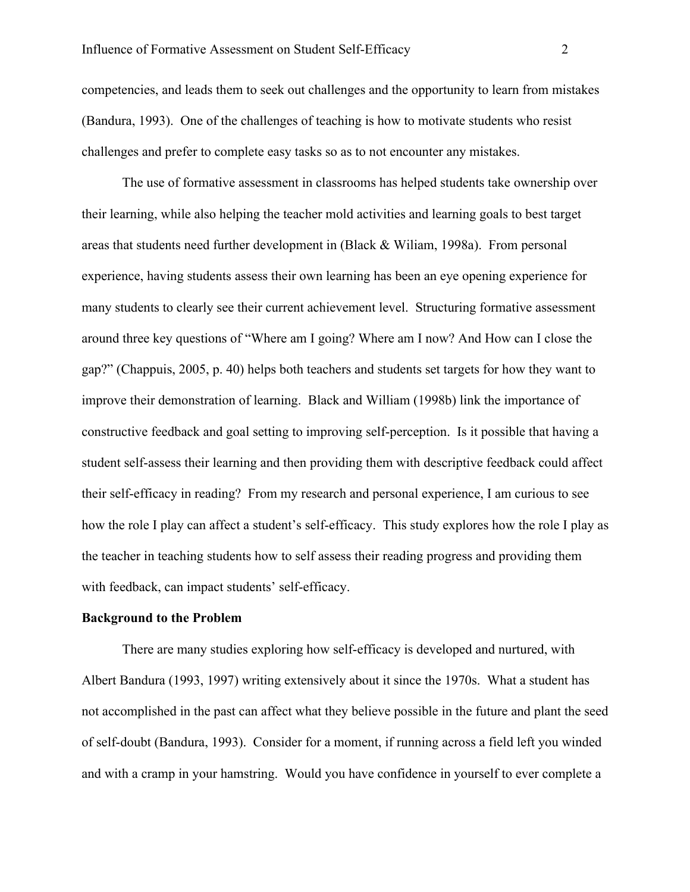competencies, and leads them to seek out challenges and the opportunity to learn from mistakes (Bandura, 1993). One of the challenges of teaching is how to motivate students who resist challenges and prefer to complete easy tasks so as to not encounter any mistakes.

The use of formative assessment in classrooms has helped students take ownership over their learning, while also helping the teacher mold activities and learning goals to best target areas that students need further development in (Black & Wiliam, 1998a). From personal experience, having students assess their own learning has been an eye opening experience for many students to clearly see their current achievement level. Structuring formative assessment around three key questions of "Where am I going? Where am I now? And How can I close the gap?" (Chappuis, 2005, p. 40) helps both teachers and students set targets for how they want to improve their demonstration of learning. Black and William (1998b) link the importance of constructive feedback and goal setting to improving self-perception. Is it possible that having a student self-assess their learning and then providing them with descriptive feedback could affect their self-efficacy in reading? From my research and personal experience, I am curious to see how the role I play can affect a student's self-efficacy. This study explores how the role I play as the teacher in teaching students how to self assess their reading progress and providing them with feedback, can impact students' self-efficacy.

**Background to the Problem**

There are many studies exploring how self-efficacy is developed and nurtured, with Albert Bandura (1993, 1997) writing extensively about it since the 1970s. What a student has not accomplished in the past can affect what they believe possible in the future and plant the seed of self-doubt (Bandura, 1993). Consider for a moment, if running across a field left you winded and with a cramp in your hamstring. Would you have confidence in yourself to ever complete a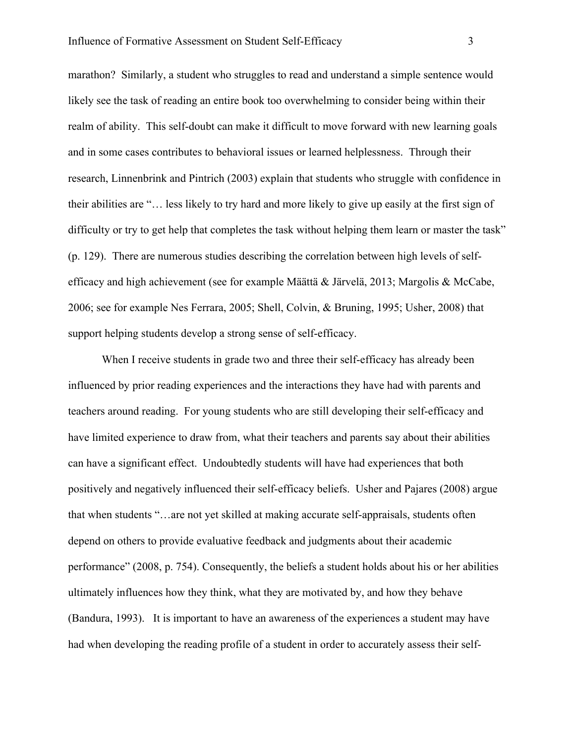marathon? Similarly, a student who struggles to read and understand a simple sentence would likely see the task of reading an entire book too overwhelming to consider being within their realm of ability. This self-doubt can make it difficult to move forward with new learning goals and in some cases contributes to behavioral issues or learned helplessness. Through their research, Linnenbrink and Pintrich (2003) explain that students who struggle with confidence in their abilities are "… less likely to try hard and more likely to give up easily at the first sign of difficulty or try to get help that completes the task without helping them learn or master the task" (p. 129). There are numerous studies describing the correlation between high levels of self-efficacy and high achievement (see for example Määttä & Järvelä, 2013; Margolis & McCabe, 2006; see for example Nes Ferrara, 2005; Shell, Colvin, & Bruning, 1995; Usher, 2008) that support helping students develop a strong sense of self-efficacy.

When I receive students in grade two and three their self-efficacy has already been influenced by prior reading experiences and the interactions they have had with parents and teachers around reading. For young students who are still developing their self-efficacy and have limited experience to draw from, what their teachers and parents say about their abilities can have a significant effect. Undoubtedly students will have had experiences that both positively and negatively influenced their self-efficacy beliefs. Usher and Pajares (2008) argue that when students "…are not yet skilled at making accurate self-appraisals, students often depend on others to provide evaluative feedback and judgments about their academic performance" (2008, p. 754). Consequently, the beliefs a student holds about his or her abilities ultimately influences how they think, what they are motivated by, and how they behave (Bandura, 1993). It is important to have an awareness of the experiences a student may have had when developing the reading profile of a student in order to accurately assess their self-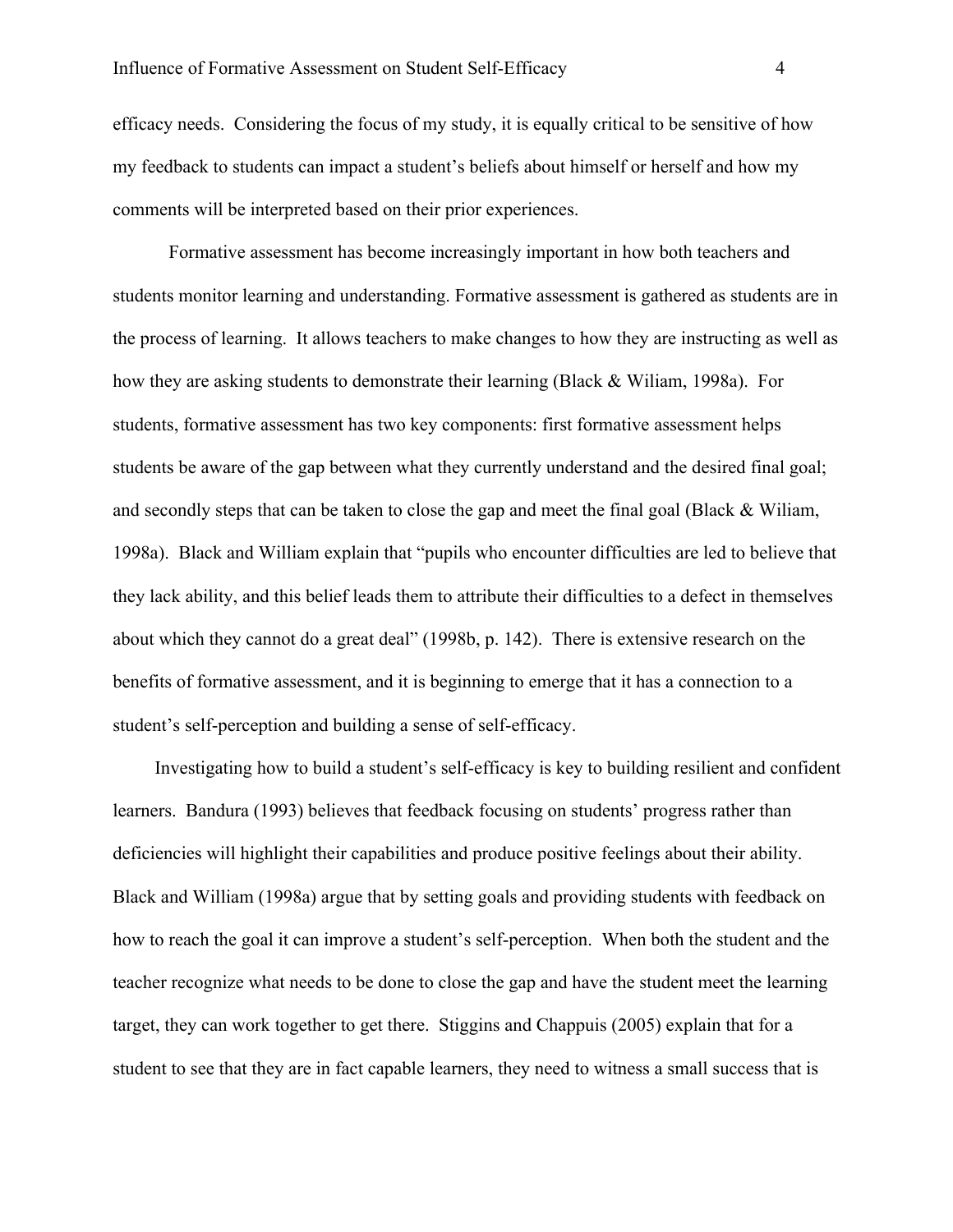efficacy needs. Considering the focus of my study, it is equally critical to be sensitive of how my feedback to students can impact a student's beliefs about himself or herself and how my comments will be interpreted based on their prior experiences.

Formative assessment has become increasingly important in how both teachers and students monitor learning and understanding. Formative assessment is gathered as students are in the process of learning. It allows teachers to make changes to how they are instructing as well as how they are asking students to demonstrate their learning (Black & Wiliam, 1998a). For students, formative assessment has two key components: first formative assessment helps students be aware of the gap between what they currently understand and the desired final goal; and secondly steps that can be taken to close the gap and meet the final goal (Black & Wiliam, 1998a). Black and William explain that "pupils who encounter difficulties are led to believe that they lack ability, and this belief leads them to attribute their difficulties to a defect in themselves about which they cannot do a great deal" (1998b, p. 142). There is extensive research on the benefits of formative assessment, and it is beginning to emerge that it has a connection to a student's self-perception and building a sense of self-efficacy.

Investigating how to build a student's self-efficacy is key to building resilient and confident learners. Bandura (1993) believes that feedback focusing on students' progress rather than deficiencies will highlight their capabilities and produce positive feelings about their ability. Black and William (1998a) argue that by setting goals and providing students with feedback on how to reach the goal it can improve a student's self-perception. When both the student and the teacher recognize what needs to be done to close the gap and have the student meet the learning target, they can work together to get there. Stiggins and Chappuis (2005) explain that for a student to see that they are in fact capable learners, they need to witness a small success that is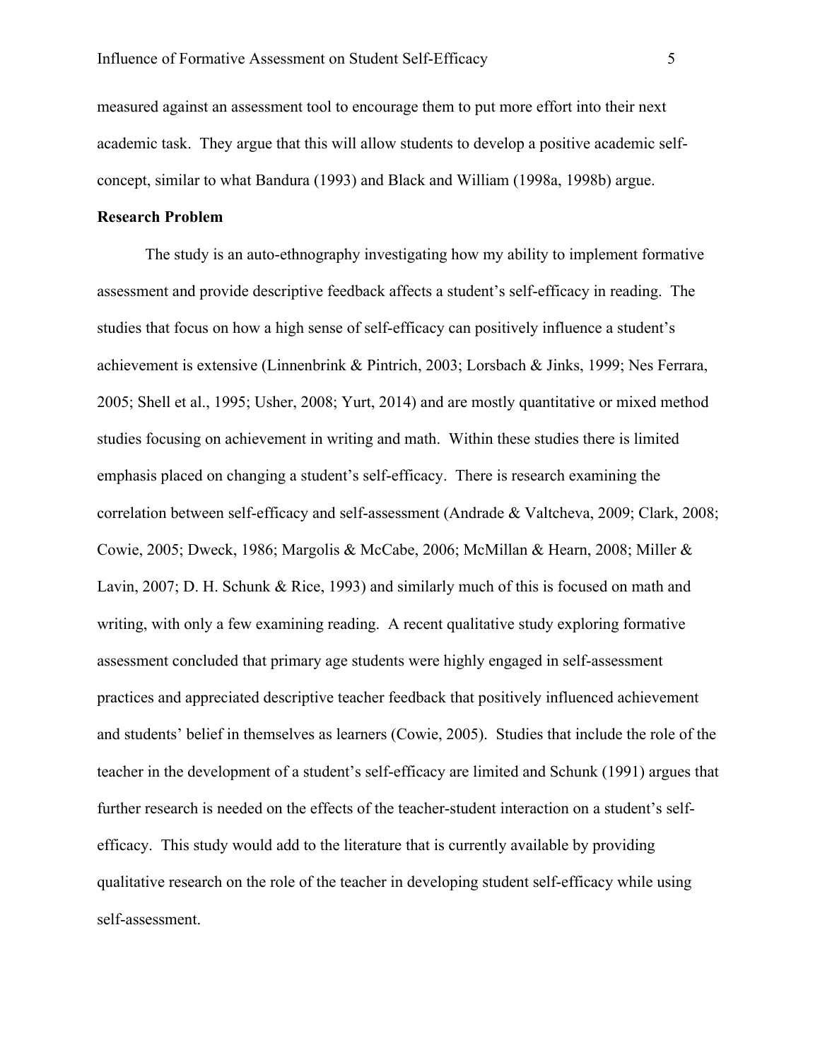measured against an assessment tool to encourage them to put more effort into their next academic task. They argue that this will allow students to develop a positive academic self-concept, similar to what Bandura (1993) and Black and William (1998a, 1998b) argue.

**Research Problem**

The study is an auto-ethnography investigating how my ability to implement formative assessment and provide descriptive feedback affects a student's self-efficacy in reading. The studies that focus on how a high sense of self-efficacy can positively influence a student's achievement is extensive (Linnenbrink & Pintrich, 2003; Lorsbach & Jinks, 1999; Nes Ferrara, 2005; Shell et al., 1995; Usher, 2008; Yurt, 2014) and are mostly quantitative or mixed method studies focusing on achievement in writing and math. Within these studies there is limited emphasis placed on changing a student's self-efficacy. There is research examining the correlation between self-efficacy and self-assessment (Andrade & Valtcheva, 2009; Clark, 2008; Cowie, 2005; Dweck, 1986; Margolis & McCabe, 2006; McMillan & Hearn, 2008; Miller & Lavin, 2007; D. H. Schunk & Rice, 1993) and similarly much of this is focused on math and writing, with only a few examining reading. A recent qualitative study exploring formative assessment concluded that primary age students were highly engaged in self-assessment practices and appreciated descriptive teacher feedback that positively influenced achievement and students' belief in themselves as learners (Cowie, 2005). Studies that include the role of the teacher in the development of a student's self-efficacy are limited and Schunk (1991) argues that further research is needed on the effects of the teacher-student interaction on a student's self-efficacy. This study would add to the literature that is currently available by providing qualitative research on the role of the teacher in developing student self-efficacy while using self-assessment.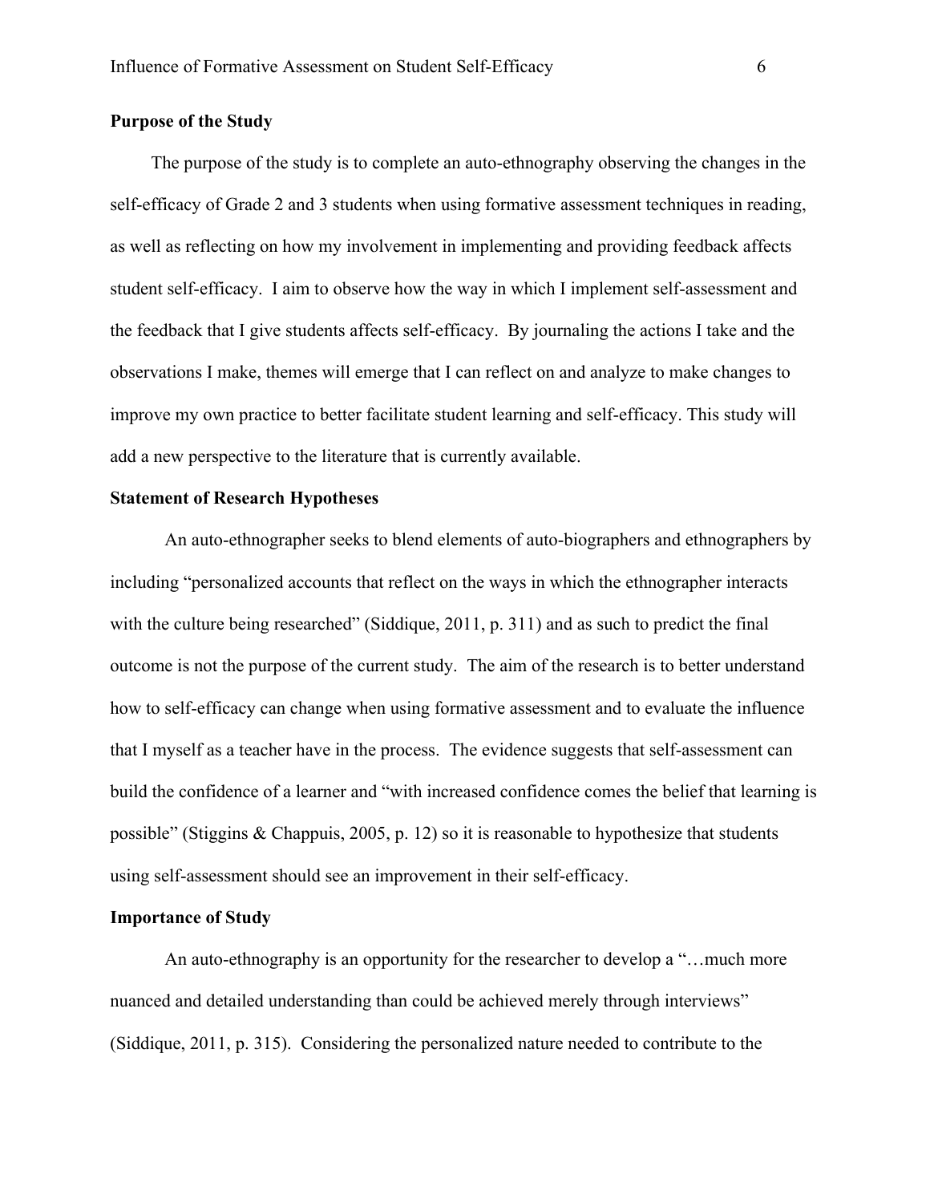**Purpose of the Study**

The purpose of the study is to complete an auto-ethnography observing the changes in the self-efficacy of Grade 2 and 3 students when using formative assessment techniques in reading, as well as reflecting on how my involvement in implementing and providing feedback affects student self-efficacy. I aim to observe how the way in which I implement self-assessment and the feedback that I give students affects self-efficacy. By journaling the actions I take and the observations I make, themes will emerge that I can reflect on and analyze to make changes to improve my own practice to better facilitate student learning and self-efficacy. This study will add a new perspective to the literature that is currently available.

**Statement of Research Hypotheses**

An auto-ethnographer seeks to blend elements of auto-biographers and ethnographers by including "personalized accounts that reflect on the ways in which the ethnographer interacts with the culture being researched" (Siddique, 2011, p. 311) and as such to predict the final outcome is not the purpose of the current study. The aim of the research is to better understand how to self-efficacy can change when using formative assessment and to evaluate the influence that I myself as a teacher have in the process. The evidence suggests that self-assessment can build the confidence of a learner and "with increased confidence comes the belief that learning is possible" (Stiggins & Chappuis, 2005, p. 12) so it is reasonable to hypothesize that students using self-assessment should see an improvement in their self-efficacy.

**Importance of Study**

An auto-ethnography is an opportunity for the researcher to develop a "…much more nuanced and detailed understanding than could be achieved merely through interviews" (Siddique, 2011, p. 315). Considering the personalized nature needed to contribute to the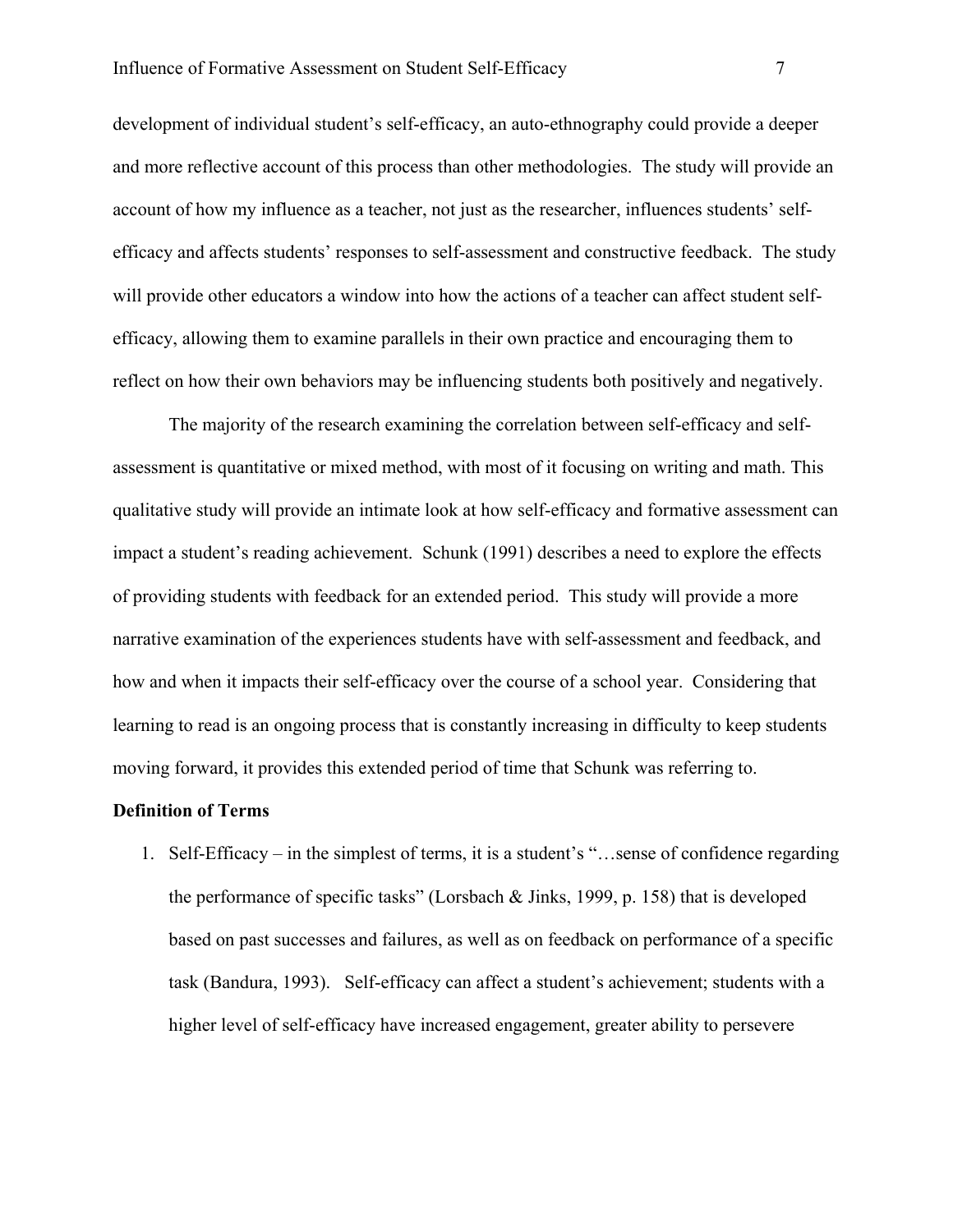development of individual student's self-efficacy, an auto-ethnography could provide a deeper and more reflective account of this process than other methodologies. The study will provide an account of how my influence as a teacher, not just as the researcher, influences students' self-efficacy and affects students' responses to self-assessment and constructive feedback. The study will provide other educators a window into how the actions of a teacher can affect student self-efficacy, allowing them to examine parallels in their own practice and encouraging them to reflect on how their own behaviors may be influencing students both positively and negatively.

The majority of the research examining the correlation between self-efficacy and self-assessment is quantitative or mixed method, with most of it focusing on writing and math. This qualitative study will provide an intimate look at how self-efficacy and formative assessment can impact a student's reading achievement. Schunk (1991) describes a need to explore the effects of providing students with feedback for an extended period. This study will provide a more narrative examination of the experiences students have with self-assessment and feedback, and how and when it impacts their self-efficacy over the course of a school year. Considering that learning to read is an ongoing process that is constantly increasing in difficulty to keep students moving forward, it provides this extended period of time that Schunk was referring to.

**Definition of Terms**

1. Self-Efficacy – in the simplest of terms, it is a student's "…sense of confidence regarding the performance of specific tasks" (Lorsbach & Jinks, 1999, p. 158) that is developed based on past successes and failures, as well as on feedback on performance of a specific task (Bandura, 1993). Self-efficacy can affect a student's achievement; students with a higher level of self-efficacy have increased engagement, greater ability to persevere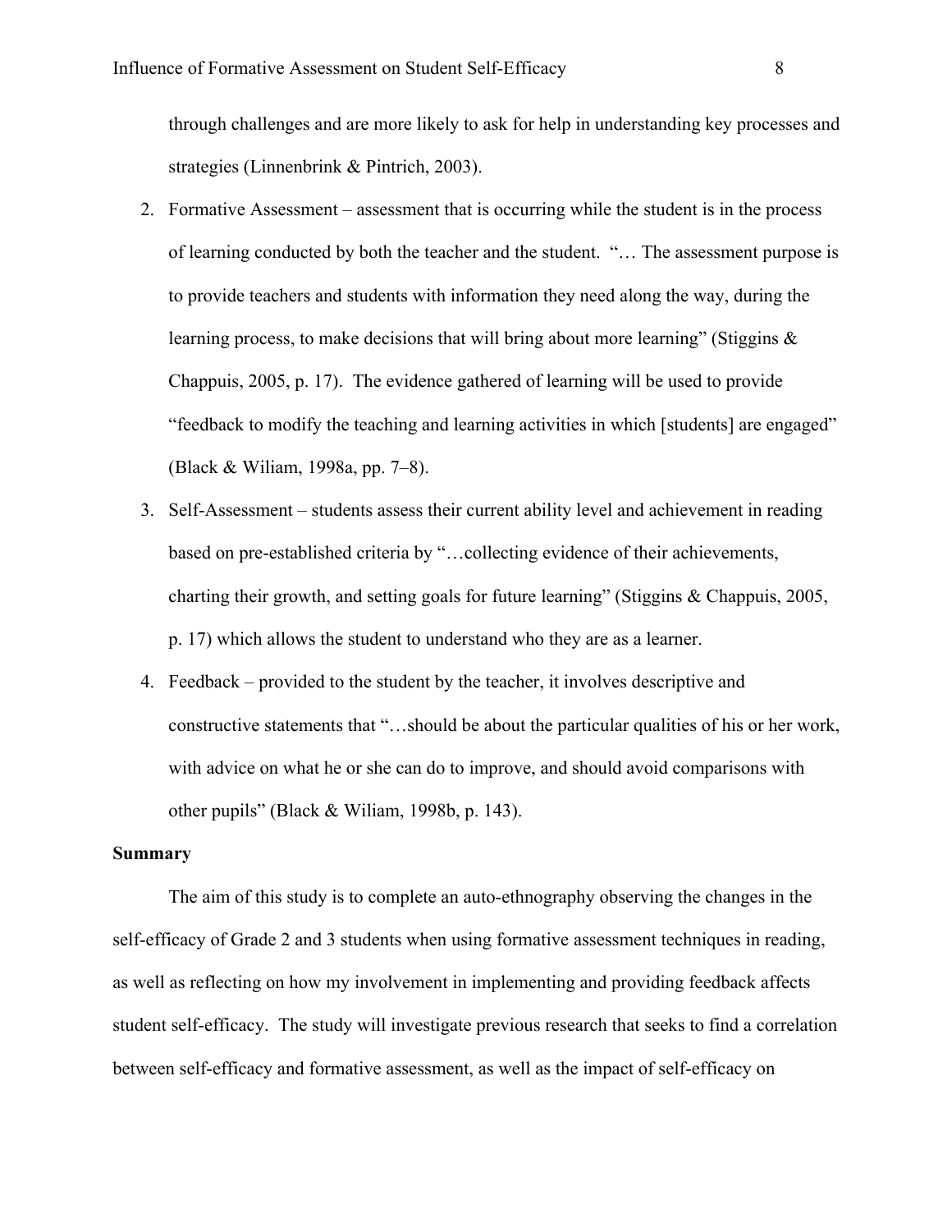through challenges and are more likely to ask for help in understanding key processes and strategies (Linnenbrink & Pintrich, 2003).

2. Formative Assessment – assessment that is occurring while the student is in the process of learning conducted by both the teacher and the student. "… The assessment purpose is to provide teachers and students with information they need along the way, during the learning process, to make decisions that will bring about more learning" (Stiggins & Chappuis, 2005, p. 17). The evidence gathered of learning will be used to provide "feedback to modify the teaching and learning activities in which [students] are engaged" (Black & Wiliam, 1998a, pp. 7–8).
3. Self-Assessment – students assess their current ability level and achievement in reading based on pre-established criteria by "…collecting evidence of their achievements, charting their growth, and setting goals for future learning" (Stiggins & Chappuis, 2005, p. 17) which allows the student to understand who they are as a learner.
4. Feedback – provided to the student by the teacher, it involves descriptive and constructive statements that "…should be about the particular qualities of his or her work, with advice on what he or she can do to improve, and should avoid comparisons with other pupils" (Black & Wiliam, 1998b, p. 143).

**Summary**

The aim of this study is to complete an auto-ethnography observing the changes in the self-efficacy of Grade 2 and 3 students when using formative assessment techniques in reading, as well as reflecting on how my involvement in implementing and providing feedback affects student self-efficacy. The study will investigate previous research that seeks to find a correlation between self-efficacy and formative assessment, as well as the impact of self-efficacy on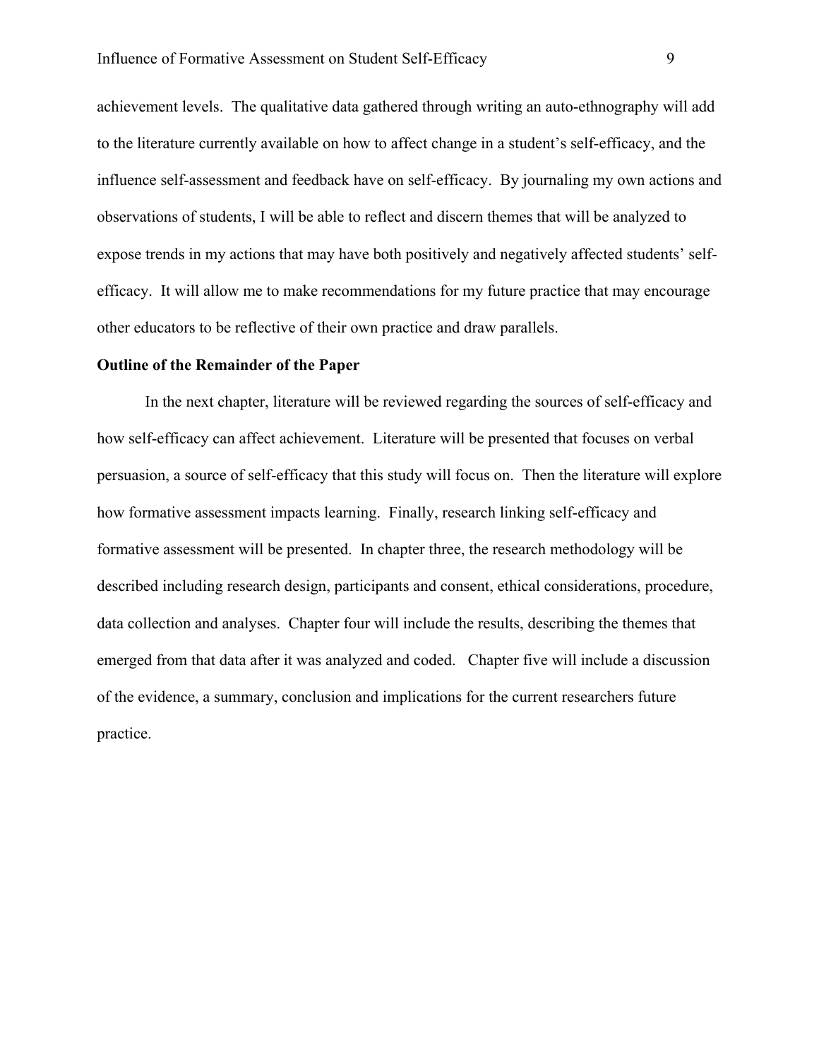achievement levels. The qualitative data gathered through writing an auto-ethnography will add to the literature currently available on how to affect change in a student's self-efficacy, and the influence self-assessment and feedback have on self-efficacy. By journaling my own actions and observations of students, I will be able to reflect and discern themes that will be analyzed to expose trends in my actions that may have both positively and negatively affected students' self-efficacy. It will allow me to make recommendations for my future practice that may encourage other educators to be reflective of their own practice and draw parallels.

**Outline of the Remainder of the Paper**

In the next chapter, literature will be reviewed regarding the sources of self-efficacy and how self-efficacy can affect achievement. Literature will be presented that focuses on verbal persuasion, a source of self-efficacy that this study will focus on. Then the literature will explore how formative assessment impacts learning. Finally, research linking self-efficacy and formative assessment will be presented. In chapter three, the research methodology will be described including research design, participants and consent, ethical considerations, procedure, data collection and analyses. Chapter four will include the results, describing the themes that emerged from that data after it was analyzed and coded. Chapter five will include a discussion of the evidence, a summary, conclusion and implications for the current researchers future practice.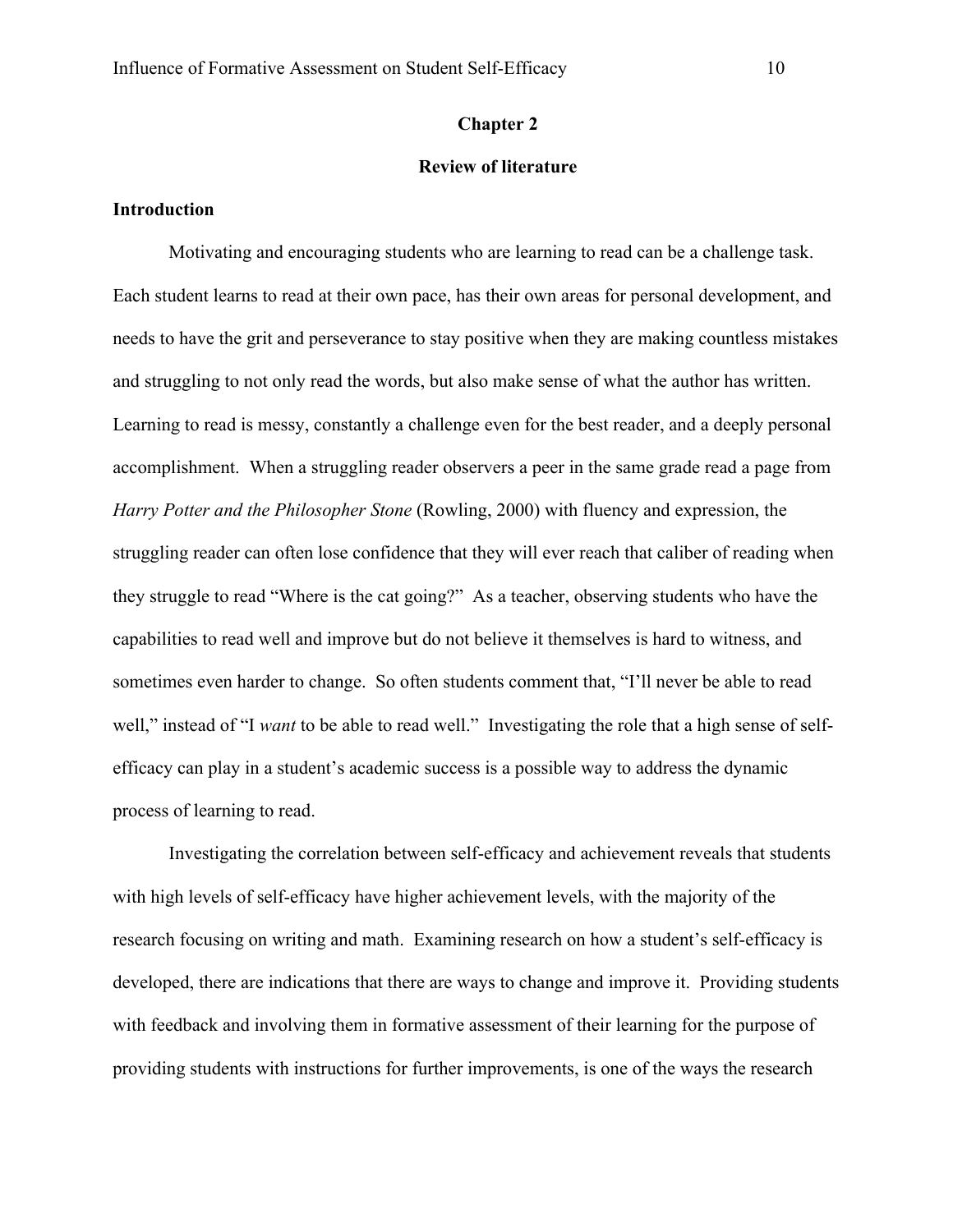# Chapter 2

## Review of literature

### Introduction

Motivating and encouraging students who are learning to read can be a challenge task. Each student learns to read at their own pace, has their own areas for personal development, and needs to have the grit and perseverance to stay positive when they are making countless mistakes and struggling to not only read the words, but also make sense of what the author has written. Learning to read is messy, constantly a challenge even for the best reader, and a deeply personal accomplishment. When a struggling reader observers a peer in the same grade read a page from *Harry Potter and the Philosopher Stone* (Rowling, 2000) with fluency and expression, the struggling reader can often lose confidence that they will ever reach that caliber of reading when they struggle to read "Where is the cat going?" As a teacher, observing students who have the capabilities to read well and improve but do not believe it themselves is hard to witness, and sometimes even harder to change. So often students comment that, "I'll never be able to read well," instead of "I *want* to be able to read well." Investigating the role that a high sense of self-efficacy can play in a student's academic success is a possible way to address the dynamic process of learning to read.

Investigating the correlation between self-efficacy and achievement reveals that students with high levels of self-efficacy have higher achievement levels, with the majority of the research focusing on writing and math. Examining research on how a student's self-efficacy is developed, there are indications that there are ways to change and improve it. Providing students with feedback and involving them in formative assessment of their learning for the purpose of providing students with instructions for further improvements, is one of the ways the research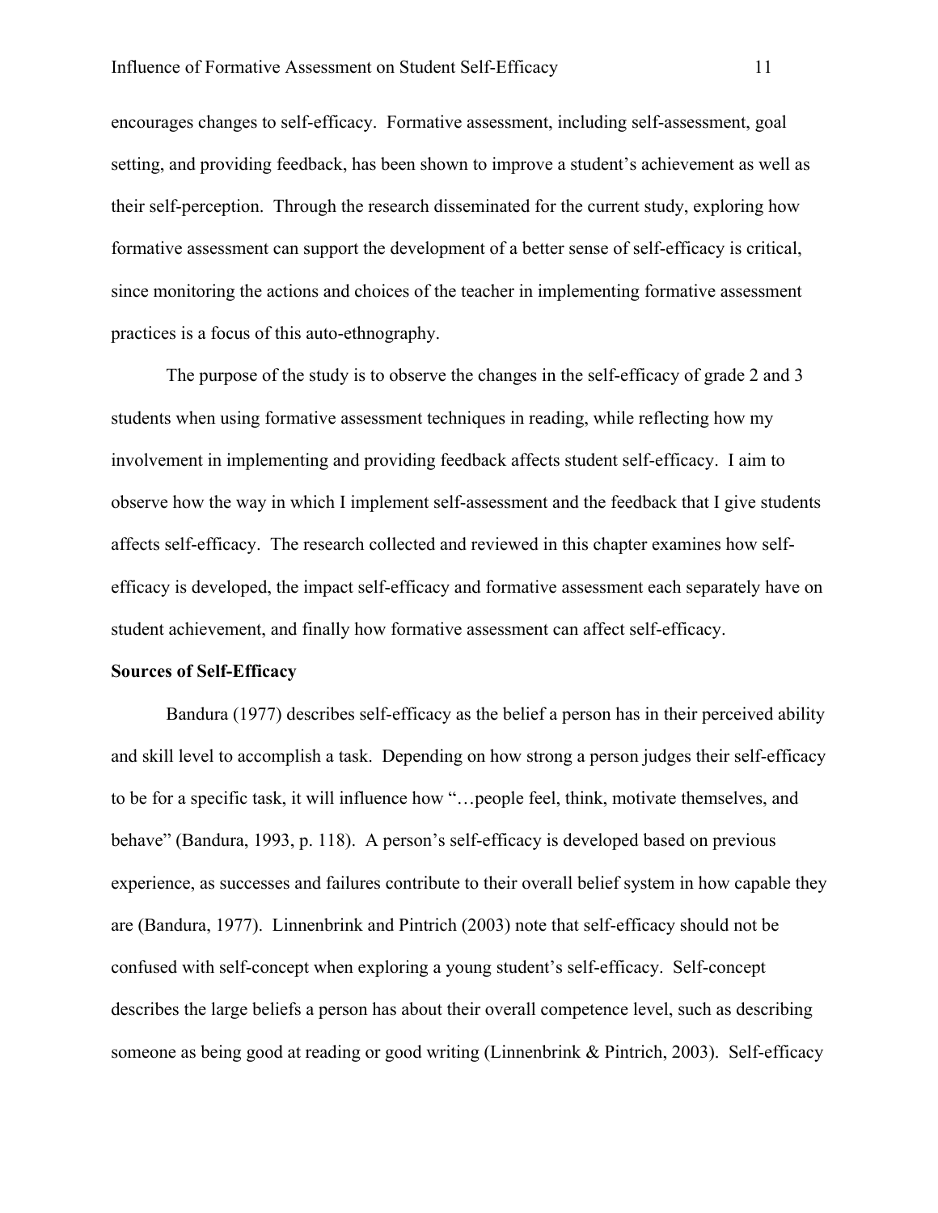encourages changes to self-efficacy. Formative assessment, including self-assessment, goal setting, and providing feedback, has been shown to improve a student's achievement as well as their self-perception. Through the research disseminated for the current study, exploring how formative assessment can support the development of a better sense of self-efficacy is critical, since monitoring the actions and choices of the teacher in implementing formative assessment practices is a focus of this auto-ethnography.

The purpose of the study is to observe the changes in the self-efficacy of grade 2 and 3 students when using formative assessment techniques in reading, while reflecting how my involvement in implementing and providing feedback affects student self-efficacy. I aim to observe how the way in which I implement self-assessment and the feedback that I give students affects self-efficacy. The research collected and reviewed in this chapter examines how self-efficacy is developed, the impact self-efficacy and formative assessment each separately have on student achievement, and finally how formative assessment can affect self-efficacy.

**Sources of Self-Efficacy**

Bandura (1977) describes self-efficacy as the belief a person has in their perceived ability and skill level to accomplish a task. Depending on how strong a person judges their self-efficacy to be for a specific task, it will influence how "…people feel, think, motivate themselves, and behave" (Bandura, 1993, p. 118). A person's self-efficacy is developed based on previous experience, as successes and failures contribute to their overall belief system in how capable they are (Bandura, 1977). Linnenbrink and Pintrich (2003) note that self-efficacy should not be confused with self-concept when exploring a young student's self-efficacy. Self-concept describes the large beliefs a person has about their overall competence level, such as describing someone as being good at reading or good writing (Linnenbrink & Pintrich, 2003). Self-efficacy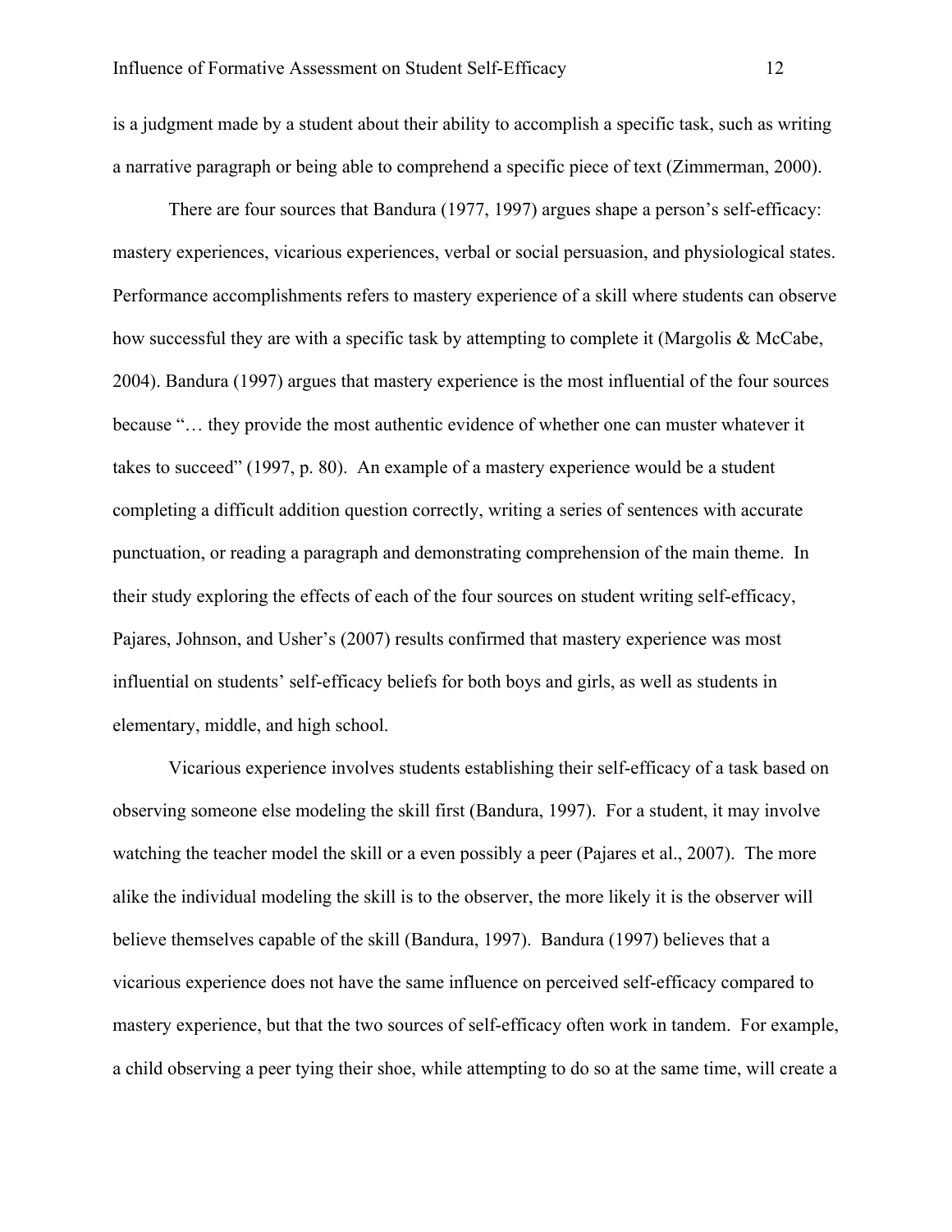is a judgment made by a student about their ability to accomplish a specific task, such as writing a narrative paragraph or being able to comprehend a specific piece of text (Zimmerman, 2000).

There are four sources that Bandura (1977, 1997) argues shape a person's self-efficacy: mastery experiences, vicarious experiences, verbal or social persuasion, and physiological states. Performance accomplishments refers to mastery experience of a skill where students can observe how successful they are with a specific task by attempting to complete it (Margolis & McCabe, 2004). Bandura (1997) argues that mastery experience is the most influential of the four sources because "… they provide the most authentic evidence of whether one can muster whatever it takes to succeed" (1997, p. 80). An example of a mastery experience would be a student completing a difficult addition question correctly, writing a series of sentences with accurate punctuation, or reading a paragraph and demonstrating comprehension of the main theme. In their study exploring the effects of each of the four sources on student writing self-efficacy, Pajares, Johnson, and Usher's (2007) results confirmed that mastery experience was most influential on students' self-efficacy beliefs for both boys and girls, as well as students in elementary, middle, and high school.

Vicarious experience involves students establishing their self-efficacy of a task based on observing someone else modeling the skill first (Bandura, 1997). For a student, it may involve watching the teacher model the skill or a even possibly a peer (Pajares et al., 2007). The more alike the individual modeling the skill is to the observer, the more likely it is the observer will believe themselves capable of the skill (Bandura, 1997). Bandura (1997) believes that a vicarious experience does not have the same influence on perceived self-efficacy compared to mastery experience, but that the two sources of self-efficacy often work in tandem. For example, a child observing a peer tying their shoe, while attempting to do so at the same time, will create a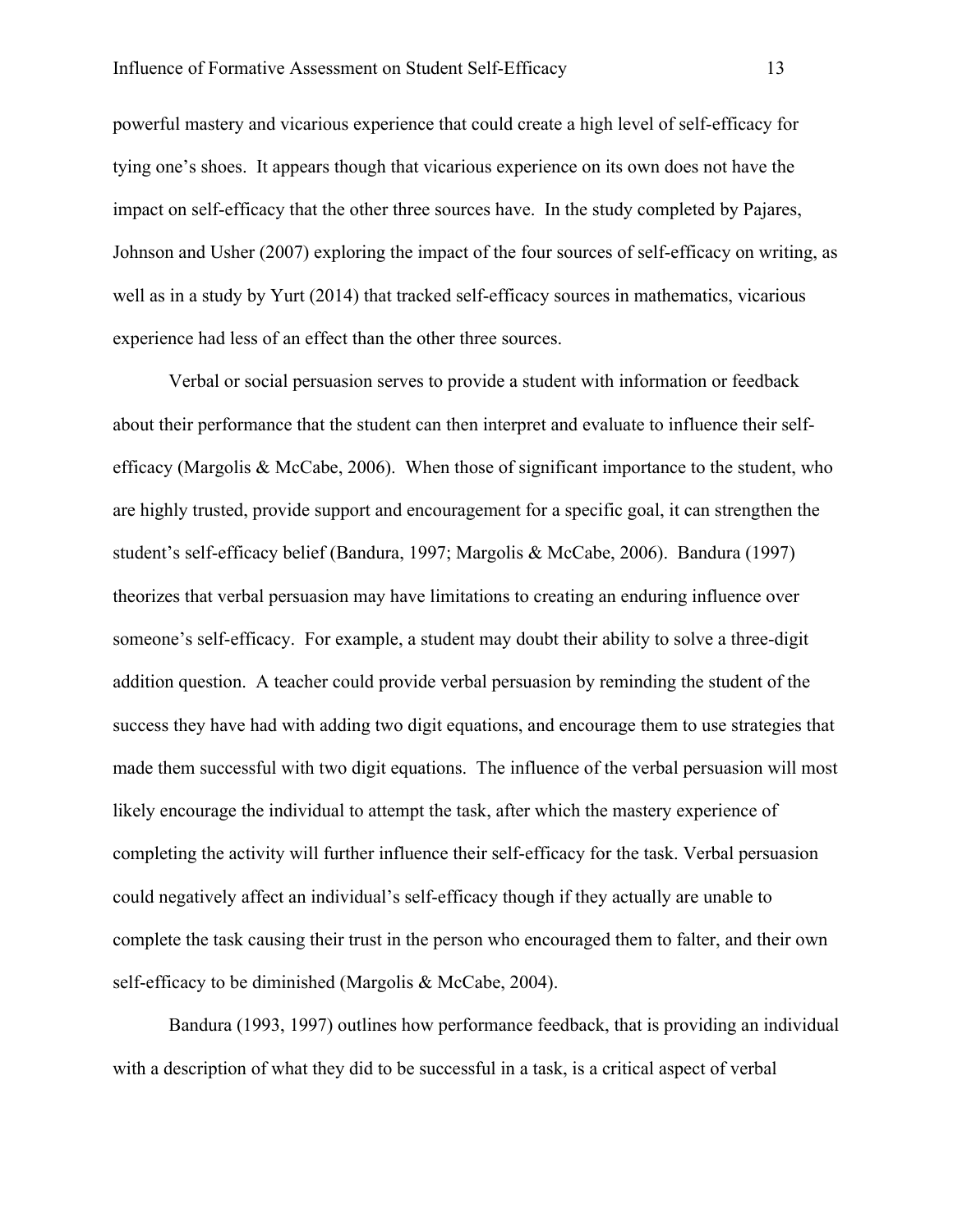powerful mastery and vicarious experience that could create a high level of self-efficacy for tying one's shoes. It appears though that vicarious experience on its own does not have the impact on self-efficacy that the other three sources have. In the study completed by Pajares, Johnson and Usher (2007) exploring the impact of the four sources of self-efficacy on writing, as well as in a study by Yurt (2014) that tracked self-efficacy sources in mathematics, vicarious experience had less of an effect than the other three sources.

Verbal or social persuasion serves to provide a student with information or feedback about their performance that the student can then interpret and evaluate to influence their self-efficacy (Margolis & McCabe, 2006). When those of significant importance to the student, who are highly trusted, provide support and encouragement for a specific goal, it can strengthen the student's self-efficacy belief (Bandura, 1997; Margolis & McCabe, 2006). Bandura (1997) theorizes that verbal persuasion may have limitations to creating an enduring influence over someone's self-efficacy. For example, a student may doubt their ability to solve a three-digit addition question. A teacher could provide verbal persuasion by reminding the student of the success they have had with adding two digit equations, and encourage them to use strategies that made them successful with two digit equations. The influence of the verbal persuasion will most likely encourage the individual to attempt the task, after which the mastery experience of completing the activity will further influence their self-efficacy for the task. Verbal persuasion could negatively affect an individual's self-efficacy though if they actually are unable to complete the task causing their trust in the person who encouraged them to falter, and their own self-efficacy to be diminished (Margolis & McCabe, 2004).

Bandura (1993, 1997) outlines how performance feedback, that is providing an individual with a description of what they did to be successful in a task, is a critical aspect of verbal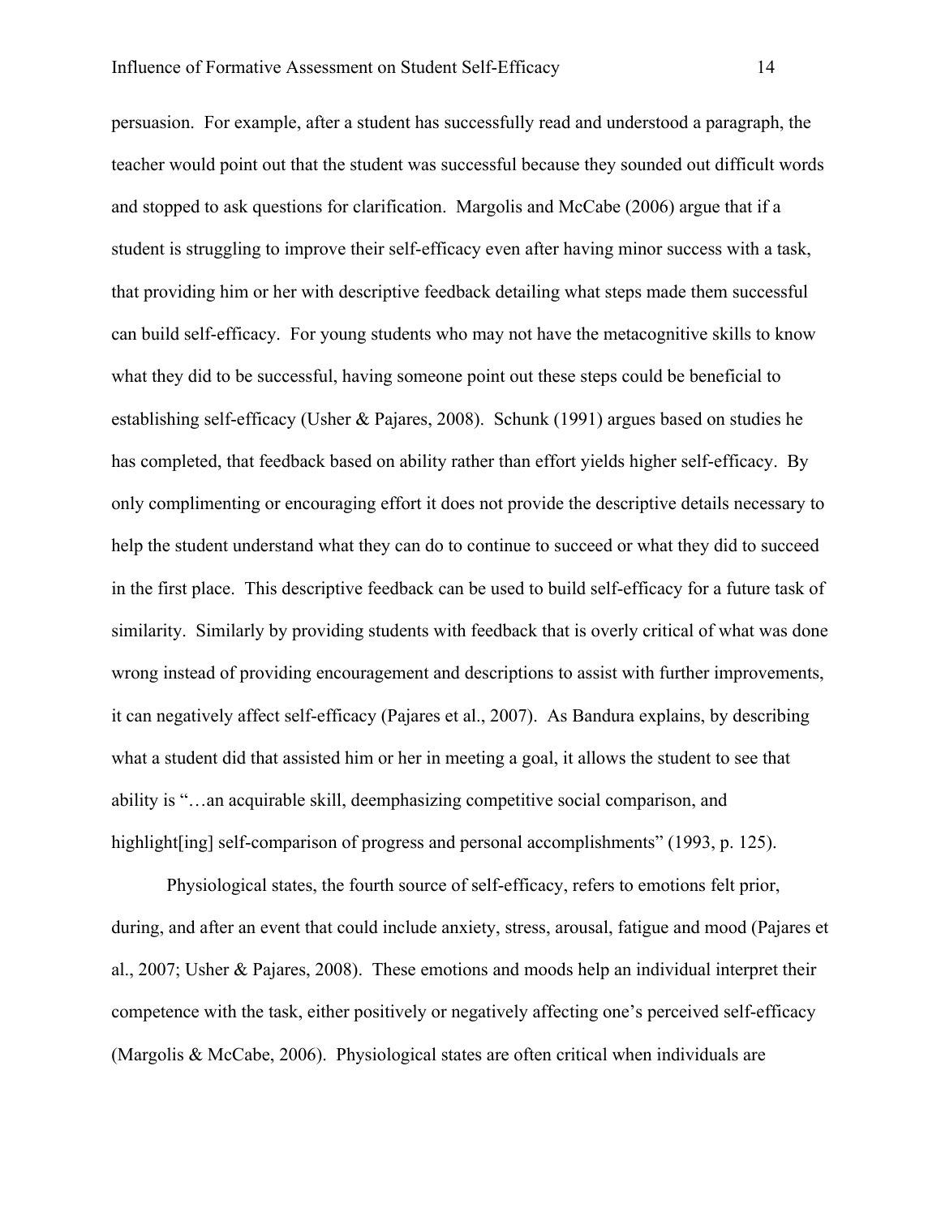persuasion. For example, after a student has successfully read and understood a paragraph, the teacher would point out that the student was successful because they sounded out difficult words and stopped to ask questions for clarification. Margolis and McCabe (2006) argue that if a student is struggling to improve their self-efficacy even after having minor success with a task, that providing him or her with descriptive feedback detailing what steps made them successful can build self-efficacy. For young students who may not have the metacognitive skills to know what they did to be successful, having someone point out these steps could be beneficial to establishing self-efficacy (Usher & Pajares, 2008). Schunk (1991) argues based on studies he has completed, that feedback based on ability rather than effort yields higher self-efficacy. By only complimenting or encouraging effort it does not provide the descriptive details necessary to help the student understand what they can do to continue to succeed or what they did to succeed in the first place. This descriptive feedback can be used to build self-efficacy for a future task of similarity. Similarly by providing students with feedback that is overly critical of what was done wrong instead of providing encouragement and descriptions to assist with further improvements, it can negatively affect self-efficacy (Pajares et al., 2007). As Bandura explains, by describing what a student did that assisted him or her in meeting a goal, it allows the student to see that ability is "…an acquirable skill, deemphasizing competitive social comparison, and highlight[ing] self-comparison of progress and personal accomplishments" (1993, p. 125).

Physiological states, the fourth source of self-efficacy, refers to emotions felt prior, during, and after an event that could include anxiety, stress, arousal, fatigue and mood (Pajares et al., 2007; Usher & Pajares, 2008). These emotions and moods help an individual interpret their competence with the task, either positively or negatively affecting one's perceived self-efficacy (Margolis & McCabe, 2006). Physiological states are often critical when individuals are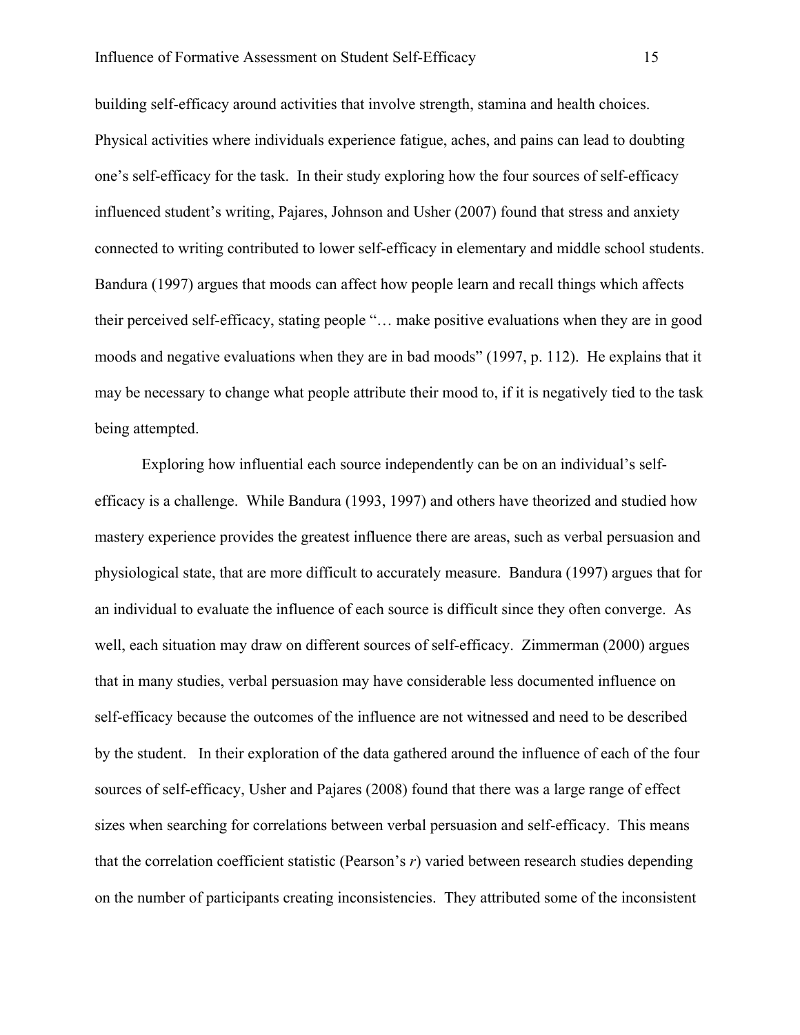building self-efficacy around activities that involve strength, stamina and health choices. Physical activities where individuals experience fatigue, aches, and pains can lead to doubting one's self-efficacy for the task. In their study exploring how the four sources of self-efficacy influenced student's writing, Pajares, Johnson and Usher (2007) found that stress and anxiety connected to writing contributed to lower self-efficacy in elementary and middle school students. Bandura (1997) argues that moods can affect how people learn and recall things which affects their perceived self-efficacy, stating people "… make positive evaluations when they are in good moods and negative evaluations when they are in bad moods" (1997, p. 112). He explains that it may be necessary to change what people attribute their mood to, if it is negatively tied to the task being attempted.

Exploring how influential each source independently can be on an individual's self-efficacy is a challenge. While Bandura (1993, 1997) and others have theorized and studied how mastery experience provides the greatest influence there are areas, such as verbal persuasion and physiological state, that are more difficult to accurately measure. Bandura (1997) argues that for an individual to evaluate the influence of each source is difficult since they often converge. As well, each situation may draw on different sources of self-efficacy. Zimmerman (2000) argues that in many studies, verbal persuasion may have considerable less documented influence on self-efficacy because the outcomes of the influence are not witnessed and need to be described by the student. In their exploration of the data gathered around the influence of each of the four sources of self-efficacy, Usher and Pajares (2008) found that there was a large range of effect sizes when searching for correlations between verbal persuasion and self-efficacy. This means that the correlation coefficient statistic (Pearson's $r$) varied between research studies depending on the number of participants creating inconsistencies. They attributed some of the inconsistent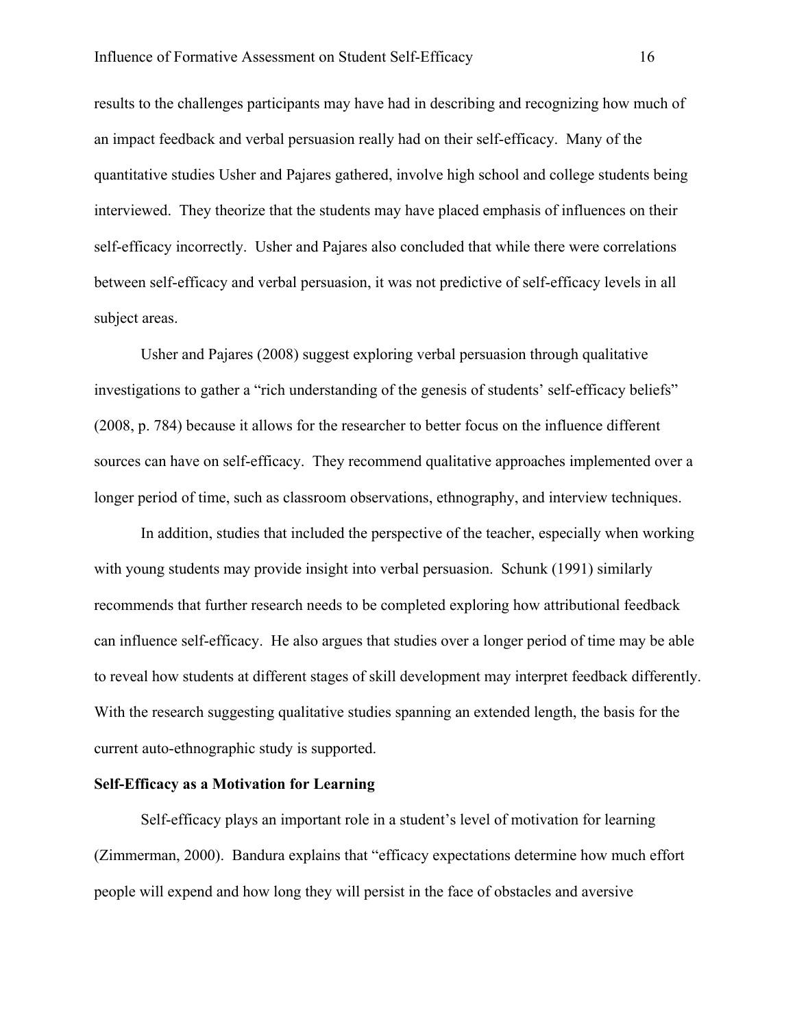results to the challenges participants may have had in describing and recognizing how much of an impact feedback and verbal persuasion really had on their self-efficacy. Many of the quantitative studies Usher and Pajares gathered, involve high school and college students being interviewed. They theorize that the students may have placed emphasis of influences on their self-efficacy incorrectly. Usher and Pajares also concluded that while there were correlations between self-efficacy and verbal persuasion, it was not predictive of self-efficacy levels in all subject areas.

Usher and Pajares (2008) suggest exploring verbal persuasion through qualitative investigations to gather a "rich understanding of the genesis of students' self-efficacy beliefs" (2008, p. 784) because it allows for the researcher to better focus on the influence different sources can have on self-efficacy. They recommend qualitative approaches implemented over a longer period of time, such as classroom observations, ethnography, and interview techniques.

In addition, studies that included the perspective of the teacher, especially when working with young students may provide insight into verbal persuasion. Schunk (1991) similarly recommends that further research needs to be completed exploring how attributional feedback can influence self-efficacy. He also argues that studies over a longer period of time may be able to reveal how students at different stages of skill development may interpret feedback differently. With the research suggesting qualitative studies spanning an extended length, the basis for the current auto-ethnographic study is supported.

**Self-Efficacy as a Motivation for Learning**

Self-efficacy plays an important role in a student's level of motivation for learning (Zimmerman, 2000). Bandura explains that "efficacy expectations determine how much effort people will expend and how long they will persist in the face of obstacles and aversive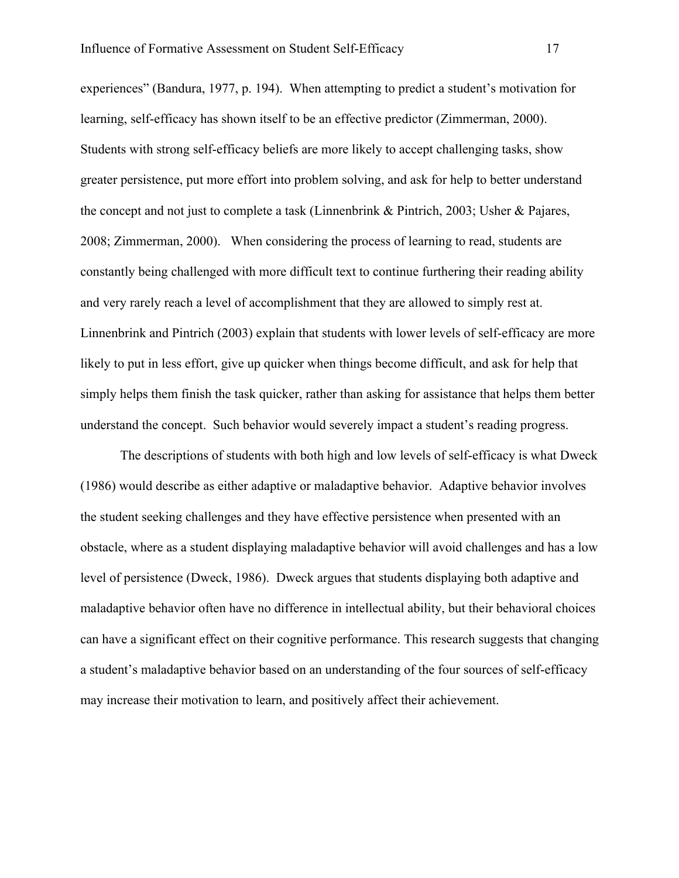experiences" (Bandura, 1977, p. 194). When attempting to predict a student's motivation for learning, self-efficacy has shown itself to be an effective predictor (Zimmerman, 2000). Students with strong self-efficacy beliefs are more likely to accept challenging tasks, show greater persistence, put more effort into problem solving, and ask for help to better understand the concept and not just to complete a task (Linnenbrink & Pintrich, 2003; Usher & Pajares, 2008; Zimmerman, 2000). When considering the process of learning to read, students are constantly being challenged with more difficult text to continue furthering their reading ability and very rarely reach a level of accomplishment that they are allowed to simply rest at. Linnenbrink and Pintrich (2003) explain that students with lower levels of self-efficacy are more likely to put in less effort, give up quicker when things become difficult, and ask for help that simply helps them finish the task quicker, rather than asking for assistance that helps them better understand the concept. Such behavior would severely impact a student's reading progress.

The descriptions of students with both high and low levels of self-efficacy is what Dweck (1986) would describe as either adaptive or maladaptive behavior. Adaptive behavior involves the student seeking challenges and they have effective persistence when presented with an obstacle, where as a student displaying maladaptive behavior will avoid challenges and has a low level of persistence (Dweck, 1986). Dweck argues that students displaying both adaptive and maladaptive behavior often have no difference in intellectual ability, but their behavioral choices can have a significant effect on their cognitive performance. This research suggests that changing a student's maladaptive behavior based on an understanding of the four sources of self-efficacy may increase their motivation to learn, and positively affect their achievement.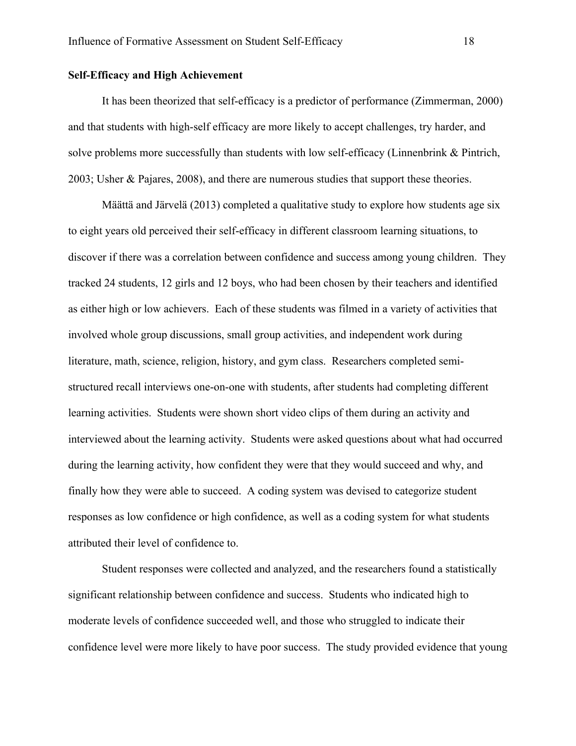**Self-Efficacy and High Achievement**

It has been theorized that self-efficacy is a predictor of performance (Zimmerman, 2000) and that students with high-self efficacy are more likely to accept challenges, try harder, and solve problems more successfully than students with low self-efficacy (Linnenbrink & Pintrich, 2003; Usher & Pajares, 2008), and there are numerous studies that support these theories.

Määttä and Järvelä (2013) completed a qualitative study to explore how students age six to eight years old perceived their self-efficacy in different classroom learning situations, to discover if there was a correlation between confidence and success among young children. They tracked 24 students, 12 girls and 12 boys, who had been chosen by their teachers and identified as either high or low achievers. Each of these students was filmed in a variety of activities that involved whole group discussions, small group activities, and independent work during literature, math, science, religion, history, and gym class. Researchers completed semi-structured recall interviews one-on-one with students, after students had completing different learning activities. Students were shown short video clips of them during an activity and interviewed about the learning activity. Students were asked questions about what had occurred during the learning activity, how confident they were that they would succeed and why, and finally how they were able to succeed. A coding system was devised to categorize student responses as low confidence or high confidence, as well as a coding system for what students attributed their level of confidence to.

Student responses were collected and analyzed, and the researchers found a statistically significant relationship between confidence and success. Students who indicated high to moderate levels of confidence succeeded well, and those who struggled to indicate their confidence level were more likely to have poor success. The study provided evidence that young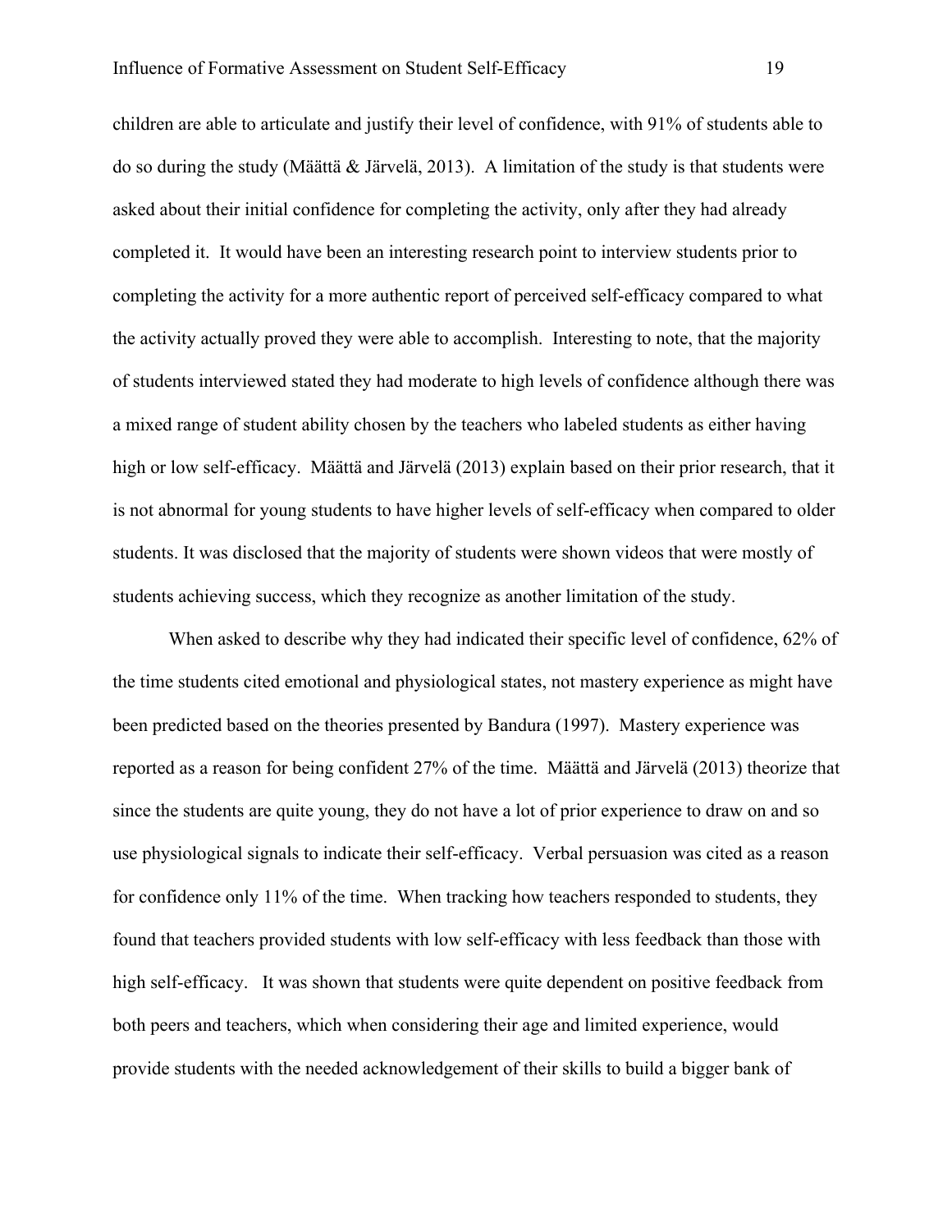children are able to articulate and justify their level of confidence, with 91% of students able to do so during the study (Määttä & Järvelä, 2013). A limitation of the study is that students were asked about their initial confidence for completing the activity, only after they had already completed it. It would have been an interesting research point to interview students prior to completing the activity for a more authentic report of perceived self-efficacy compared to what the activity actually proved they were able to accomplish. Interesting to note, that the majority of students interviewed stated they had moderate to high levels of confidence although there was a mixed range of student ability chosen by the teachers who labeled students as either having high or low self-efficacy. Määttä and Järvelä (2013) explain based on their prior research, that it is not abnormal for young students to have higher levels of self-efficacy when compared to older students. It was disclosed that the majority of students were shown videos that were mostly of students achieving success, which they recognize as another limitation of the study.

When asked to describe why they had indicated their specific level of confidence, 62% of the time students cited emotional and physiological states, not mastery experience as might have been predicted based on the theories presented by Bandura (1997). Mastery experience was reported as a reason for being confident 27% of the time. Määttä and Järvelä (2013) theorize that since the students are quite young, they do not have a lot of prior experience to draw on and so use physiological signals to indicate their self-efficacy. Verbal persuasion was cited as a reason for confidence only 11% of the time. When tracking how teachers responded to students, they found that teachers provided students with low self-efficacy with less feedback than those with high self-efficacy. It was shown that students were quite dependent on positive feedback from both peers and teachers, which when considering their age and limited experience, would provide students with the needed acknowledgement of their skills to build a bigger bank of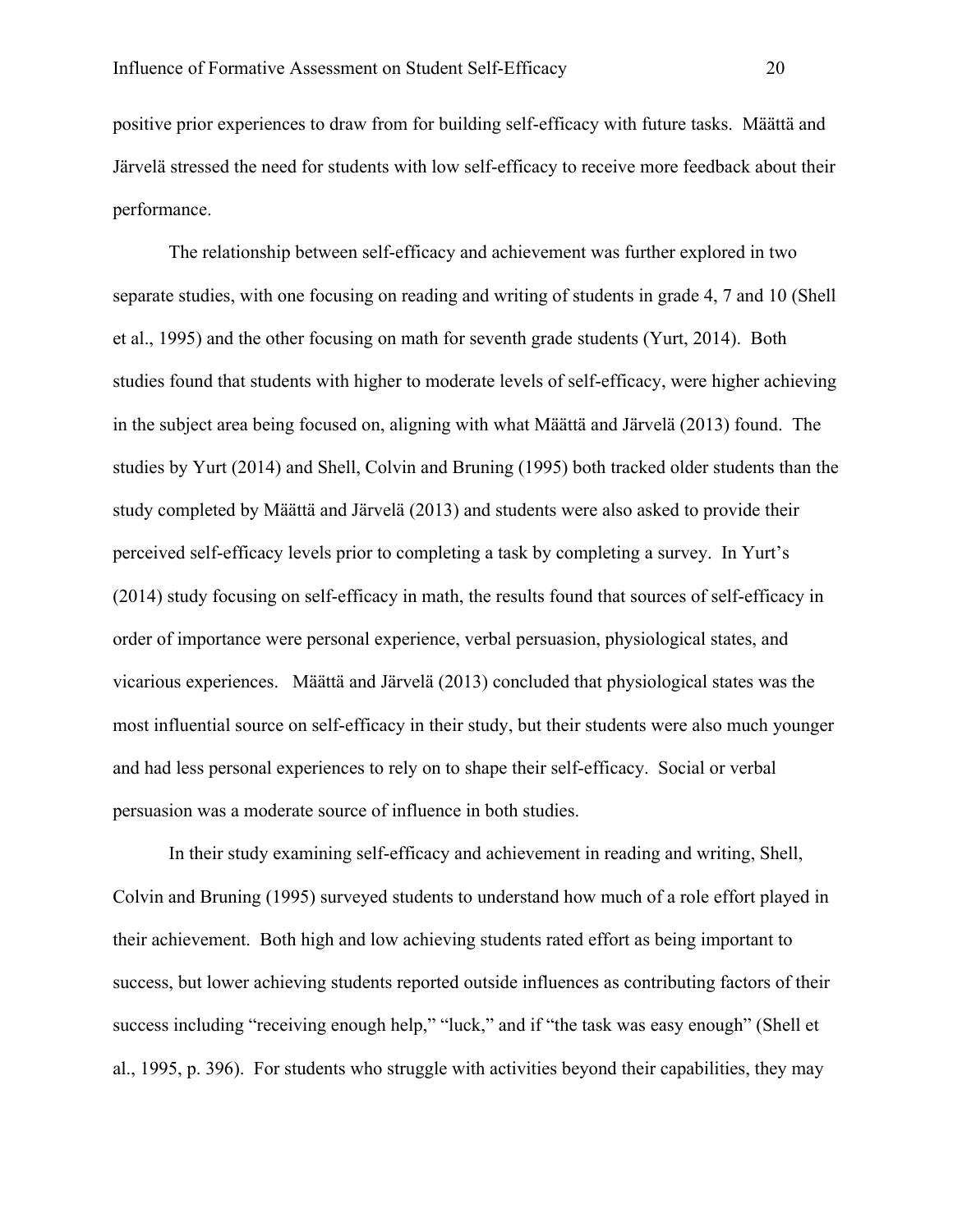positive prior experiences to draw from for building self-efficacy with future tasks. Määttä and Järvelä stressed the need for students with low self-efficacy to receive more feedback about their performance.

The relationship between self-efficacy and achievement was further explored in two separate studies, with one focusing on reading and writing of students in grade 4, 7 and 10 (Shell et al., 1995) and the other focusing on math for seventh grade students (Yurt, 2014). Both studies found that students with higher to moderate levels of self-efficacy, were higher achieving in the subject area being focused on, aligning with what Määttä and Järvelä (2013) found. The studies by Yurt (2014) and Shell, Colvin and Bruning (1995) both tracked older students than the study completed by Määttä and Järvelä (2013) and students were also asked to provide their perceived self-efficacy levels prior to completing a task by completing a survey. In Yurt's (2014) study focusing on self-efficacy in math, the results found that sources of self-efficacy in order of importance were personal experience, verbal persuasion, physiological states, and vicarious experiences. Määttä and Järvelä (2013) concluded that physiological states was the most influential source on self-efficacy in their study, but their students were also much younger and had less personal experiences to rely on to shape their self-efficacy. Social or verbal persuasion was a moderate source of influence in both studies.

In their study examining self-efficacy and achievement in reading and writing, Shell, Colvin and Bruning (1995) surveyed students to understand how much of a role effort played in their achievement. Both high and low achieving students rated effort as being important to success, but lower achieving students reported outside influences as contributing factors of their success including "receiving enough help," "luck," and if "the task was easy enough" (Shell et al., 1995, p. 396). For students who struggle with activities beyond their capabilities, they may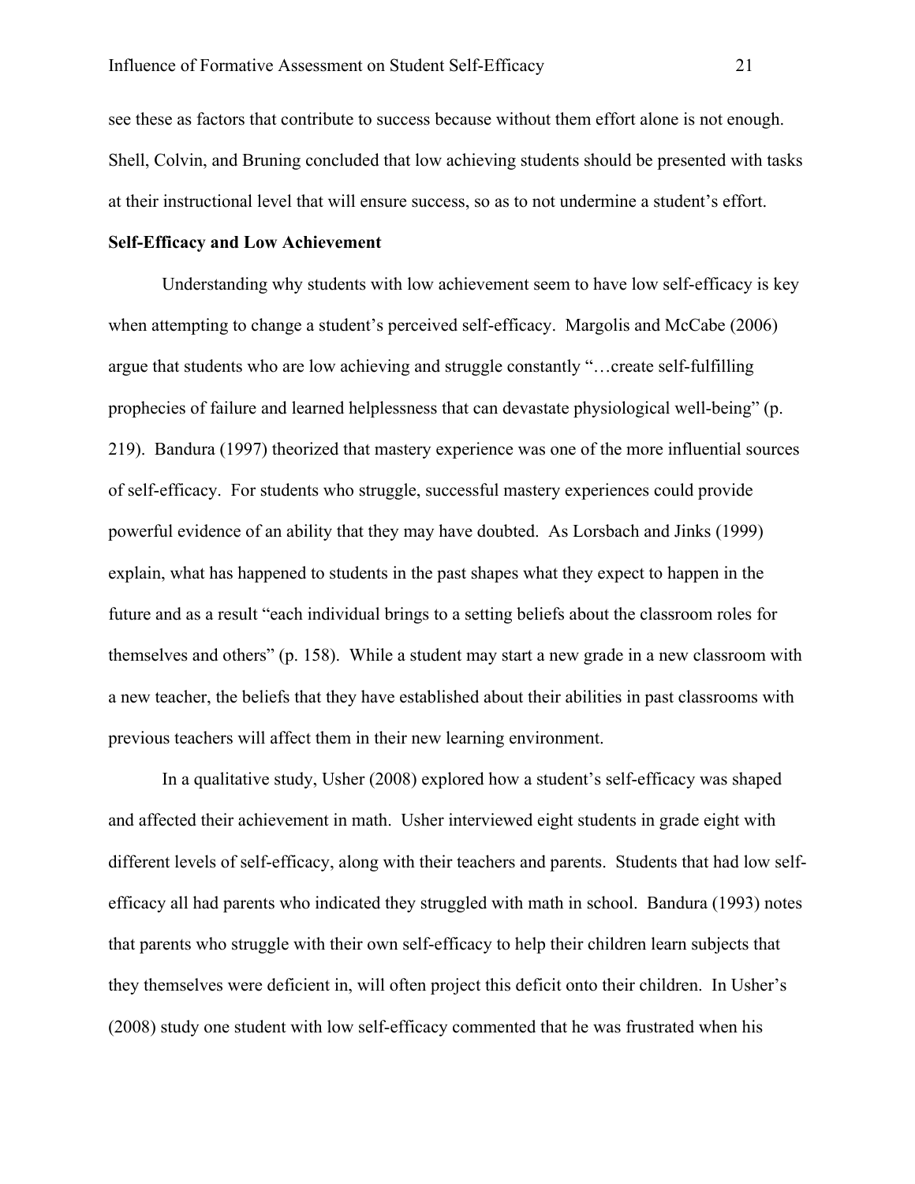see these as factors that contribute to success because without them effort alone is not enough. Shell, Colvin, and Bruning concluded that low achieving students should be presented with tasks at their instructional level that will ensure success, so as to not undermine a student's effort.

**Self-Efficacy and Low Achievement**

Understanding why students with low achievement seem to have low self-efficacy is key when attempting to change a student's perceived self-efficacy. Margolis and McCabe (2006) argue that students who are low achieving and struggle constantly "…create self-fulfilling prophecies of failure and learned helplessness that can devastate physiological well-being" (p. 219). Bandura (1997) theorized that mastery experience was one of the more influential sources of self-efficacy. For students who struggle, successful mastery experiences could provide powerful evidence of an ability that they may have doubted. As Lorsbach and Jinks (1999) explain, what has happened to students in the past shapes what they expect to happen in the future and as a result "each individual brings to a setting beliefs about the classroom roles for themselves and others" (p. 158). While a student may start a new grade in a new classroom with a new teacher, the beliefs that they have established about their abilities in past classrooms with previous teachers will affect them in their new learning environment.

In a qualitative study, Usher (2008) explored how a student's self-efficacy was shaped and affected their achievement in math. Usher interviewed eight students in grade eight with different levels of self-efficacy, along with their teachers and parents. Students that had low self-efficacy all had parents who indicated they struggled with math in school. Bandura (1993) notes that parents who struggle with their own self-efficacy to help their children learn subjects that they themselves were deficient in, will often project this deficit onto their children. In Usher's (2008) study one student with low self-efficacy commented that he was frustrated when his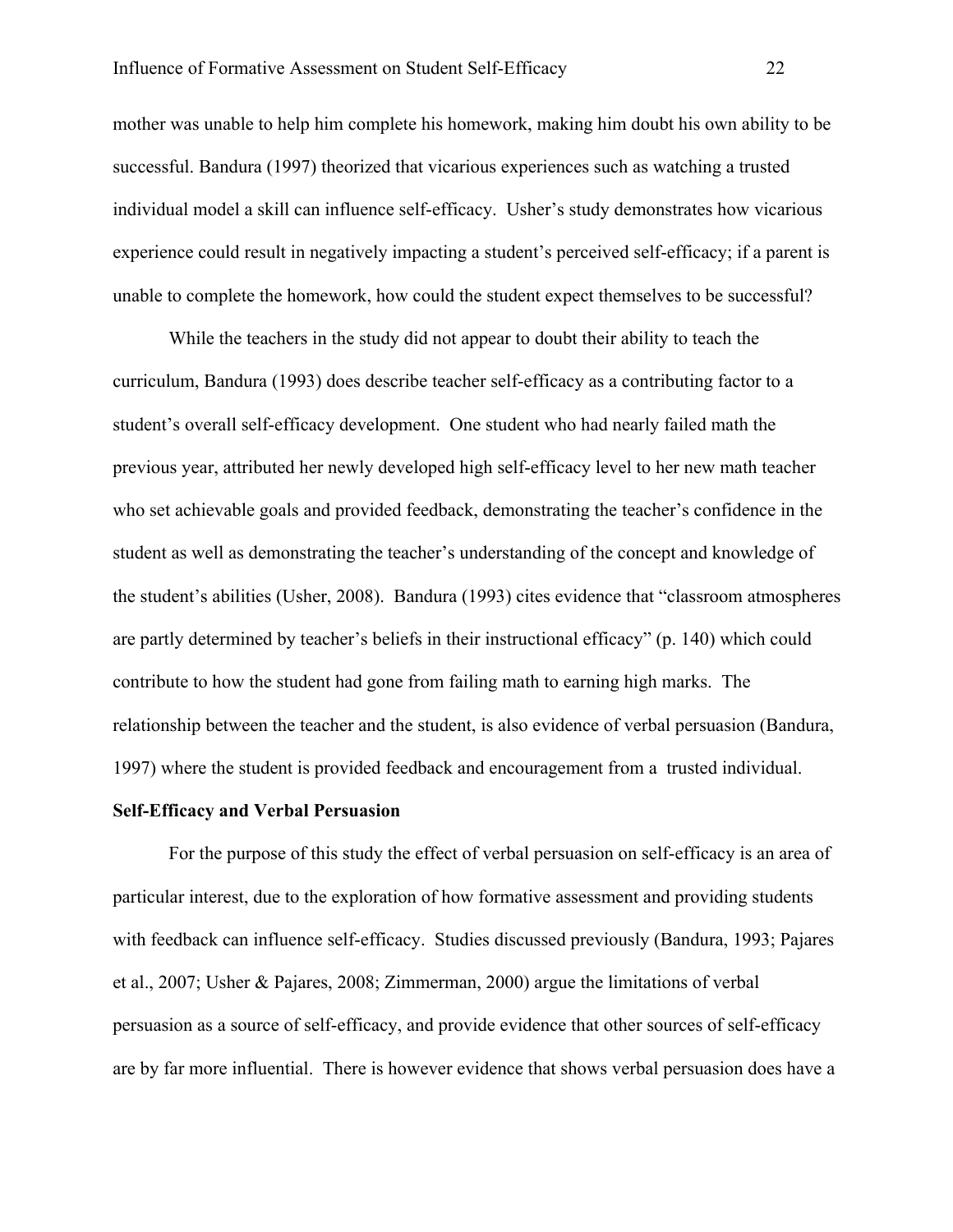mother was unable to help him complete his homework, making him doubt his own ability to be successful. Bandura (1997) theorized that vicarious experiences such as watching a trusted individual model a skill can influence self-efficacy. Usher's study demonstrates how vicarious experience could result in negatively impacting a student's perceived self-efficacy; if a parent is unable to complete the homework, how could the student expect themselves to be successful?

While the teachers in the study did not appear to doubt their ability to teach the curriculum, Bandura (1993) does describe teacher self-efficacy as a contributing factor to a student's overall self-efficacy development. One student who had nearly failed math the previous year, attributed her newly developed high self-efficacy level to her new math teacher who set achievable goals and provided feedback, demonstrating the teacher's confidence in the student as well as demonstrating the teacher's understanding of the concept and knowledge of the student's abilities (Usher, 2008). Bandura (1993) cites evidence that "classroom atmospheres are partly determined by teacher's beliefs in their instructional efficacy" (p. 140) which could contribute to how the student had gone from failing math to earning high marks. The relationship between the teacher and the student, is also evidence of verbal persuasion (Bandura, 1997) where the student is provided feedback and encouragement from a trusted individual.

**Self-Efficacy and Verbal Persuasion**

For the purpose of this study the effect of verbal persuasion on self-efficacy is an area of particular interest, due to the exploration of how formative assessment and providing students with feedback can influence self-efficacy. Studies discussed previously (Bandura, 1993; Pajares et al., 2007; Usher & Pajares, 2008; Zimmerman, 2000) argue the limitations of verbal persuasion as a source of self-efficacy, and provide evidence that other sources of self-efficacy are by far more influential. There is however evidence that shows verbal persuasion does have a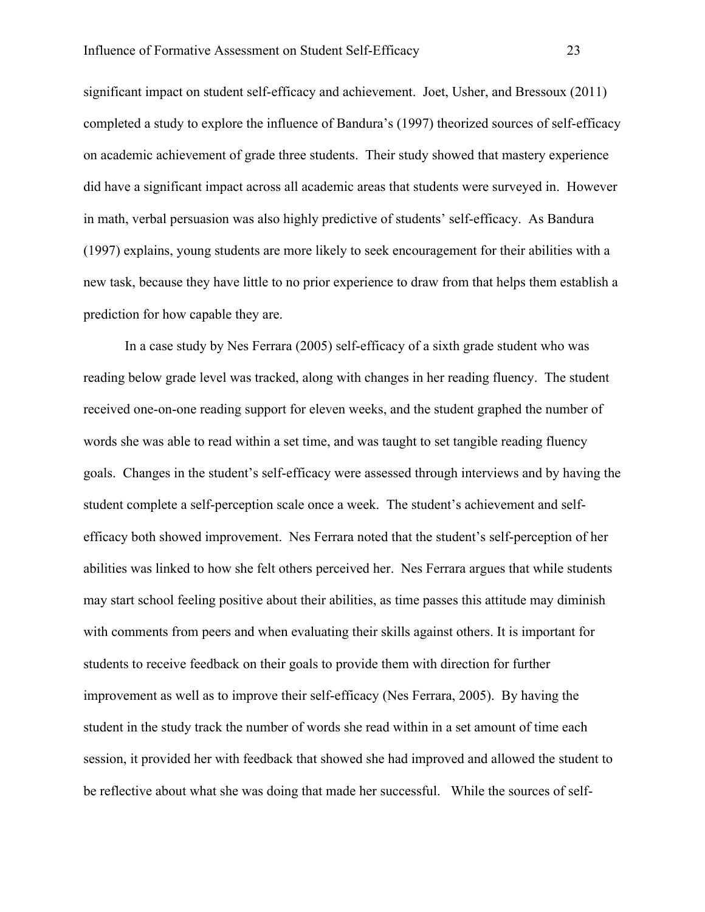significant impact on student self-efficacy and achievement. Joet, Usher, and Bressoux (2011) completed a study to explore the influence of Bandura's (1997) theorized sources of self-efficacy on academic achievement of grade three students. Their study showed that mastery experience did have a significant impact across all academic areas that students were surveyed in. However in math, verbal persuasion was also highly predictive of students' self-efficacy. As Bandura (1997) explains, young students are more likely to seek encouragement for their abilities with a new task, because they have little to no prior experience to draw from that helps them establish a prediction for how capable they are.

In a case study by Nes Ferrara (2005) self-efficacy of a sixth grade student who was reading below grade level was tracked, along with changes in her reading fluency. The student received one-on-one reading support for eleven weeks, and the student graphed the number of words she was able to read within a set time, and was taught to set tangible reading fluency goals. Changes in the student's self-efficacy were assessed through interviews and by having the student complete a self-perception scale once a week. The student's achievement and self-efficacy both showed improvement. Nes Ferrara noted that the student's self-perception of her abilities was linked to how she felt others perceived her. Nes Ferrara argues that while students may start school feeling positive about their abilities, as time passes this attitude may diminish with comments from peers and when evaluating their skills against others. It is important for students to receive feedback on their goals to provide them with direction for further improvement as well as to improve their self-efficacy (Nes Ferrara, 2005). By having the student in the study track the number of words she read within in a set amount of time each session, it provided her with feedback that showed she had improved and allowed the student to be reflective about what she was doing that made her successful. While the sources of self-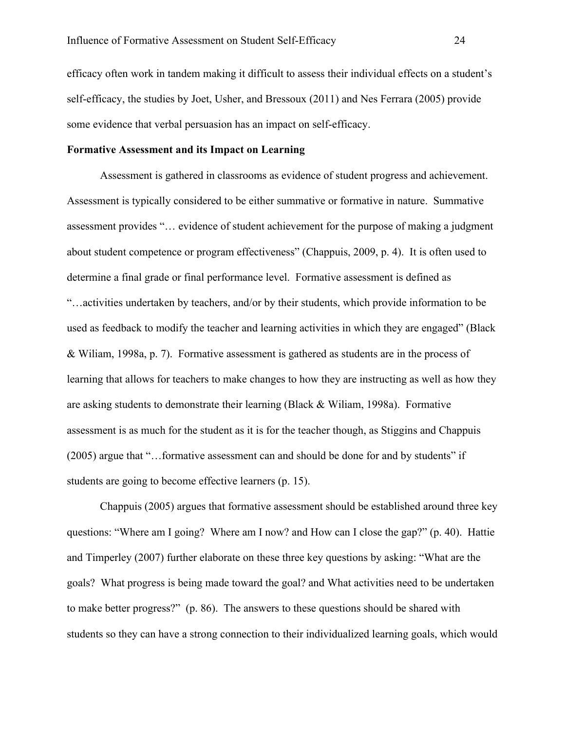efficacy often work in tandem making it difficult to assess their individual effects on a student's self-efficacy, the studies by Joet, Usher, and Bressoux (2011) and Nes Ferrara (2005) provide some evidence that verbal persuasion has an impact on self-efficacy.

**Formative Assessment and its Impact on Learning**

Assessment is gathered in classrooms as evidence of student progress and achievement. Assessment is typically considered to be either summative or formative in nature. Summative assessment provides "… evidence of student achievement for the purpose of making a judgment about student competence or program effectiveness" (Chappuis, 2009, p. 4). It is often used to determine a final grade or final performance level. Formative assessment is defined as "…activities undertaken by teachers, and/or by their students, which provide information to be used as feedback to modify the teacher and learning activities in which they are engaged" (Black & Wiliam, 1998a, p. 7). Formative assessment is gathered as students are in the process of learning that allows for teachers to make changes to how they are instructing as well as how they are asking students to demonstrate their learning (Black & Wiliam, 1998a). Formative assessment is as much for the student as it is for the teacher though, as Stiggins and Chappuis (2005) argue that "…formative assessment can and should be done for and by students" if students are going to become effective learners (p. 15).

Chappuis (2005) argues that formative assessment should be established around three key questions: "Where am I going? Where am I now? and How can I close the gap?" (p. 40). Hattie and Timperley (2007) further elaborate on these three key questions by asking: "What are the goals? What progress is being made toward the goal? and What activities need to be undertaken to make better progress?" (p. 86). The answers to these questions should be shared with students so they can have a strong connection to their individualized learning goals, which would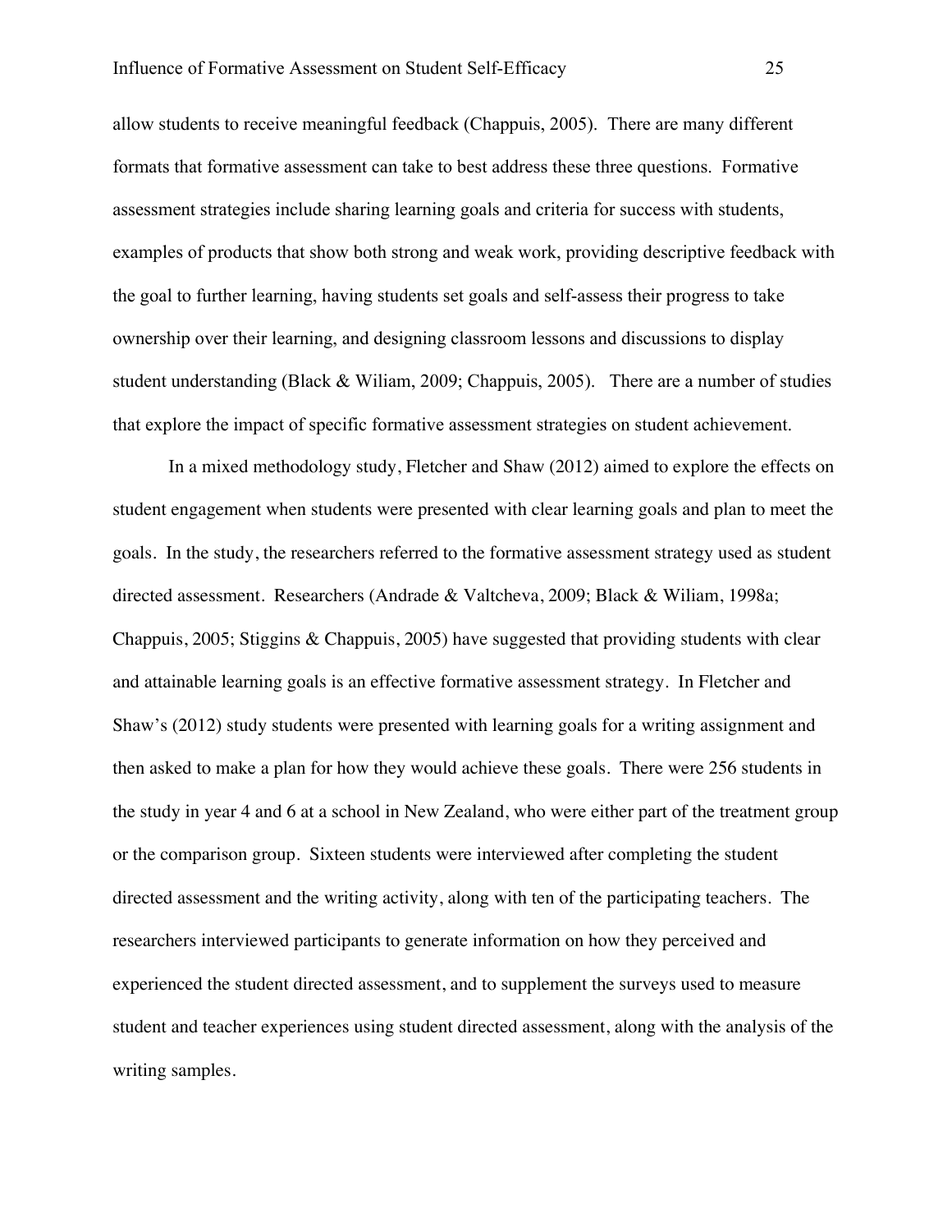allow students to receive meaningful feedback (Chappuis, 2005). There are many different formats that formative assessment can take to best address these three questions. Formative assessment strategies include sharing learning goals and criteria for success with students, examples of products that show both strong and weak work, providing descriptive feedback with the goal to further learning, having students set goals and self-assess their progress to take ownership over their learning, and designing classroom lessons and discussions to display student understanding (Black & Wiliam, 2009; Chappuis, 2005). There are a number of studies that explore the impact of specific formative assessment strategies on student achievement.

In a mixed methodology study, Fletcher and Shaw (2012) aimed to explore the effects on student engagement when students were presented with clear learning goals and plan to meet the goals. In the study, the researchers referred to the formative assessment strategy used as student directed assessment. Researchers (Andrade & Valtcheva, 2009; Black & Wiliam, 1998a; Chappuis, 2005; Stiggins & Chappuis, 2005) have suggested that providing students with clear and attainable learning goals is an effective formative assessment strategy. In Fletcher and Shaw's (2012) study students were presented with learning goals for a writing assignment and then asked to make a plan for how they would achieve these goals. There were 256 students in the study in year 4 and 6 at a school in New Zealand, who were either part of the treatment group or the comparison group. Sixteen students were interviewed after completing the student directed assessment and the writing activity, along with ten of the participating teachers. The researchers interviewed participants to generate information on how they perceived and experienced the student directed assessment, and to supplement the surveys used to measure student and teacher experiences using student directed assessment, along with the analysis of the writing samples.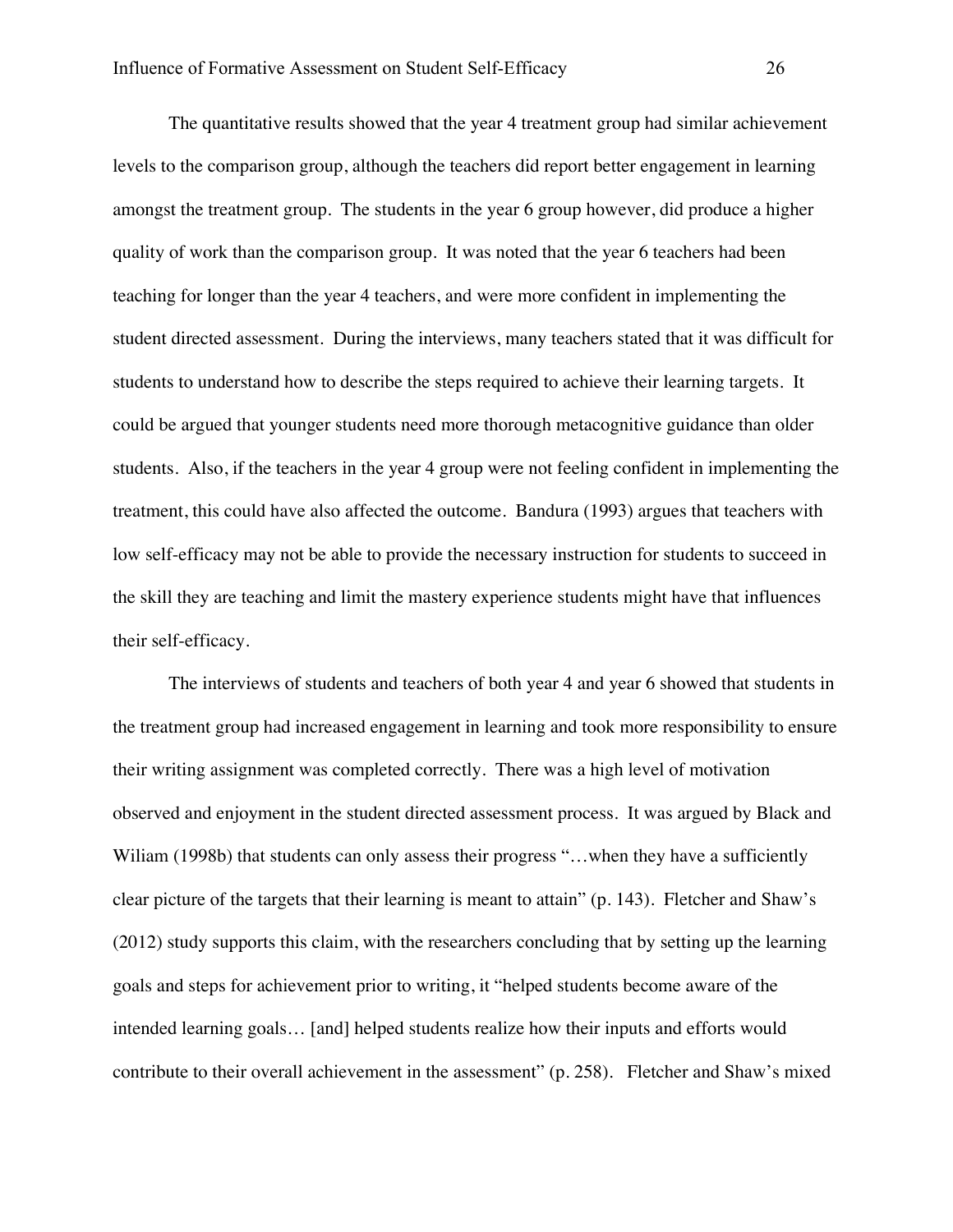The quantitative results showed that the year 4 treatment group had similar achievement levels to the comparison group, although the teachers did report better engagement in learning amongst the treatment group. The students in the year 6 group however, did produce a higher quality of work than the comparison group. It was noted that the year 6 teachers had been teaching for longer than the year 4 teachers, and were more confident in implementing the student directed assessment. During the interviews, many teachers stated that it was difficult for students to understand how to describe the steps required to achieve their learning targets. It could be argued that younger students need more thorough metacognitive guidance than older students. Also, if the teachers in the year 4 group were not feeling confident in implementing the treatment, this could have also affected the outcome. Bandura (1993) argues that teachers with low self-efficacy may not be able to provide the necessary instruction for students to succeed in the skill they are teaching and limit the mastery experience students might have that influences their self-efficacy.

The interviews of students and teachers of both year 4 and year 6 showed that students in the treatment group had increased engagement in learning and took more responsibility to ensure their writing assignment was completed correctly. There was a high level of motivation observed and enjoyment in the student directed assessment process. It was argued by Black and Wiliam (1998b) that students can only assess their progress "…when they have a sufficiently clear picture of the targets that their learning is meant to attain" (p. 143). Fletcher and Shaw's (2012) study supports this claim, with the researchers concluding that by setting up the learning goals and steps for achievement prior to writing, it "helped students become aware of the intended learning goals… [and] helped students realize how their inputs and efforts would contribute to their overall achievement in the assessment" (p. 258). Fletcher and Shaw's mixed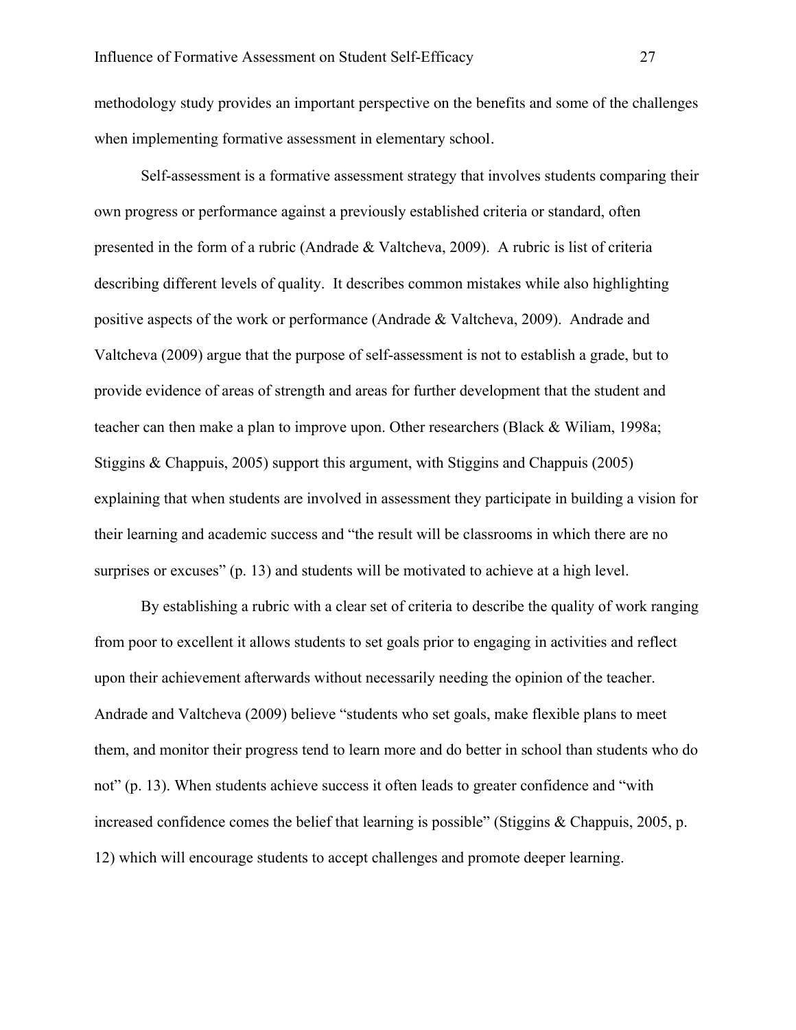methodology study provides an important perspective on the benefits and some of the challenges when implementing formative assessment in elementary school.

Self-assessment is a formative assessment strategy that involves students comparing their own progress or performance against a previously established criteria or standard, often presented in the form of a rubric (Andrade & Valtcheva, 2009). A rubric is list of criteria describing different levels of quality. It describes common mistakes while also highlighting positive aspects of the work or performance (Andrade & Valtcheva, 2009). Andrade and Valtcheva (2009) argue that the purpose of self-assessment is not to establish a grade, but to provide evidence of areas of strength and areas for further development that the student and teacher can then make a plan to improve upon. Other researchers (Black & Wiliam, 1998a; Stiggins & Chappuis, 2005) support this argument, with Stiggins and Chappuis (2005) explaining that when students are involved in assessment they participate in building a vision for their learning and academic success and "the result will be classrooms in which there are no surprises or excuses" (p. 13) and students will be motivated to achieve at a high level.

By establishing a rubric with a clear set of criteria to describe the quality of work ranging from poor to excellent it allows students to set goals prior to engaging in activities and reflect upon their achievement afterwards without necessarily needing the opinion of the teacher. Andrade and Valtcheva (2009) believe "students who set goals, make flexible plans to meet them, and monitor their progress tend to learn more and do better in school than students who do not" (p. 13). When students achieve success it often leads to greater confidence and "with increased confidence comes the belief that learning is possible" (Stiggins & Chappuis, 2005, p. 12) which will encourage students to accept challenges and promote deeper learning.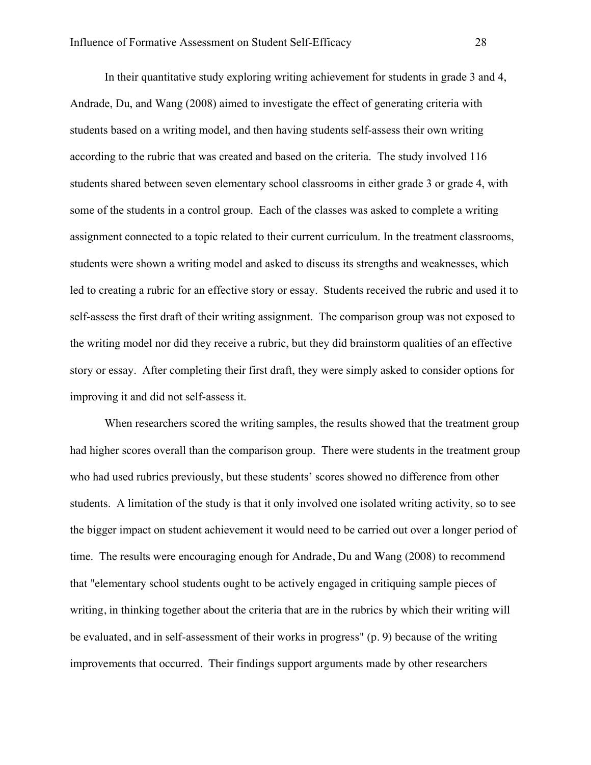In their quantitative study exploring writing achievement for students in grade 3 and 4, Andrade, Du, and Wang (2008) aimed to investigate the effect of generating criteria with students based on a writing model, and then having students self-assess their own writing according to the rubric that was created and based on the criteria. The study involved 116 students shared between seven elementary school classrooms in either grade 3 or grade 4, with some of the students in a control group. Each of the classes was asked to complete a writing assignment connected to a topic related to their current curriculum. In the treatment classrooms, students were shown a writing model and asked to discuss its strengths and weaknesses, which led to creating a rubric for an effective story or essay. Students received the rubric and used it to self-assess the first draft of their writing assignment. The comparison group was not exposed to the writing model nor did they receive a rubric, but they did brainstorm qualities of an effective story or essay. After completing their first draft, they were simply asked to consider options for improving it and did not self-assess it.

When researchers scored the writing samples, the results showed that the treatment group had higher scores overall than the comparison group. There were students in the treatment group who had used rubrics previously, but these students' scores showed no difference from other students. A limitation of the study is that it only involved one isolated writing activity, so to see the bigger impact on student achievement it would need to be carried out over a longer period of time. The results were encouraging enough for Andrade, Du and Wang (2008) to recommend that "elementary school students ought to be actively engaged in critiquing sample pieces of writing, in thinking together about the criteria that are in the rubrics by which their writing will be evaluated, and in self-assessment of their works in progress" (p. 9) because of the writing improvements that occurred. Their findings support arguments made by other researchers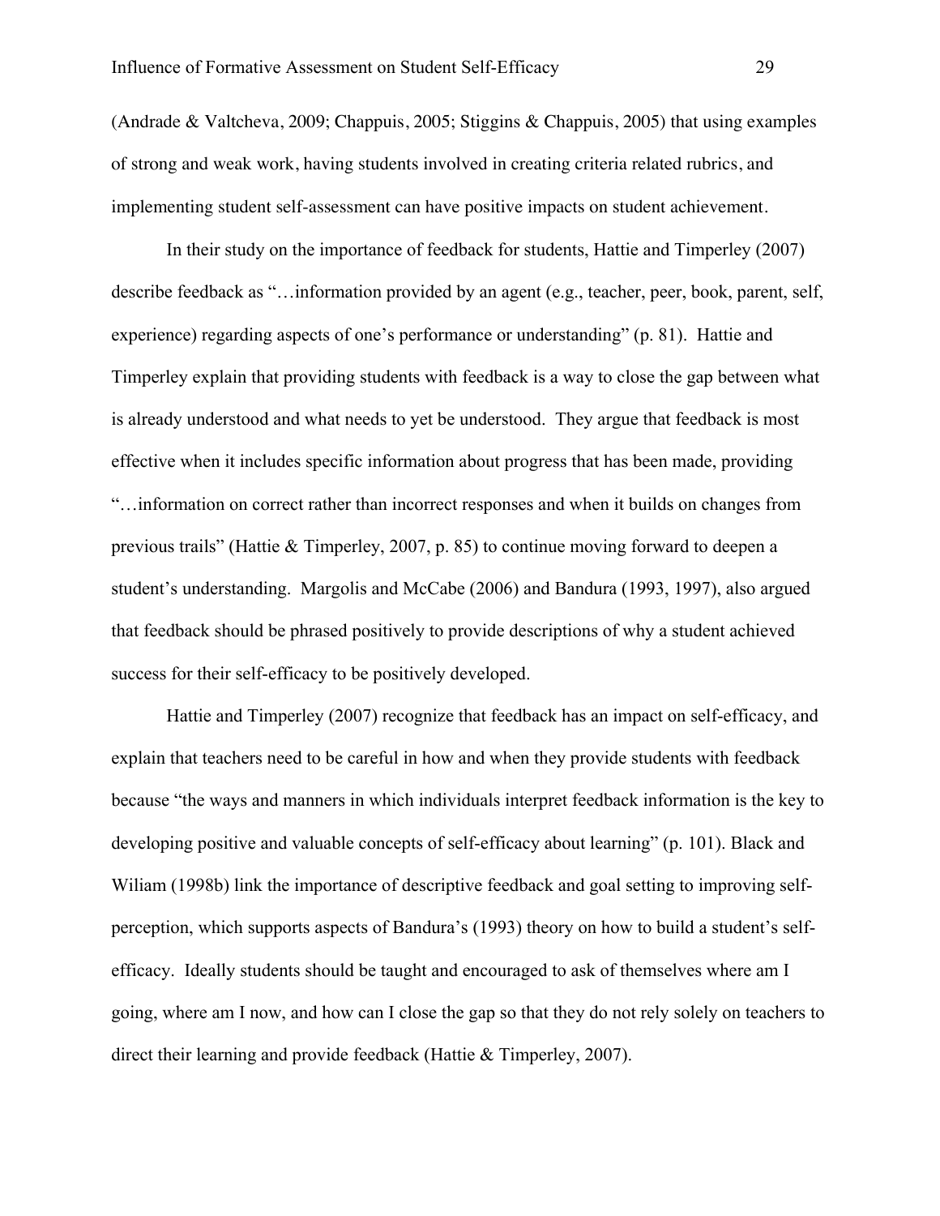(Andrade & Valtcheva, 2009; Chappuis, 2005; Stiggins & Chappuis, 2005) that using examples of strong and weak work, having students involved in creating criteria related rubrics, and implementing student self-assessment can have positive impacts on student achievement.

In their study on the importance of feedback for students, Hattie and Timperley (2007) describe feedback as "…information provided by an agent (e.g., teacher, peer, book, parent, self, experience) regarding aspects of one's performance or understanding" (p. 81). Hattie and Timperley explain that providing students with feedback is a way to close the gap between what is already understood and what needs to yet be understood. They argue that feedback is most effective when it includes specific information about progress that has been made, providing "…information on correct rather than incorrect responses and when it builds on changes from previous trails" (Hattie & Timperley, 2007, p. 85) to continue moving forward to deepen a student's understanding. Margolis and McCabe (2006) and Bandura (1993, 1997), also argued that feedback should be phrased positively to provide descriptions of why a student achieved success for their self-efficacy to be positively developed.

Hattie and Timperley (2007) recognize that feedback has an impact on self-efficacy, and explain that teachers need to be careful in how and when they provide students with feedback because "the ways and manners in which individuals interpret feedback information is the key to developing positive and valuable concepts of self-efficacy about learning" (p. 101). Black and Wiliam (1998b) link the importance of descriptive feedback and goal setting to improving self-perception, which supports aspects of Bandura's (1993) theory on how to build a student's self-efficacy. Ideally students should be taught and encouraged to ask of themselves where am I going, where am I now, and how can I close the gap so that they do not rely solely on teachers to direct their learning and provide feedback (Hattie & Timperley, 2007).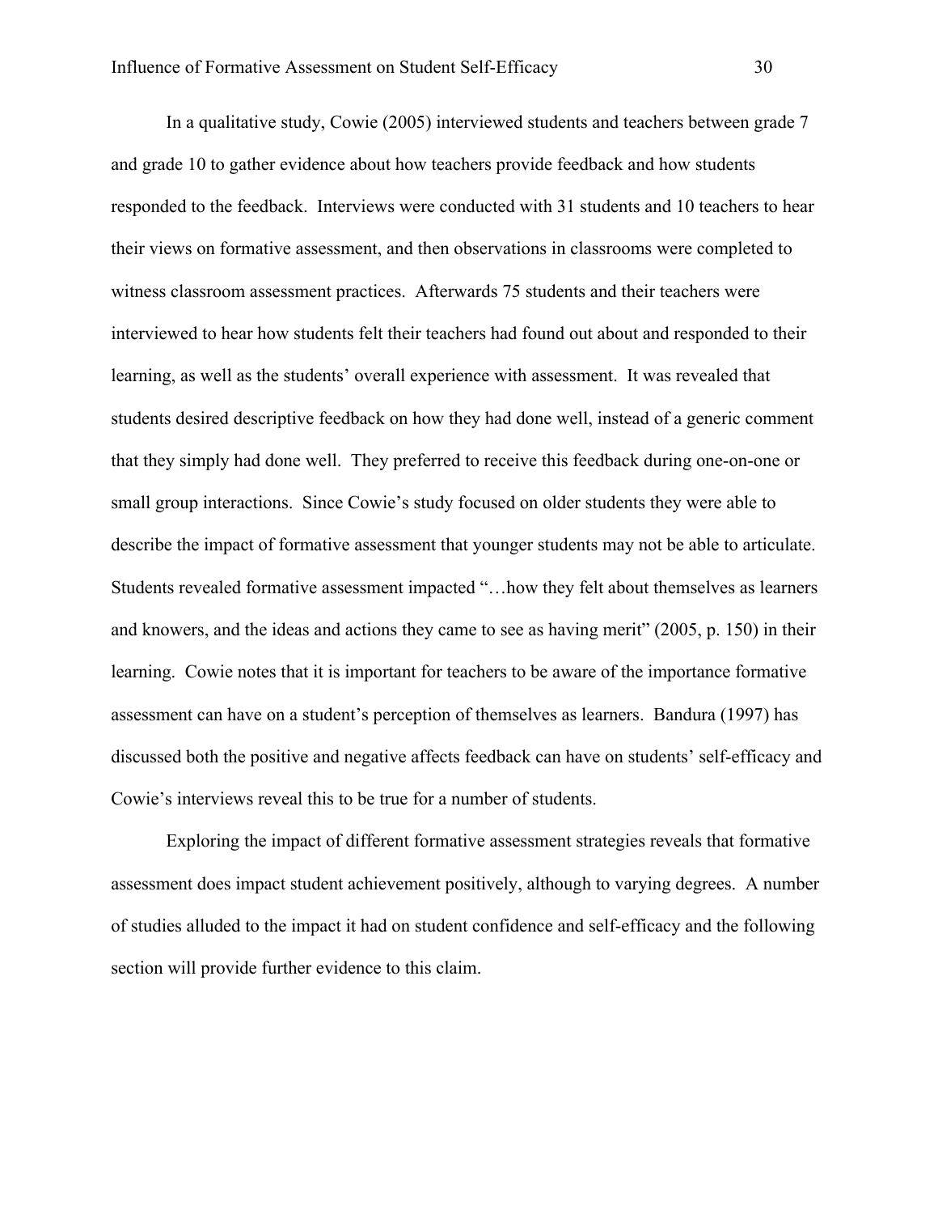In a qualitative study, Cowie (2005) interviewed students and teachers between grade 7 and grade 10 to gather evidence about how teachers provide feedback and how students responded to the feedback. Interviews were conducted with 31 students and 10 teachers to hear their views on formative assessment, and then observations in classrooms were completed to witness classroom assessment practices. Afterwards 75 students and their teachers were interviewed to hear how students felt their teachers had found out about and responded to their learning, as well as the students' overall experience with assessment. It was revealed that students desired descriptive feedback on how they had done well, instead of a generic comment that they simply had done well. They preferred to receive this feedback during one-on-one or small group interactions. Since Cowie's study focused on older students they were able to describe the impact of formative assessment that younger students may not be able to articulate. Students revealed formative assessment impacted "…how they felt about themselves as learners and knowers, and the ideas and actions they came to see as having merit" (2005, p. 150) in their learning. Cowie notes that it is important for teachers to be aware of the importance formative assessment can have on a student's perception of themselves as learners. Bandura (1997) has discussed both the positive and negative affects feedback can have on students' self-efficacy and Cowie's interviews reveal this to be true for a number of students.

Exploring the impact of different formative assessment strategies reveals that formative assessment does impact student achievement positively, although to varying degrees. A number of studies alluded to the impact it had on student confidence and self-efficacy and the following section will provide further evidence to this claim.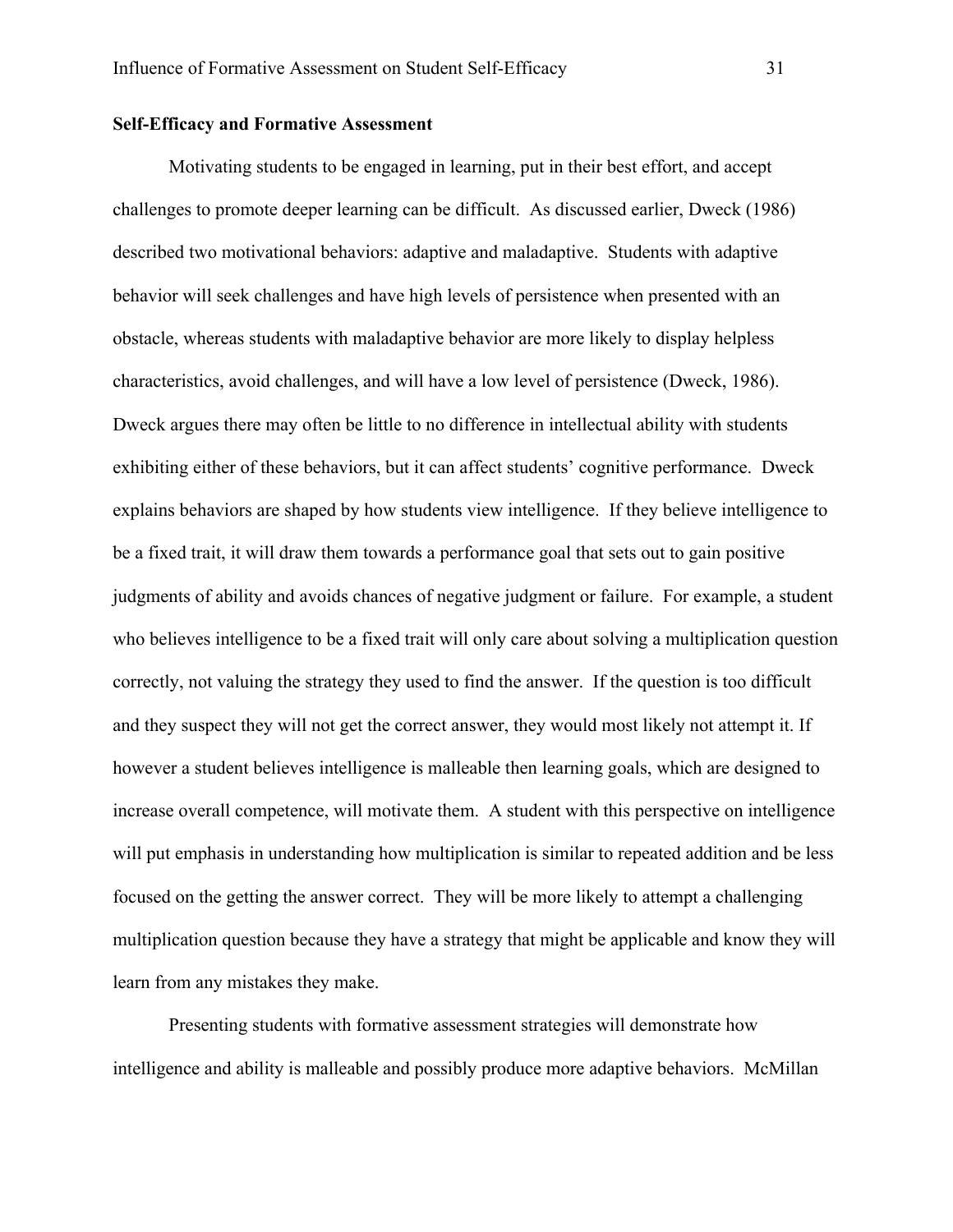**Self-Efficacy and Formative Assessment**

Motivating students to be engaged in learning, put in their best effort, and accept challenges to promote deeper learning can be difficult. As discussed earlier, Dweck (1986) described two motivational behaviors: adaptive and maladaptive. Students with adaptive behavior will seek challenges and have high levels of persistence when presented with an obstacle, whereas students with maladaptive behavior are more likely to display helpless characteristics, avoid challenges, and will have a low level of persistence (Dweck, 1986). Dweck argues there may often be little to no difference in intellectual ability with students exhibiting either of these behaviors, but it can affect students' cognitive performance. Dweck explains behaviors are shaped by how students view intelligence. If they believe intelligence to be a fixed trait, it will draw them towards a performance goal that sets out to gain positive judgments of ability and avoids chances of negative judgment or failure. For example, a student who believes intelligence to be a fixed trait will only care about solving a multiplication question correctly, not valuing the strategy they used to find the answer. If the question is too difficult and they suspect they will not get the correct answer, they would most likely not attempt it. If however a student believes intelligence is malleable then learning goals, which are designed to increase overall competence, will motivate them. A student with this perspective on intelligence will put emphasis in understanding how multiplication is similar to repeated addition and be less focused on the getting the answer correct. They will be more likely to attempt a challenging multiplication question because they have a strategy that might be applicable and know they will learn from any mistakes they make.

Presenting students with formative assessment strategies will demonstrate how intelligence and ability is malleable and possibly produce more adaptive behaviors. McMillan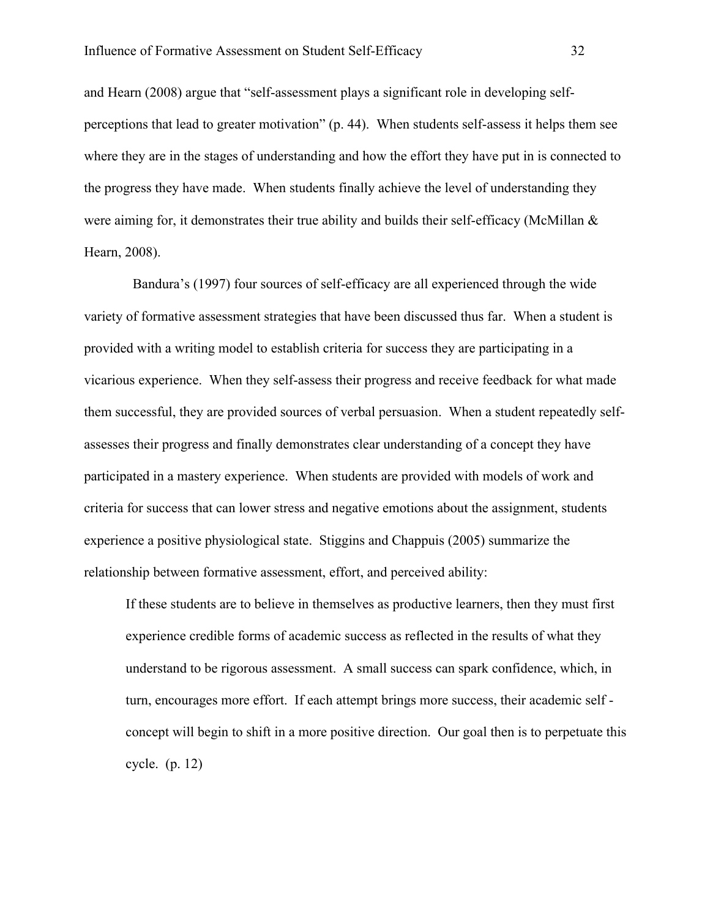and Hearn (2008) argue that “self-assessment plays a significant role in developing self-perceptions that lead to greater motivation” (p. 44). When students self-assess it helps them see where they are in the stages of understanding and how the effort they have put in is connected to the progress they have made. When students finally achieve the level of understanding they were aiming for, it demonstrates their true ability and builds their self-efficacy (McMillan & Hearn, 2008).

Bandura’s (1997) four sources of self-efficacy are all experienced through the wide variety of formative assessment strategies that have been discussed thus far. When a student is provided with a writing model to establish criteria for success they are participating in a vicarious experience. When they self-assess their progress and receive feedback for what made them successful, they are provided sources of verbal persuasion. When a student repeatedly self-assesses their progress and finally demonstrates clear understanding of a concept they have participated in a mastery experience. When students are provided with models of work and criteria for success that can lower stress and negative emotions about the assignment, students experience a positive physiological state. Stiggins and Chappuis (2005) summarize the relationship between formative assessment, effort, and perceived ability:

> If these students are to believe in themselves as productive learners, then they must first experience credible forms of academic success as reflected in the results of what they understand to be rigorous assessment. A small success can spark confidence, which, in turn, encourages more effort. If each attempt brings more success, their academic self - concept will begin to shift in a more positive direction. Our goal then is to perpetuate this cycle. (p. 12)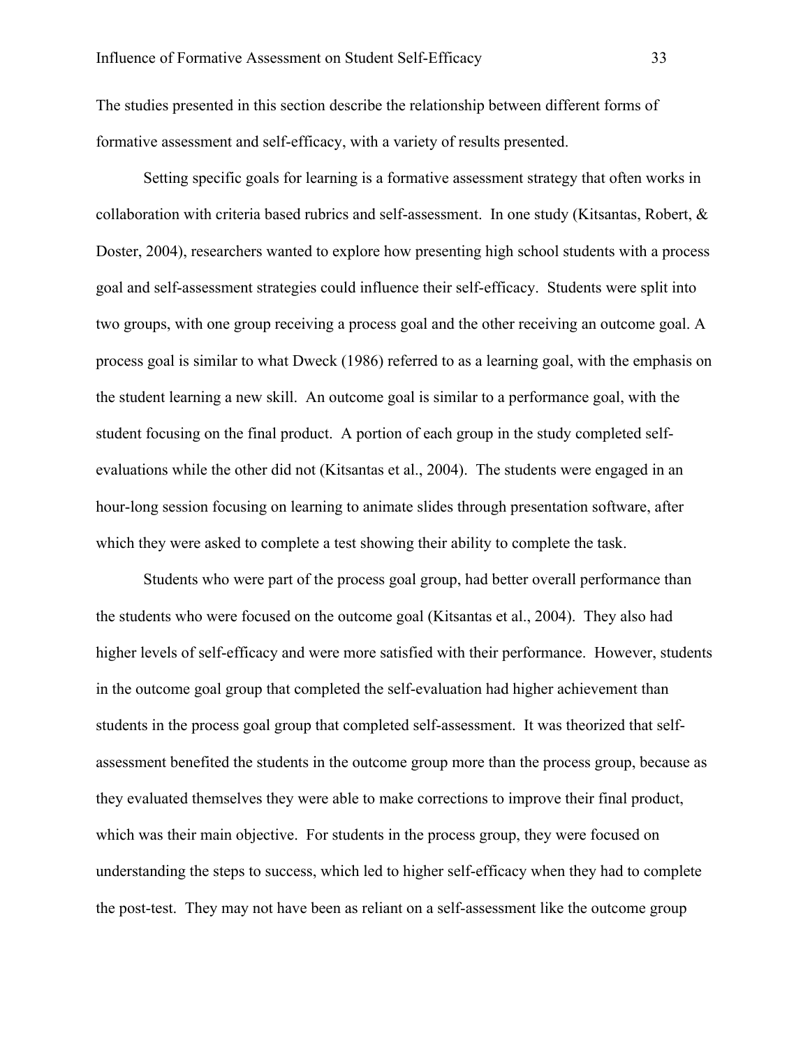The studies presented in this section describe the relationship between different forms of formative assessment and self-efficacy, with a variety of results presented.

Setting specific goals for learning is a formative assessment strategy that often works in collaboration with criteria based rubrics and self-assessment. In one study (Kitsantas, Robert, & Doster, 2004), researchers wanted to explore how presenting high school students with a process goal and self-assessment strategies could influence their self-efficacy. Students were split into two groups, with one group receiving a process goal and the other receiving an outcome goal. A process goal is similar to what Dweck (1986) referred to as a learning goal, with the emphasis on the student learning a new skill. An outcome goal is similar to a performance goal, with the student focusing on the final product. A portion of each group in the study completed self-evaluations while the other did not (Kitsantas et al., 2004). The students were engaged in an hour-long session focusing on learning to animate slides through presentation software, after which they were asked to complete a test showing their ability to complete the task.

Students who were part of the process goal group, had better overall performance than the students who were focused on the outcome goal (Kitsantas et al., 2004). They also had higher levels of self-efficacy and were more satisfied with their performance. However, students in the outcome goal group that completed the self-evaluation had higher achievement than students in the process goal group that completed self-assessment. It was theorized that self-assessment benefited the students in the outcome group more than the process group, because as they evaluated themselves they were able to make corrections to improve their final product, which was their main objective. For students in the process group, they were focused on understanding the steps to success, which led to higher self-efficacy when they had to complete the post-test. They may not have been as reliant on a self-assessment like the outcome group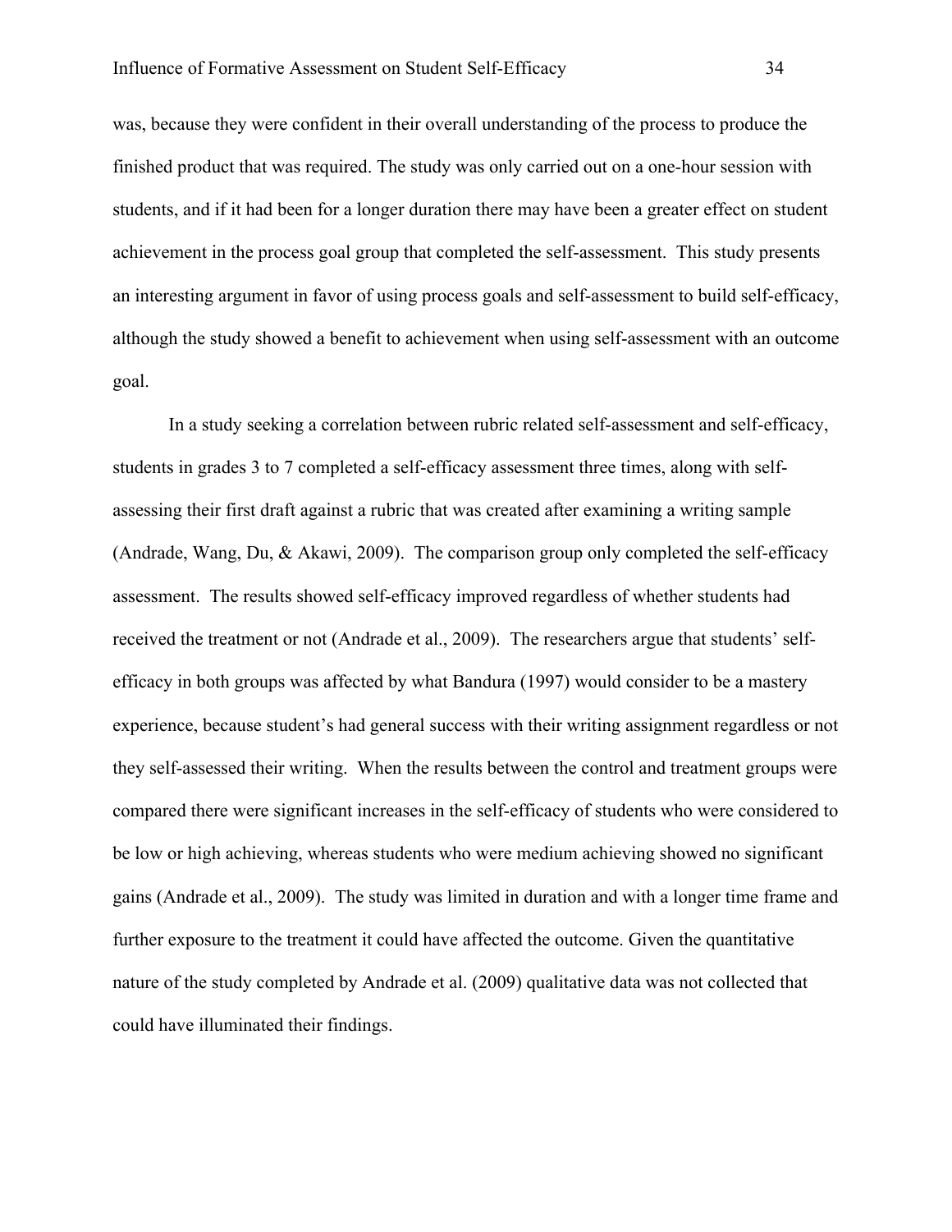was, because they were confident in their overall understanding of the process to produce the finished product that was required. The study was only carried out on a one-hour session with students, and if it had been for a longer duration there may have been a greater effect on student achievement in the process goal group that completed the self-assessment. This study presents an interesting argument in favor of using process goals and self-assessment to build self-efficacy, although the study showed a benefit to achievement when using self-assessment with an outcome goal.

In a study seeking a correlation between rubric related self-assessment and self-efficacy, students in grades 3 to 7 completed a self-efficacy assessment three times, along with self-assessing their first draft against a rubric that was created after examining a writing sample (Andrade, Wang, Du, & Akawi, 2009). The comparison group only completed the self-efficacy assessment. The results showed self-efficacy improved regardless of whether students had received the treatment or not (Andrade et al., 2009). The researchers argue that students' self-efficacy in both groups was affected by what Bandura (1997) would consider to be a mastery experience, because student's had general success with their writing assignment regardless or not they self-assessed their writing. When the results between the control and treatment groups were compared there were significant increases in the self-efficacy of students who were considered to be low or high achieving, whereas students who were medium achieving showed no significant gains (Andrade et al., 2009). The study was limited in duration and with a longer time frame and further exposure to the treatment it could have affected the outcome. Given the quantitative nature of the study completed by Andrade et al. (2009) qualitative data was not collected that could have illuminated their findings.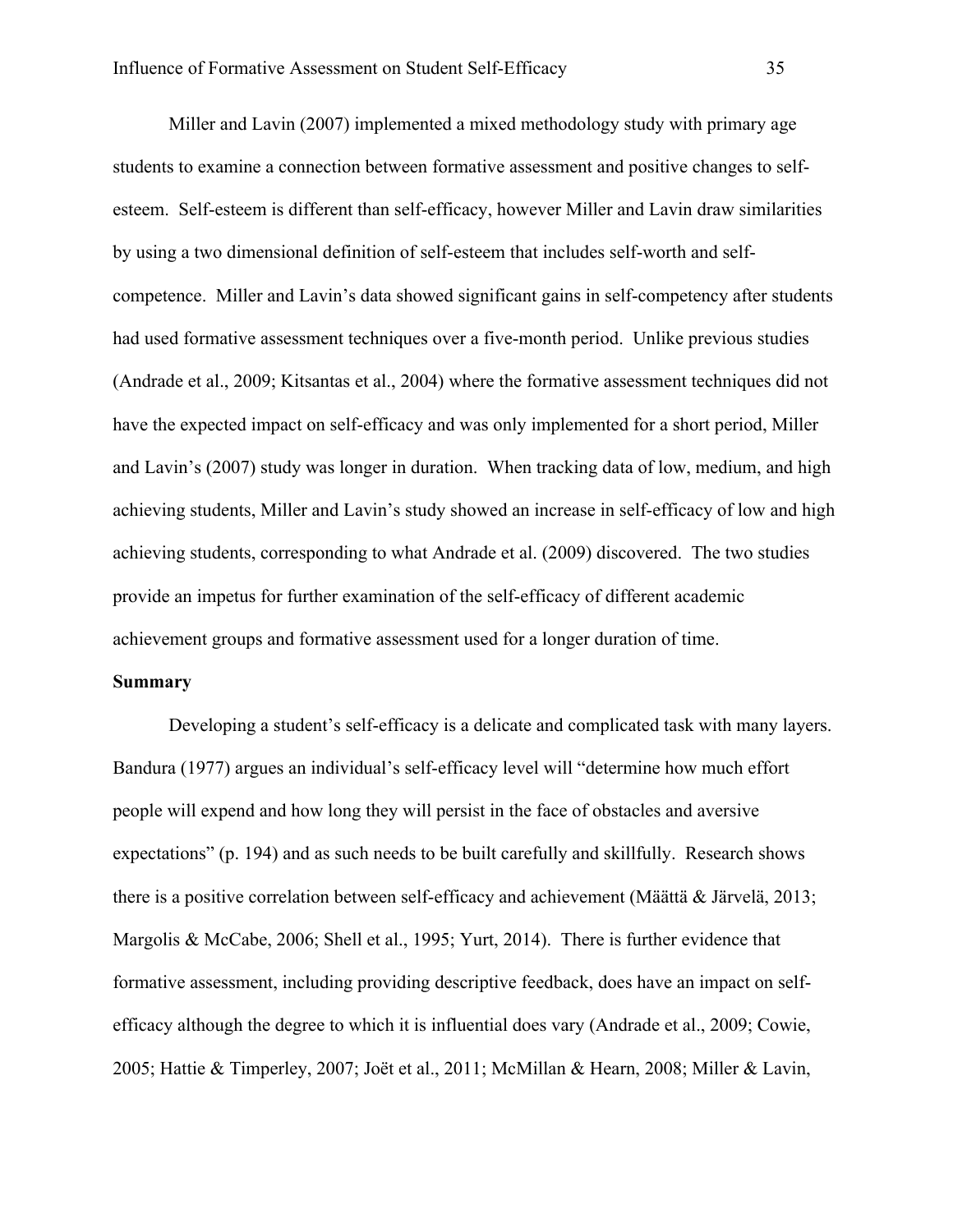Miller and Lavin (2007) implemented a mixed methodology study with primary age students to examine a connection between formative assessment and positive changes to self-esteem. Self-esteem is different than self-efficacy, however Miller and Lavin draw similarities by using a two dimensional definition of self-esteem that includes self-worth and self-competence. Miller and Lavin's data showed significant gains in self-competency after students had used formative assessment techniques over a five-month period. Unlike previous studies (Andrade et al., 2009; Kitsantas et al., 2004) where the formative assessment techniques did not have the expected impact on self-efficacy and was only implemented for a short period, Miller and Lavin's (2007) study was longer in duration. When tracking data of low, medium, and high achieving students, Miller and Lavin's study showed an increase in self-efficacy of low and high achieving students, corresponding to what Andrade et al. (2009) discovered. The two studies provide an impetus for further examination of the self-efficacy of different academic achievement groups and formative assessment used for a longer duration of time.

**Summary**

Developing a student's self-efficacy is a delicate and complicated task with many layers. Bandura (1977) argues an individual's self-efficacy level will "determine how much effort people will expend and how long they will persist in the face of obstacles and aversive expectations" (p. 194) and as such needs to be built carefully and skillfully. Research shows there is a positive correlation between self-efficacy and achievement (Määttä & Järvelä, 2013; Margolis & McCabe, 2006; Shell et al., 1995; Yurt, 2014). There is further evidence that formative assessment, including providing descriptive feedback, does have an impact on self-efficacy although the degree to which it is influential does vary (Andrade et al., 2009; Cowie, 2005; Hattie & Timperley, 2007; Joët et al., 2011; McMillan & Hearn, 2008; Miller & Lavin,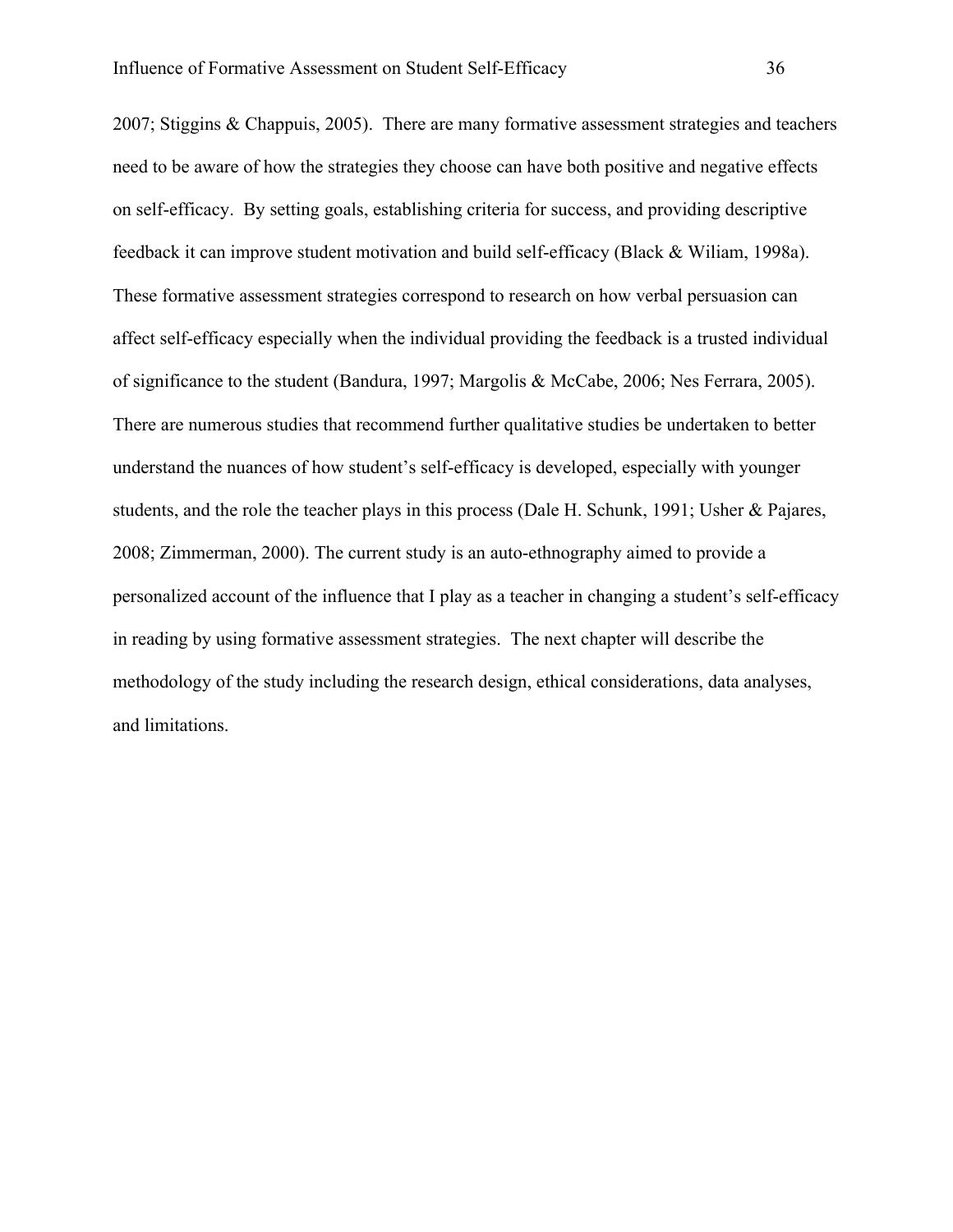2007; Stiggins & Chappuis, 2005). There are many formative assessment strategies and teachers need to be aware of how the strategies they choose can have both positive and negative effects on self-efficacy. By setting goals, establishing criteria for success, and providing descriptive feedback it can improve student motivation and build self-efficacy (Black & Wiliam, 1998a). These formative assessment strategies correspond to research on how verbal persuasion can affect self-efficacy especially when the individual providing the feedback is a trusted individual of significance to the student (Bandura, 1997; Margolis & McCabe, 2006; Nes Ferrara, 2005). There are numerous studies that recommend further qualitative studies be undertaken to better understand the nuances of how student's self-efficacy is developed, especially with younger students, and the role the teacher plays in this process (Dale H. Schunk, 1991; Usher & Pajares, 2008; Zimmerman, 2000). The current study is an auto-ethnography aimed to provide a personalized account of the influence that I play as a teacher in changing a student's self-efficacy in reading by using formative assessment strategies. The next chapter will describe the methodology of the study including the research design, ethical considerations, data analyses, and limitations.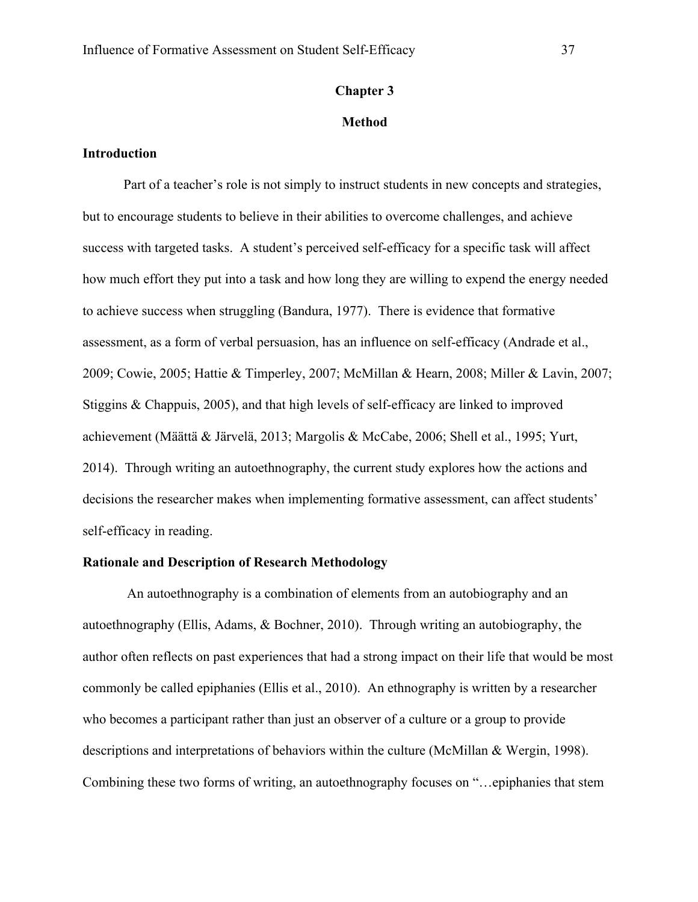# Chapter 3

# Method

## Introduction

Part of a teacher's role is not simply to instruct students in new concepts and strategies, but to encourage students to believe in their abilities to overcome challenges, and achieve success with targeted tasks. A student's perceived self-efficacy for a specific task will affect how much effort they put into a task and how long they are willing to expend the energy needed to achieve success when struggling (Bandura, 1977). There is evidence that formative assessment, as a form of verbal persuasion, has an influence on self-efficacy (Andrade et al., 2009; Cowie, 2005; Hattie & Timperley, 2007; McMillan & Hearn, 2008; Miller & Lavin, 2007; Stiggins & Chappuis, 2005), and that high levels of self-efficacy are linked to improved achievement (Määttä & Järvelä, 2013; Margolis & McCabe, 2006; Shell et al., 1995; Yurt, 2014). Through writing an autoethnography, the current study explores how the actions and decisions the researcher makes when implementing formative assessment, can affect students' self-efficacy in reading.

## Rationale and Description of Research Methodology

An autoethnography is a combination of elements from an autobiography and an autoethnography (Ellis, Adams, & Bochner, 2010). Through writing an autobiography, the author often reflects on past experiences that had a strong impact on their life that would be most commonly be called epiphanies (Ellis et al., 2010). An ethnography is written by a researcher who becomes a participant rather than just an observer of a culture or a group to provide descriptions and interpretations of behaviors within the culture (McMillan & Wergin, 1998). Combining these two forms of writing, an autoethnography focuses on "…epiphanies that stem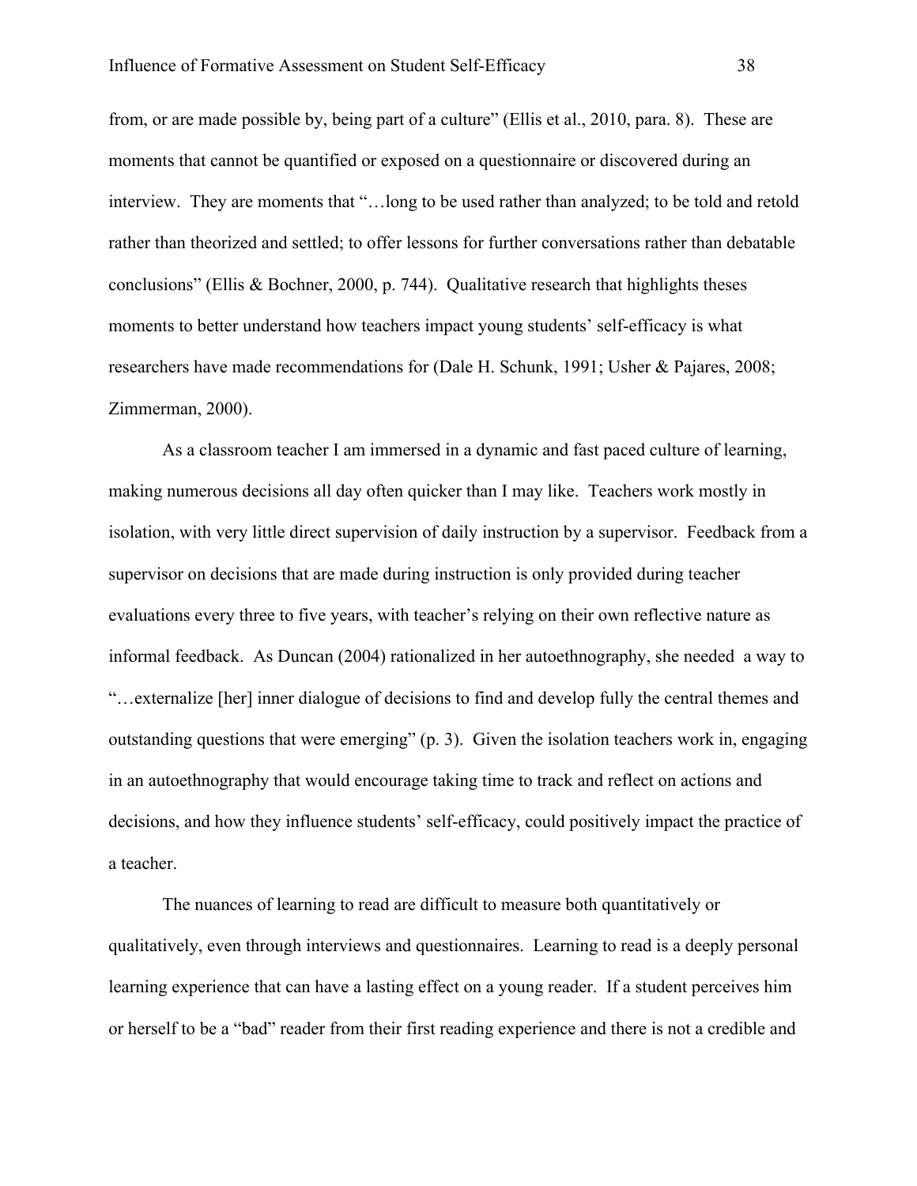from, or are made possible by, being part of a culture" (Ellis et al., 2010, para. 8). These are moments that cannot be quantified or exposed on a questionnaire or discovered during an interview. They are moments that "…long to be used rather than analyzed; to be told and retold rather than theorized and settled; to offer lessons for further conversations rather than debatable conclusions" (Ellis & Bochner, 2000, p. 744). Qualitative research that highlights theses moments to better understand how teachers impact young students' self-efficacy is what researchers have made recommendations for (Dale H. Schunk, 1991; Usher & Pajares, 2008; Zimmerman, 2000).

As a classroom teacher I am immersed in a dynamic and fast paced culture of learning, making numerous decisions all day often quicker than I may like. Teachers work mostly in isolation, with very little direct supervision of daily instruction by a supervisor. Feedback from a supervisor on decisions that are made during instruction is only provided during teacher evaluations every three to five years, with teacher's relying on their own reflective nature as informal feedback. As Duncan (2004) rationalized in her autoethnography, she needed a way to "…externalize [her] inner dialogue of decisions to find and develop fully the central themes and outstanding questions that were emerging" (p. 3). Given the isolation teachers work in, engaging in an autoethnography that would encourage taking time to track and reflect on actions and decisions, and how they influence students' self-efficacy, could positively impact the practice of a teacher.

The nuances of learning to read are difficult to measure both quantitatively or qualitatively, even through interviews and questionnaires. Learning to read is a deeply personal learning experience that can have a lasting effect on a young reader. If a student perceives him or herself to be a "bad" reader from their first reading experience and there is not a credible and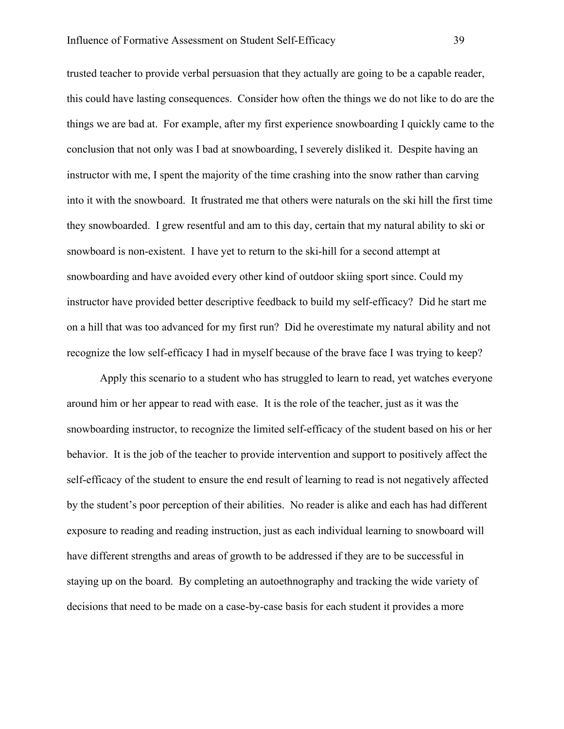trusted teacher to provide verbal persuasion that they actually are going to be a capable reader, this could have lasting consequences. Consider how often the things we do not like to do are the things we are bad at. For example, after my first experience snowboarding I quickly came to the conclusion that not only was I bad at snowboarding, I severely disliked it. Despite having an instructor with me, I spent the majority of the time crashing into the snow rather than carving into it with the snowboard. It frustrated me that others were naturals on the ski hill the first time they snowboarded. I grew resentful and am to this day, certain that my natural ability to ski or snowboard is non-existent. I have yet to return to the ski-hill for a second attempt at snowboarding and have avoided every other kind of outdoor skiing sport since. Could my instructor have provided better descriptive feedback to build my self-efficacy? Did he start me on a hill that was too advanced for my first run? Did he overestimate my natural ability and not recognize the low self-efficacy I had in myself because of the brave face I was trying to keep?

Apply this scenario to a student who has struggled to learn to read, yet watches everyone around him or her appear to read with ease. It is the role of the teacher, just as it was the snowboarding instructor, to recognize the limited self-efficacy of the student based on his or her behavior. It is the job of the teacher to provide intervention and support to positively affect the self-efficacy of the student to ensure the end result of learning to read is not negatively affected by the student's poor perception of their abilities. No reader is alike and each has had different exposure to reading and reading instruction, just as each individual learning to snowboard will have different strengths and areas of growth to be addressed if they are to be successful in staying up on the board. By completing an autoethnography and tracking the wide variety of decisions that need to be made on a case-by-case basis for each student it provides a more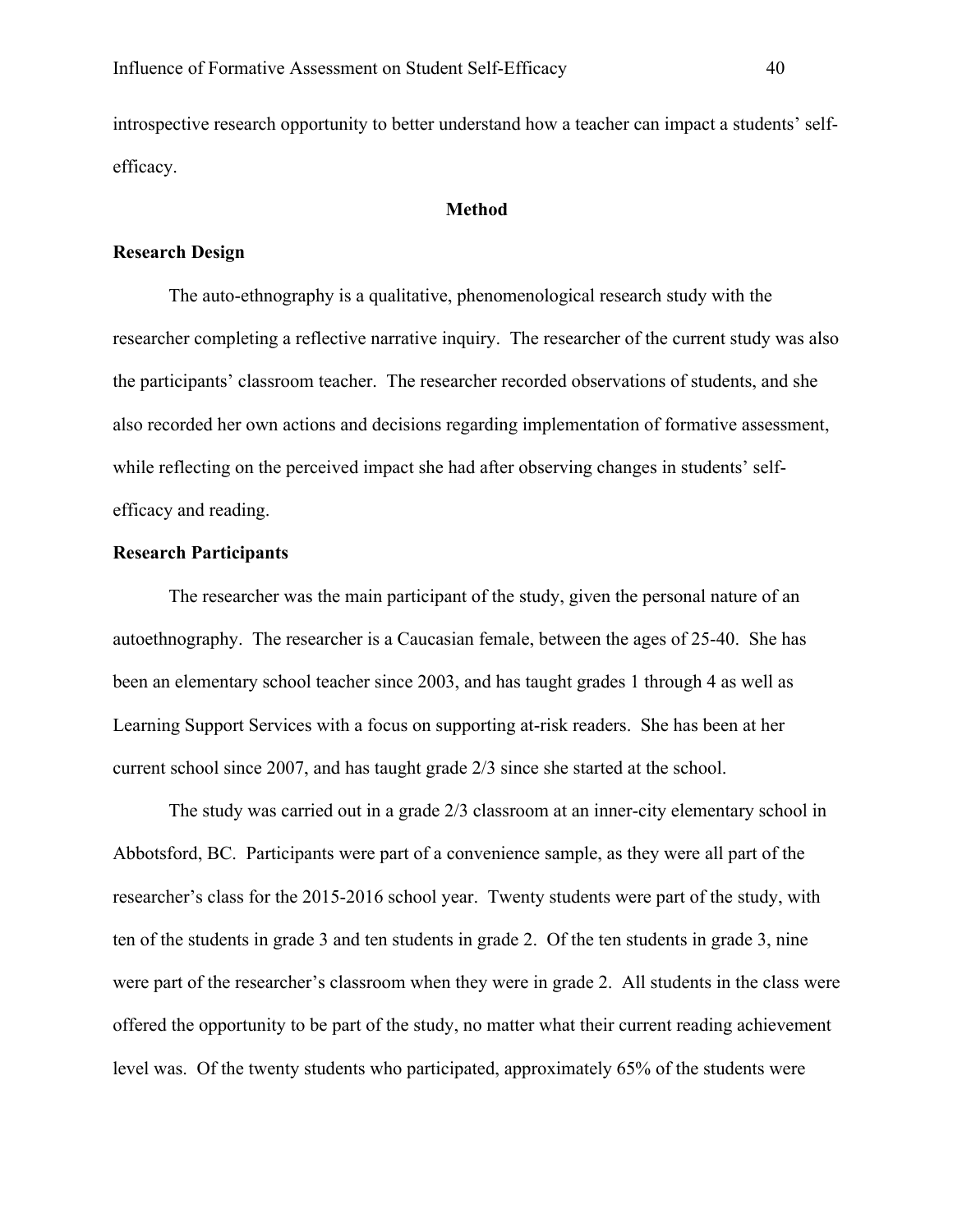introspective research opportunity to better understand how a teacher can impact a students' self-efficacy.

## Method

### Research Design

The auto-ethnography is a qualitative, phenomenological research study with the researcher completing a reflective narrative inquiry. The researcher of the current study was also the participants' classroom teacher. The researcher recorded observations of students, and she also recorded her own actions and decisions regarding implementation of formative assessment, while reflecting on the perceived impact she had after observing changes in students' self-efficacy and reading.

### Research Participants

The researcher was the main participant of the study, given the personal nature of an autoethnography. The researcher is a Caucasian female, between the ages of 25-40. She has been an elementary school teacher since 2003, and has taught grades 1 through 4 as well as Learning Support Services with a focus on supporting at-risk readers. She has been at her current school since 2007, and has taught grade 2/3 since she started at the school.

The study was carried out in a grade 2/3 classroom at an inner-city elementary school in Abbotsford, BC. Participants were part of a convenience sample, as they were all part of the researcher's class for the 2015-2016 school year. Twenty students were part of the study, with ten of the students in grade 3 and ten students in grade 2. Of the ten students in grade 3, nine were part of the researcher's classroom when they were in grade 2. All students in the class were offered the opportunity to be part of the study, no matter what their current reading achievement level was. Of the twenty students who participated, approximately 65% of the students were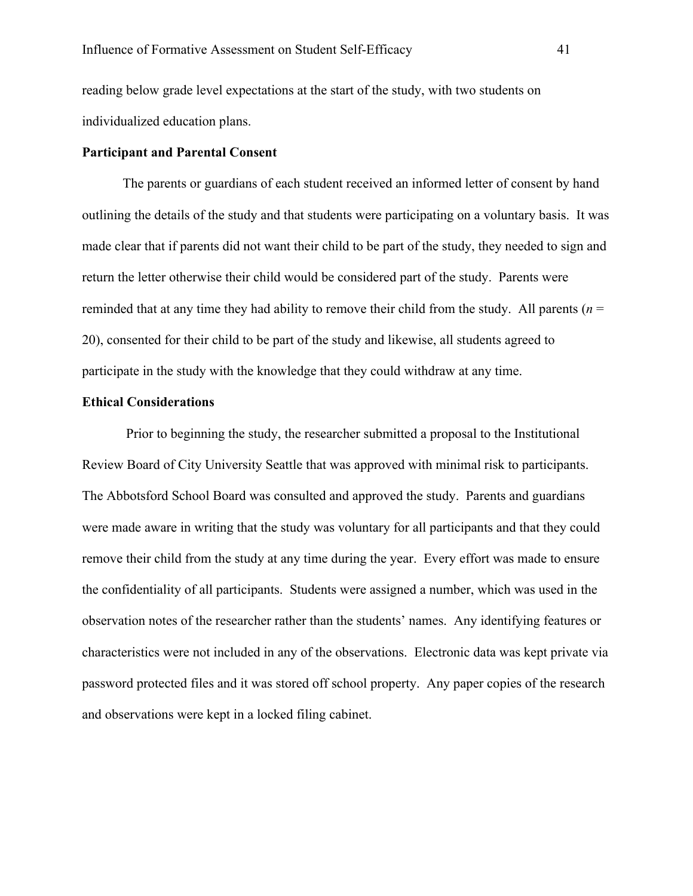reading below grade level expectations at the start of the study, with two students on individualized education plans.

**Participant and Parental Consent**

The parents or guardians of each student received an informed letter of consent by hand outlining the details of the study and that students were participating on a voluntary basis. It was made clear that if parents did not want their child to be part of the study, they needed to sign and return the letter otherwise their child would be considered part of the study. Parents were reminded that at any time they had ability to remove their child from the study. All parents ($n$ = 20), consented for their child to be part of the study and likewise, all students agreed to participate in the study with the knowledge that they could withdraw at any time.

**Ethical Considerations**

Prior to beginning the study, the researcher submitted a proposal to the Institutional Review Board of City University Seattle that was approved with minimal risk to participants. The Abbotsford School Board was consulted and approved the study. Parents and guardians were made aware in writing that the study was voluntary for all participants and that they could remove their child from the study at any time during the year. Every effort was made to ensure the confidentiality of all participants. Students were assigned a number, which was used in the observation notes of the researcher rather than the students' names. Any identifying features or characteristics were not included in any of the observations. Electronic data was kept private via password protected files and it was stored off school property. Any paper copies of the research and observations were kept in a locked filing cabinet.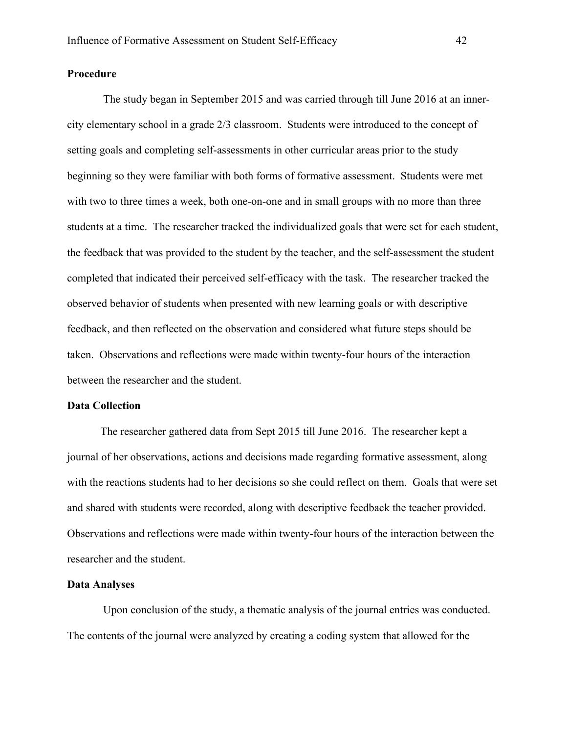**Procedure**

The study began in September 2015 and was carried through till June 2016 at an inner-city elementary school in a grade 2/3 classroom. Students were introduced to the concept of setting goals and completing self-assessments in other curricular areas prior to the study beginning so they were familiar with both forms of formative assessment. Students were met with two to three times a week, both one-on-one and in small groups with no more than three students at a time. The researcher tracked the individualized goals that were set for each student, the feedback that was provided to the student by the teacher, and the self-assessment the student completed that indicated their perceived self-efficacy with the task. The researcher tracked the observed behavior of students when presented with new learning goals or with descriptive feedback, and then reflected on the observation and considered what future steps should be taken. Observations and reflections were made within twenty-four hours of the interaction between the researcher and the student.

**Data Collection**

The researcher gathered data from Sept 2015 till June 2016. The researcher kept a journal of her observations, actions and decisions made regarding formative assessment, along with the reactions students had to her decisions so she could reflect on them. Goals that were set and shared with students were recorded, along with descriptive feedback the teacher provided. Observations and reflections were made within twenty-four hours of the interaction between the researcher and the student.

**Data Analyses**

Upon conclusion of the study, a thematic analysis of the journal entries was conducted. The contents of the journal were analyzed by creating a coding system that allowed for the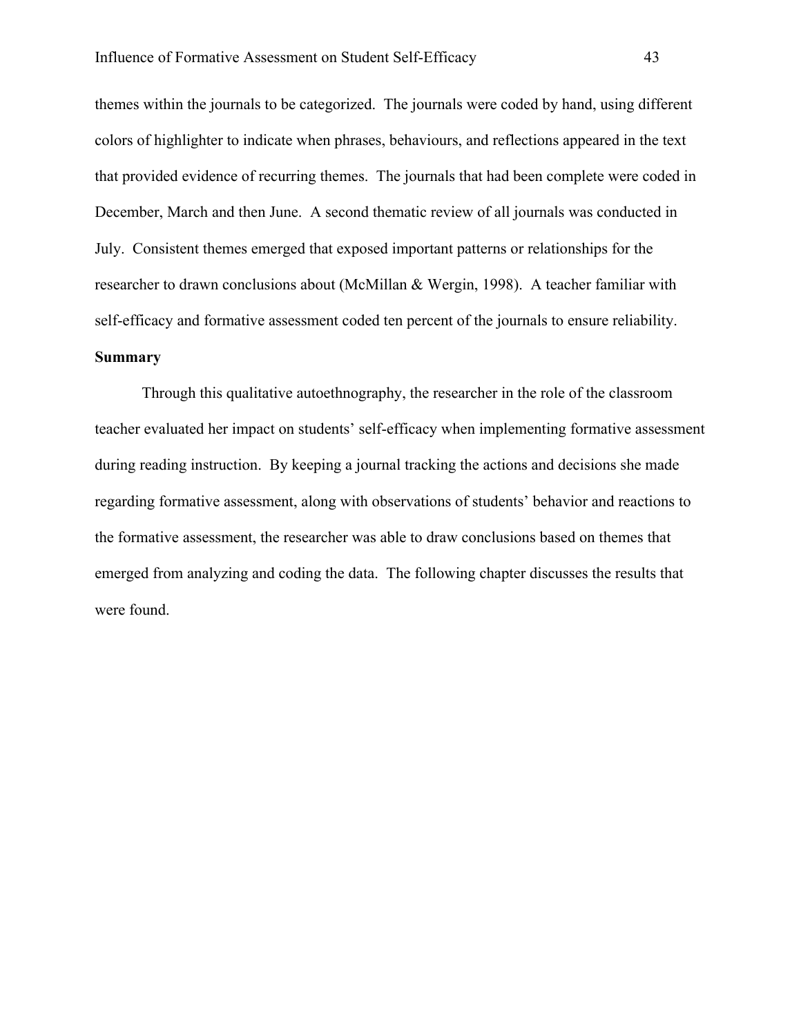themes within the journals to be categorized. The journals were coded by hand, using different colors of highlighter to indicate when phrases, behaviours, and reflections appeared in the text that provided evidence of recurring themes. The journals that had been complete were coded in December, March and then June. A second thematic review of all journals was conducted in July. Consistent themes emerged that exposed important patterns or relationships for the researcher to drawn conclusions about (McMillan & Wergin, 1998). A teacher familiar with self-efficacy and formative assessment coded ten percent of the journals to ensure reliability.

**Summary**

Through this qualitative autoethnography, the researcher in the role of the classroom teacher evaluated her impact on students' self-efficacy when implementing formative assessment during reading instruction. By keeping a journal tracking the actions and decisions she made regarding formative assessment, along with observations of students' behavior and reactions to the formative assessment, the researcher was able to draw conclusions based on themes that emerged from analyzing and coding the data. The following chapter discusses the results that were found.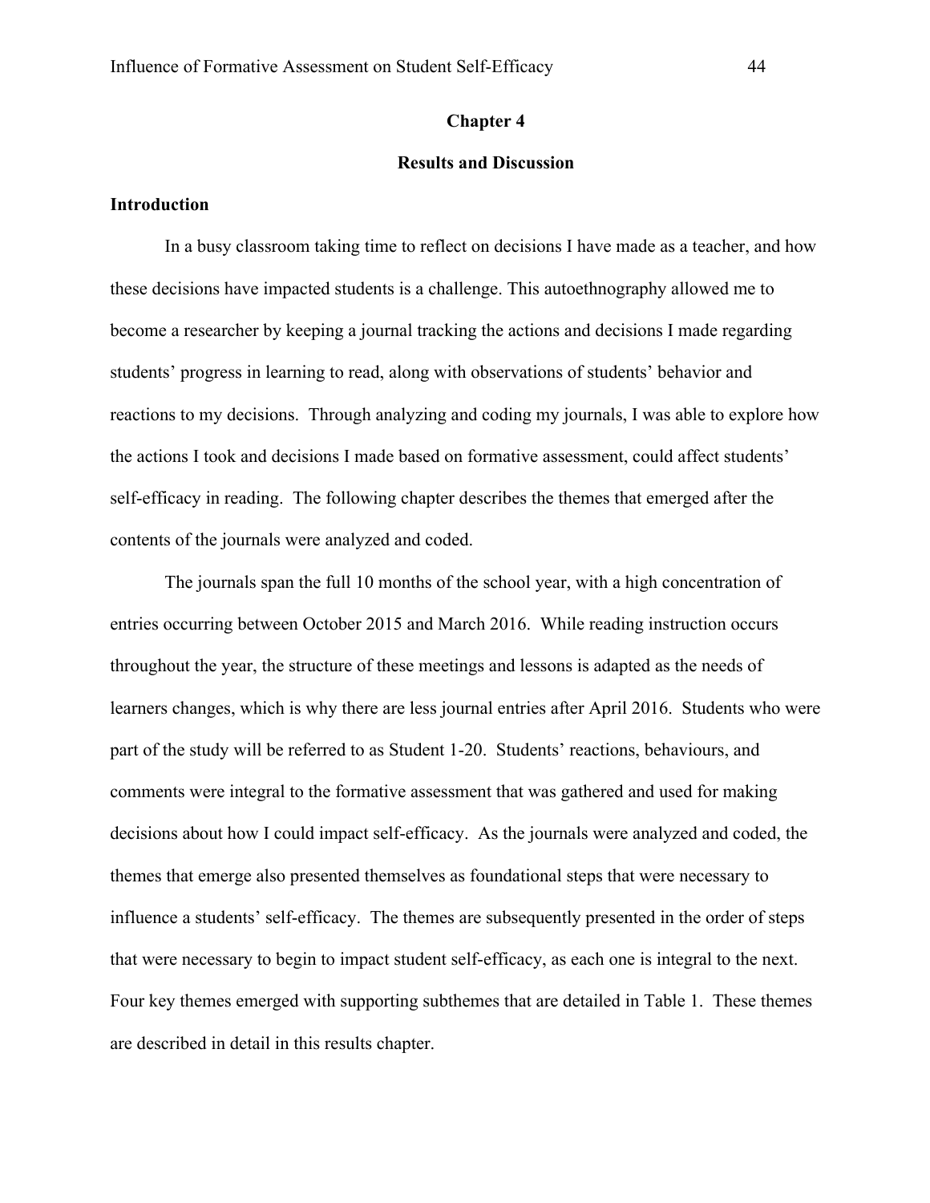# Chapter 4

## Results and Discussion

### Introduction

In a busy classroom taking time to reflect on decisions I have made as a teacher, and how these decisions have impacted students is a challenge. This autoethnography allowed me to become a researcher by keeping a journal tracking the actions and decisions I made regarding students' progress in learning to read, along with observations of students' behavior and reactions to my decisions. Through analyzing and coding my journals, I was able to explore how the actions I took and decisions I made based on formative assessment, could affect students' self-efficacy in reading. The following chapter describes the themes that emerged after the contents of the journals were analyzed and coded.

The journals span the full 10 months of the school year, with a high concentration of entries occurring between October 2015 and March 2016. While reading instruction occurs throughout the year, the structure of these meetings and lessons is adapted as the needs of learners changes, which is why there are less journal entries after April 2016. Students who were part of the study will be referred to as Student 1-20. Students' reactions, behaviours, and comments were integral to the formative assessment that was gathered and used for making decisions about how I could impact self-efficacy. As the journals were analyzed and coded, the themes that emerge also presented themselves as foundational steps that were necessary to influence a students' self-efficacy. The themes are subsequently presented in the order of steps that were necessary to begin to impact student self-efficacy, as each one is integral to the next. Four key themes emerged with supporting subthemes that are detailed in Table 1. These themes are described in detail in this results chapter.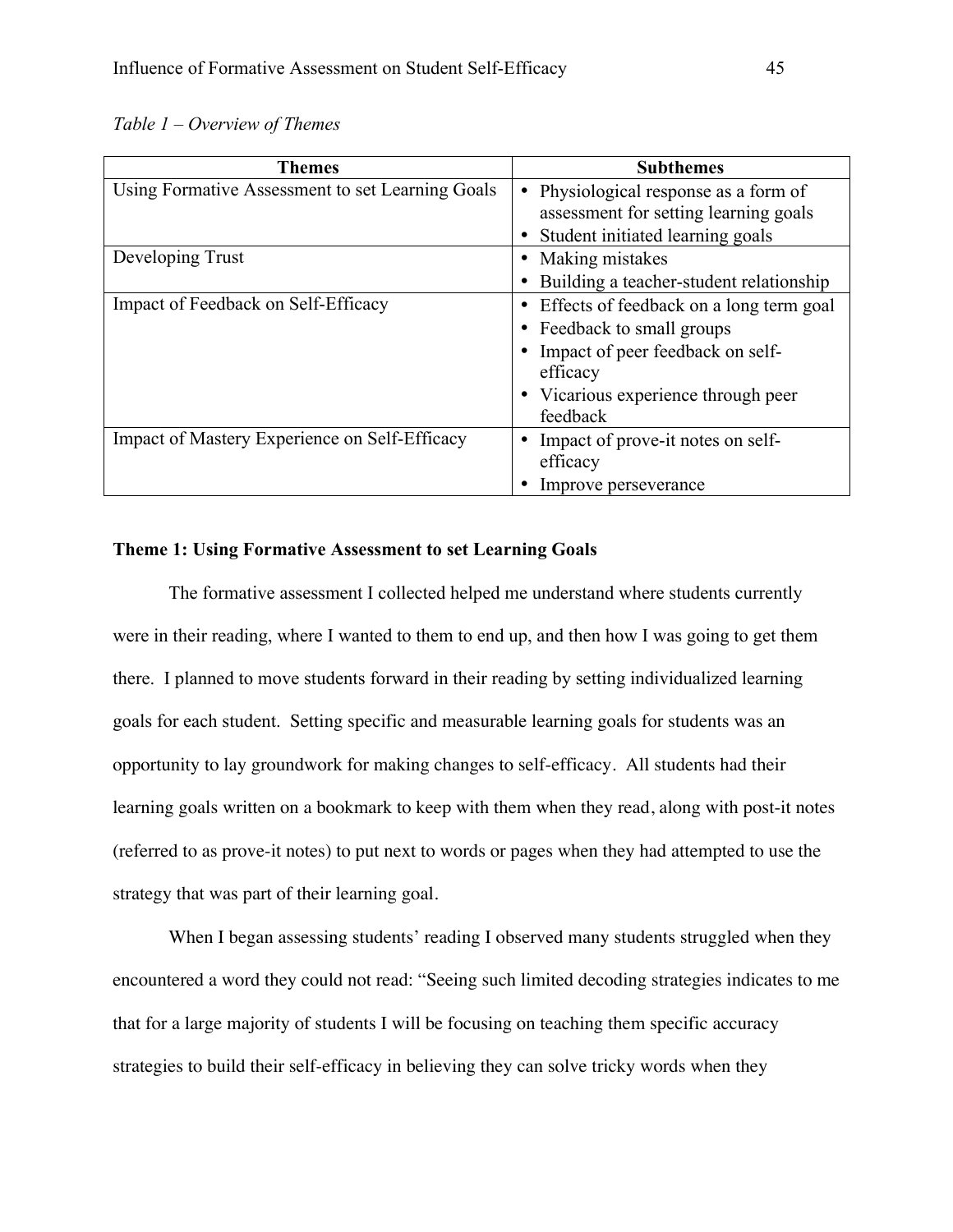*Table 1 – Overview of Themes*

| Themes | Subthemes |
|---|---|
| Using Formative Assessment to set Learning Goals | • Physiological response as a form of assessment for setting learning goals<br>• Student initiated learning goals |
| Developing Trust | • Making mistakes<br>• Building a teacher-student relationship |
| Impact of Feedback on Self-Efficacy | • Effects of feedback on a long term goal<br>• Feedback to small groups<br>• Impact of peer feedback on self-efficacy<br>• Vicarious experience through peer feedback |
| Impact of Mastery Experience on Self-Efficacy | • Impact of prove-it notes on self-efficacy<br>• Improve perseverance |

**Theme 1: Using Formative Assessment to set Learning Goals**

The formative assessment I collected helped me understand where students currently were in their reading, where I wanted to them to end up, and then how I was going to get them there. I planned to move students forward in their reading by setting individualized learning goals for each student. Setting specific and measurable learning goals for students was an opportunity to lay groundwork for making changes to self-efficacy. All students had their learning goals written on a bookmark to keep with them when they read, along with post-it notes (referred to as prove-it notes) to put next to words or pages when they had attempted to use the strategy that was part of their learning goal.

When I began assessing students' reading I observed many students struggled when they encountered a word they could not read: "Seeing such limited decoding strategies indicates to me that for a large majority of students I will be focusing on teaching them specific accuracy strategies to build their self-efficacy in believing they can solve tricky words when they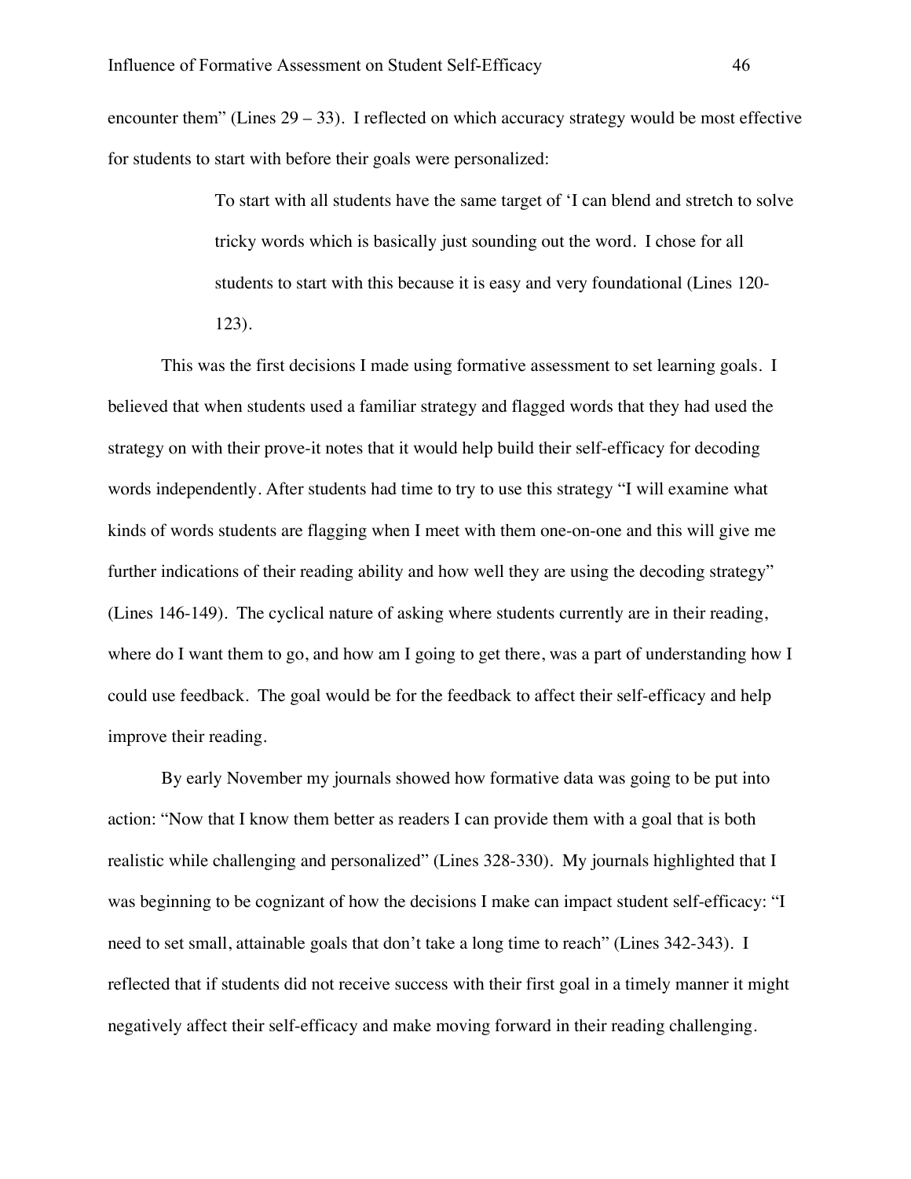encounter them" (Lines 29 – 33). I reflected on which accuracy strategy would be most effective for students to start with before their goals were personalized:

> To start with all students have the same target of 'I can blend and stretch to solve tricky words which is basically just sounding out the word. I chose for all students to start with this because it is easy and very foundational (Lines 120-123).

This was the first decisions I made using formative assessment to set learning goals. I believed that when students used a familiar strategy and flagged words that they had used the strategy on with their prove-it notes that it would help build their self-efficacy for decoding words independently. After students had time to try to use this strategy "I will examine what kinds of words students are flagging when I meet with them one-on-one and this will give me further indications of their reading ability and how well they are using the decoding strategy" (Lines 146-149). The cyclical nature of asking where students currently are in their reading, where do I want them to go, and how am I going to get there, was a part of understanding how I could use feedback. The goal would be for the feedback to affect their self-efficacy and help improve their reading.

By early November my journals showed how formative data was going to be put into action: "Now that I know them better as readers I can provide them with a goal that is both realistic while challenging and personalized" (Lines 328-330). My journals highlighted that I was beginning to be cognizant of how the decisions I make can impact student self-efficacy: "I need to set small, attainable goals that don't take a long time to reach" (Lines 342-343). I reflected that if students did not receive success with their first goal in a timely manner it might negatively affect their self-efficacy and make moving forward in their reading challenging.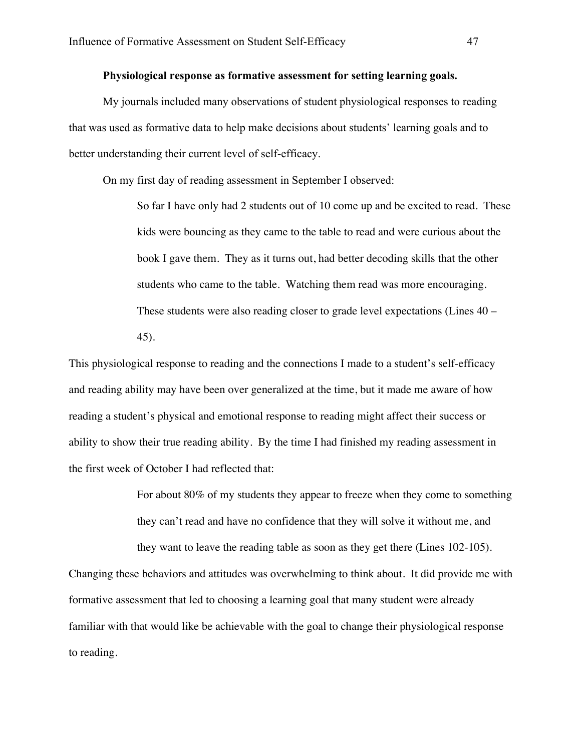**Physiological response as formative assessment for setting learning goals.**

My journals included many observations of student physiological responses to reading that was used as formative data to help make decisions about students' learning goals and to better understanding their current level of self-efficacy.

On my first day of reading assessment in September I observed:

> So far I have only had 2 students out of 10 come up and be excited to read. These kids were bouncing as they came to the table to read and were curious about the book I gave them. They as it turns out, had better decoding skills that the other students who came to the table. Watching them read was more encouraging. These students were also reading closer to grade level expectations (Lines 40 – 45).

This physiological response to reading and the connections I made to a student's self-efficacy and reading ability may have been over generalized at the time, but it made me aware of how reading a student's physical and emotional response to reading might affect their success or ability to show their true reading ability. By the time I had finished my reading assessment in the first week of October I had reflected that:

> For about 80% of my students they appear to freeze when they come to something they can't read and have no confidence that they will solve it without me, and they want to leave the reading table as soon as they get there (Lines 102-105).

Changing these behaviors and attitudes was overwhelming to think about. It did provide me with formative assessment that led to choosing a learning goal that many student were already familiar with that would like be achievable with the goal to change their physiological response to reading.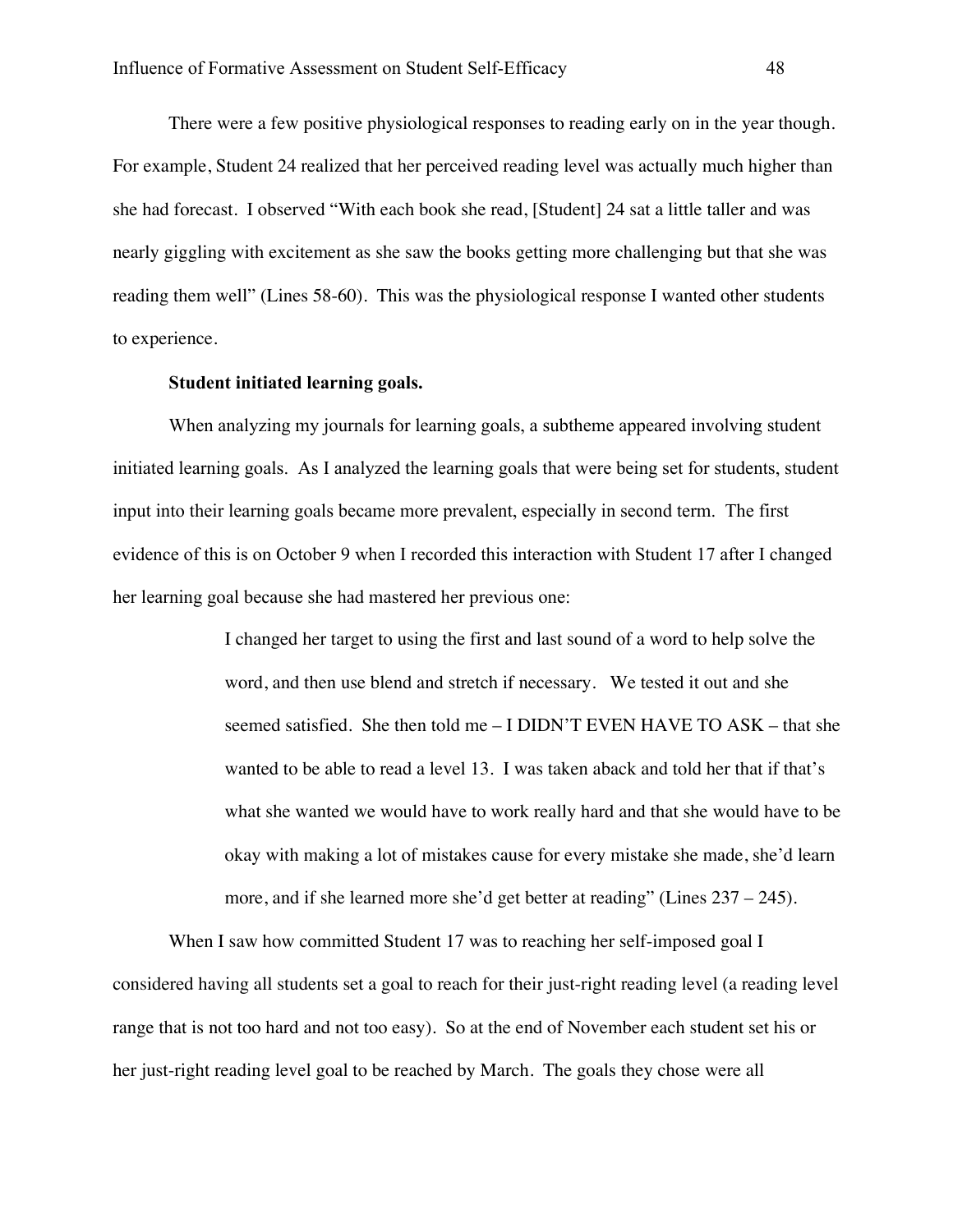There were a few positive physiological responses to reading early on in the year though. For example, Student 24 realized that her perceived reading level was actually much higher than she had forecast. I observed "With each book she read, [Student] 24 sat a little taller and was nearly giggling with excitement as she saw the books getting more challenging but that she was reading them well" (Lines 58-60). This was the physiological response I wanted other students to experience.

**Student initiated learning goals.**

When analyzing my journals for learning goals, a subtheme appeared involving student initiated learning goals. As I analyzed the learning goals that were being set for students, student input into their learning goals became more prevalent, especially in second term. The first evidence of this is on October 9 when I recorded this interaction with Student 17 after I changed her learning goal because she had mastered her previous one:

> I changed her target to using the first and last sound of a word to help solve the word, and then use blend and stretch if necessary. We tested it out and she seemed satisfied. She then told me – I DIDN'T EVEN HAVE TO ASK – that she wanted to be able to read a level 13. I was taken aback and told her that if that's what she wanted we would have to work really hard and that she would have to be okay with making a lot of mistakes cause for every mistake she made, she'd learn more, and if she learned more she'd get better at reading" (Lines 237 – 245).

When I saw how committed Student 17 was to reaching her self-imposed goal I considered having all students set a goal to reach for their just-right reading level (a reading level range that is not too hard and not too easy). So at the end of November each student set his or her just-right reading level goal to be reached by March. The goals they chose were all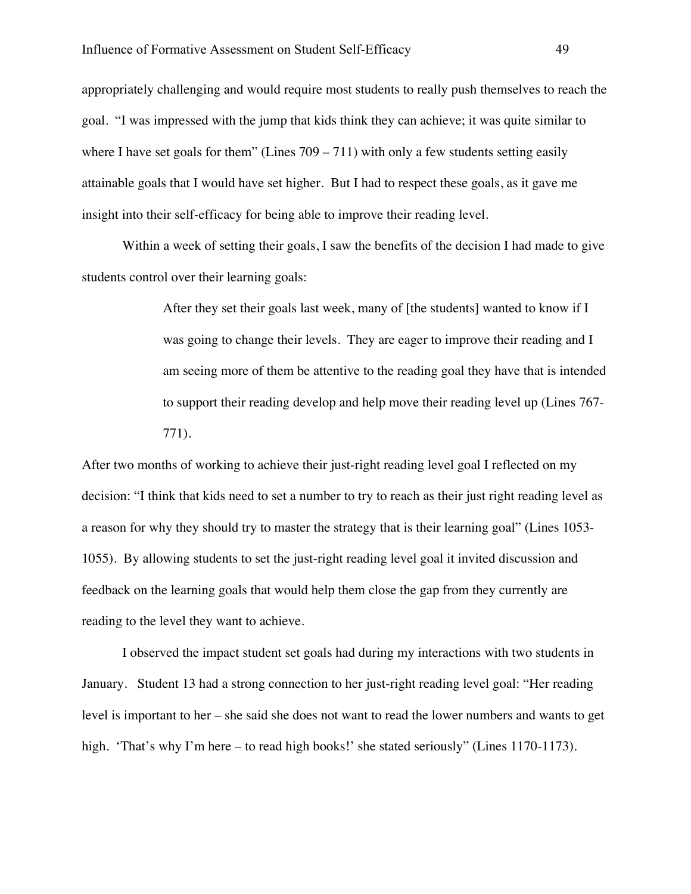appropriately challenging and would require most students to really push themselves to reach the goal. "I was impressed with the jump that kids think they can achieve; it was quite similar to where I have set goals for them" (Lines 709 – 711) with only a few students setting easily attainable goals that I would have set higher. But I had to respect these goals, as it gave me insight into their self-efficacy for being able to improve their reading level.

Within a week of setting their goals, I saw the benefits of the decision I had made to give students control over their learning goals:

> After they set their goals last week, many of [the students] wanted to know if I was going to change their levels. They are eager to improve their reading and I am seeing more of them be attentive to the reading goal they have that is intended to support their reading develop and help move their reading level up (Lines 767-771).

After two months of working to achieve their just-right reading level goal I reflected on my decision: "I think that kids need to set a number to try to reach as their just right reading level as a reason for why they should try to master the strategy that is their learning goal" (Lines 1053-1055). By allowing students to set the just-right reading level goal it invited discussion and feedback on the learning goals that would help them close the gap from they currently are reading to the level they want to achieve.

I observed the impact student set goals had during my interactions with two students in January. Student 13 had a strong connection to her just-right reading level goal: "Her reading level is important to her – she said she does not want to read the lower numbers and wants to get high. 'That's why I'm here – to read high books!' she stated seriously" (Lines 1170-1173).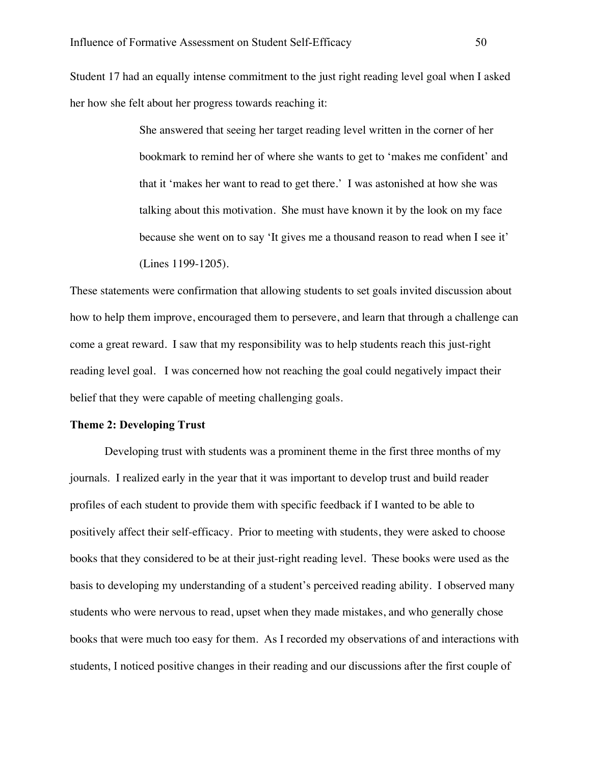Student 17 had an equally intense commitment to the just right reading level goal when I asked her how she felt about her progress towards reaching it:

> She answered that seeing her target reading level written in the corner of her bookmark to remind her of where she wants to get to 'makes me confident' and that it 'makes her want to read to get there.' I was astonished at how she was talking about this motivation. She must have known it by the look on my face because she went on to say 'It gives me a thousand reason to read when I see it' (Lines 1199-1205).

These statements were confirmation that allowing students to set goals invited discussion about how to help them improve, encouraged them to persevere, and learn that through a challenge can come a great reward. I saw that my responsibility was to help students reach this just-right reading level goal. I was concerned how not reaching the goal could negatively impact their belief that they were capable of meeting challenging goals.

**Theme 2: Developing Trust**

Developing trust with students was a prominent theme in the first three months of my journals. I realized early in the year that it was important to develop trust and build reader profiles of each student to provide them with specific feedback if I wanted to be able to positively affect their self-efficacy. Prior to meeting with students, they were asked to choose books that they considered to be at their just-right reading level. These books were used as the basis to developing my understanding of a student's perceived reading ability. I observed many students who were nervous to read, upset when they made mistakes, and who generally chose books that were much too easy for them. As I recorded my observations of and interactions with students, I noticed positive changes in their reading and our discussions after the first couple of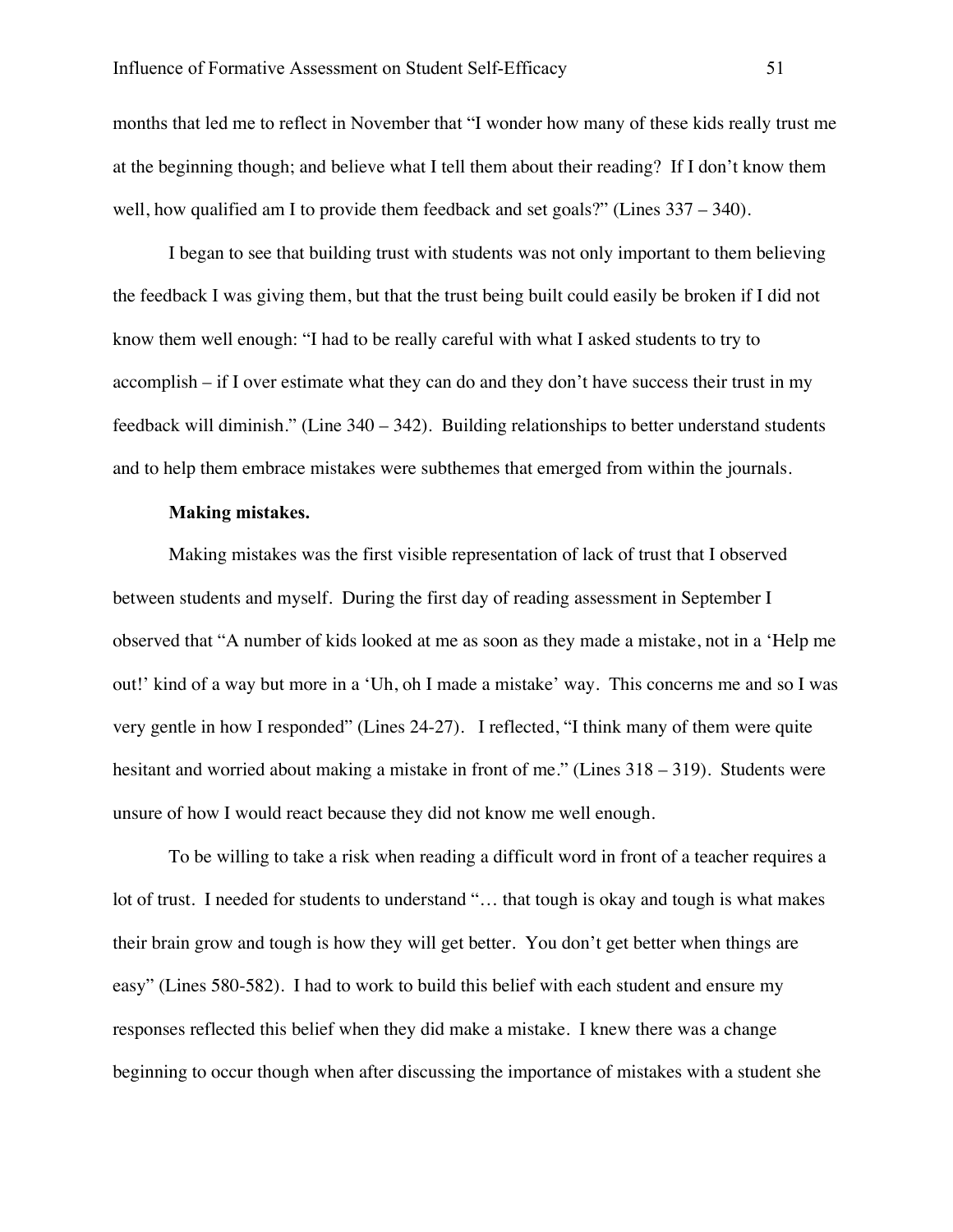months that led me to reflect in November that "I wonder how many of these kids really trust me at the beginning though; and believe what I tell them about their reading? If I don't know them well, how qualified am I to provide them feedback and set goals?" (Lines 337 – 340).

I began to see that building trust with students was not only important to them believing the feedback I was giving them, but that the trust being built could easily be broken if I did not know them well enough: "I had to be really careful with what I asked students to try to accomplish – if I over estimate what they can do and they don't have success their trust in my feedback will diminish." (Line 340 – 342). Building relationships to better understand students and to help them embrace mistakes were subthemes that emerged from within the journals.

**Making mistakes.**

Making mistakes was the first visible representation of lack of trust that I observed between students and myself. During the first day of reading assessment in September I observed that "A number of kids looked at me as soon as they made a mistake, not in a 'Help me out!' kind of a way but more in a 'Uh, oh I made a mistake' way. This concerns me and so I was very gentle in how I responded" (Lines 24-27). I reflected, "I think many of them were quite hesitant and worried about making a mistake in front of me." (Lines 318 – 319). Students were unsure of how I would react because they did not know me well enough.

To be willing to take a risk when reading a difficult word in front of a teacher requires a lot of trust. I needed for students to understand "… that tough is okay and tough is what makes their brain grow and tough is how they will get better. You don't get better when things are easy" (Lines 580-582). I had to work to build this belief with each student and ensure my responses reflected this belief when they did make a mistake. I knew there was a change beginning to occur though when after discussing the importance of mistakes with a student she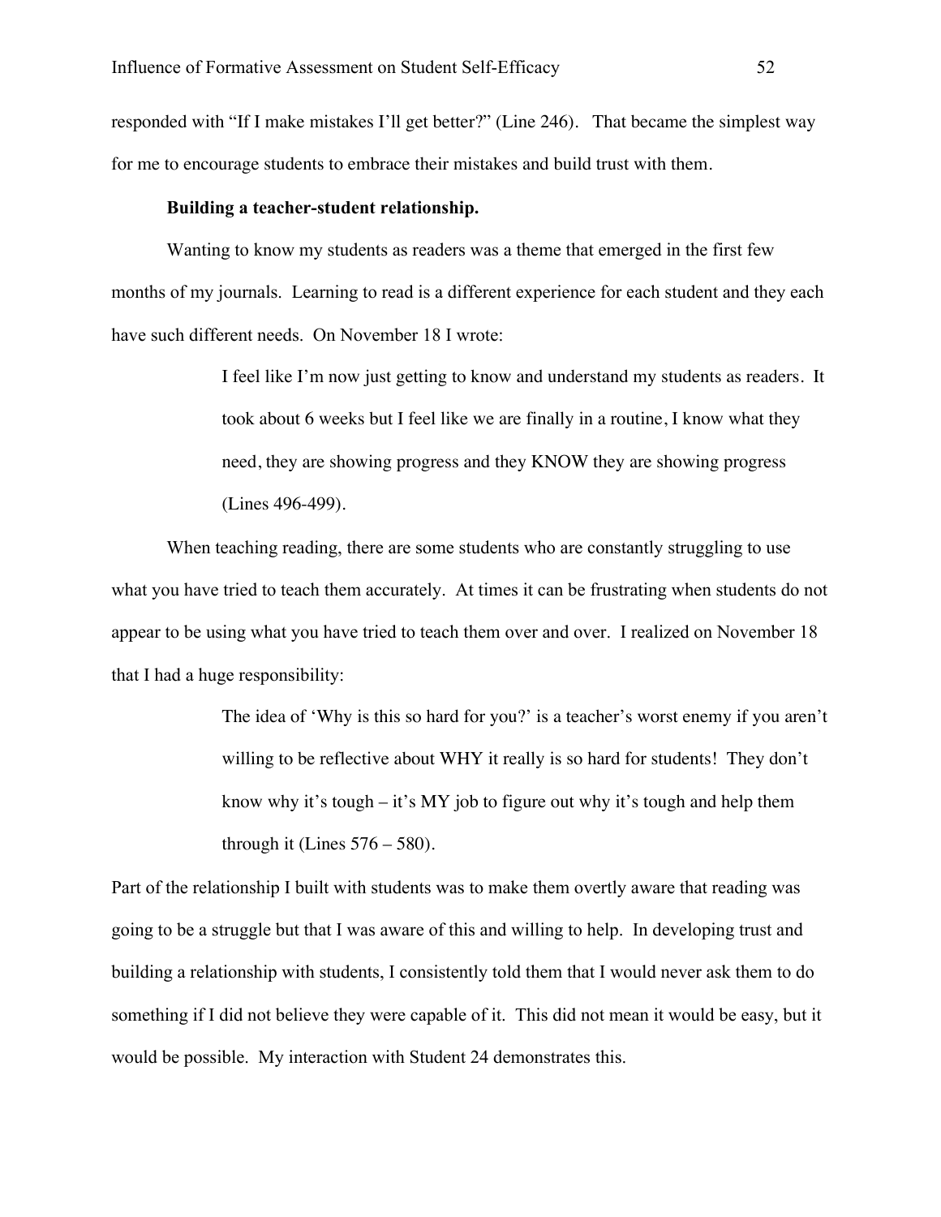responded with "If I make mistakes I'll get better?" (Line 246). That became the simplest way for me to encourage students to embrace their mistakes and build trust with them.

**Building a teacher-student relationship.**

Wanting to know my students as readers was a theme that emerged in the first few months of my journals. Learning to read is a different experience for each student and they each have such different needs. On November 18 I wrote:

> I feel like I'm now just getting to know and understand my students as readers. It took about 6 weeks but I feel like we are finally in a routine, I know what they need, they are showing progress and they KNOW they are showing progress (Lines 496-499).

When teaching reading, there are some students who are constantly struggling to use what you have tried to teach them accurately. At times it can be frustrating when students do not appear to be using what you have tried to teach them over and over. I realized on November 18 that I had a huge responsibility:

> The idea of 'Why is this so hard for you?' is a teacher's worst enemy if you aren't willing to be reflective about WHY it really is so hard for students! They don't know why it's tough – it's MY job to figure out why it's tough and help them through it (Lines 576 – 580).

Part of the relationship I built with students was to make them overtly aware that reading was going to be a struggle but that I was aware of this and willing to help. In developing trust and building a relationship with students, I consistently told them that I would never ask them to do something if I did not believe they were capable of it. This did not mean it would be easy, but it would be possible. My interaction with Student 24 demonstrates this.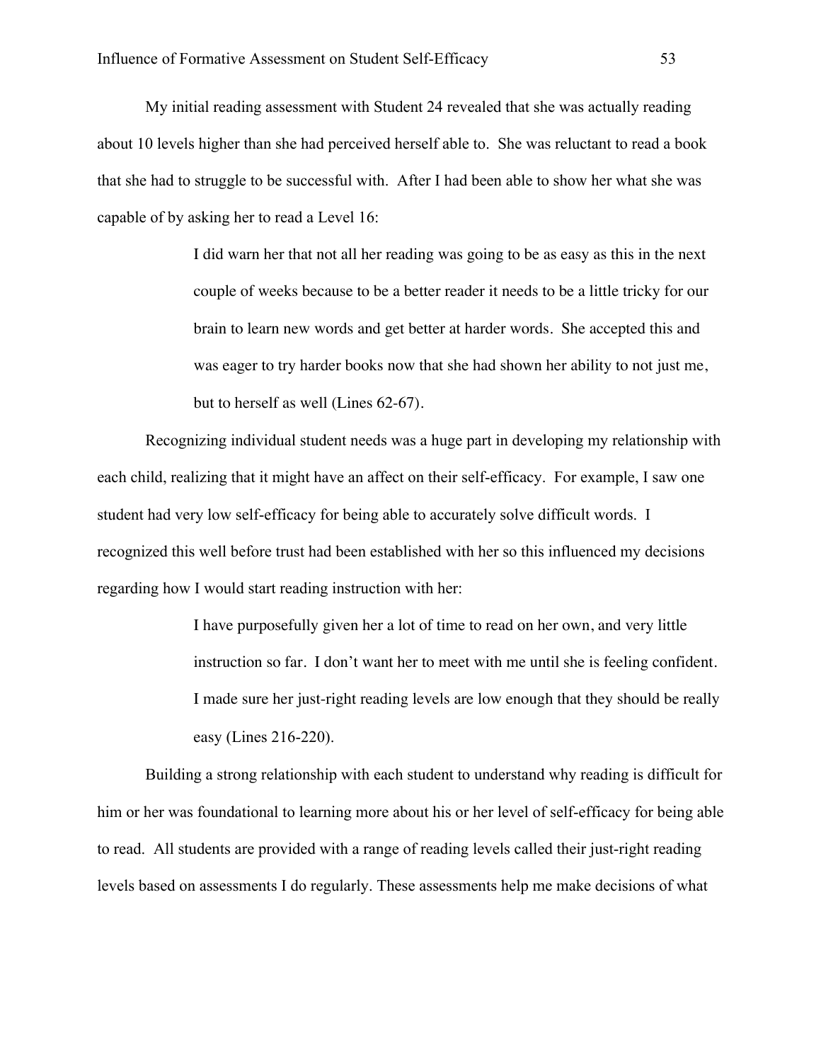My initial reading assessment with Student 24 revealed that she was actually reading about 10 levels higher than she had perceived herself able to. She was reluctant to read a book that she had to struggle to be successful with. After I had been able to show her what she was capable of by asking her to read a Level 16:

> I did warn her that not all her reading was going to be as easy as this in the next couple of weeks because to be a better reader it needs to be a little tricky for our brain to learn new words and get better at harder words. She accepted this and was eager to try harder books now that she had shown her ability to not just me, but to herself as well (Lines 62-67).

Recognizing individual student needs was a huge part in developing my relationship with each child, realizing that it might have an affect on their self-efficacy. For example, I saw one student had very low self-efficacy for being able to accurately solve difficult words. I recognized this well before trust had been established with her so this influenced my decisions regarding how I would start reading instruction with her:

> I have purposefully given her a lot of time to read on her own, and very little instruction so far. I don't want her to meet with me until she is feeling confident. I made sure her just-right reading levels are low enough that they should be really easy (Lines 216-220).

Building a strong relationship with each student to understand why reading is difficult for him or her was foundational to learning more about his or her level of self-efficacy for being able to read. All students are provided with a range of reading levels called their just-right reading levels based on assessments I do regularly. These assessments help me make decisions of what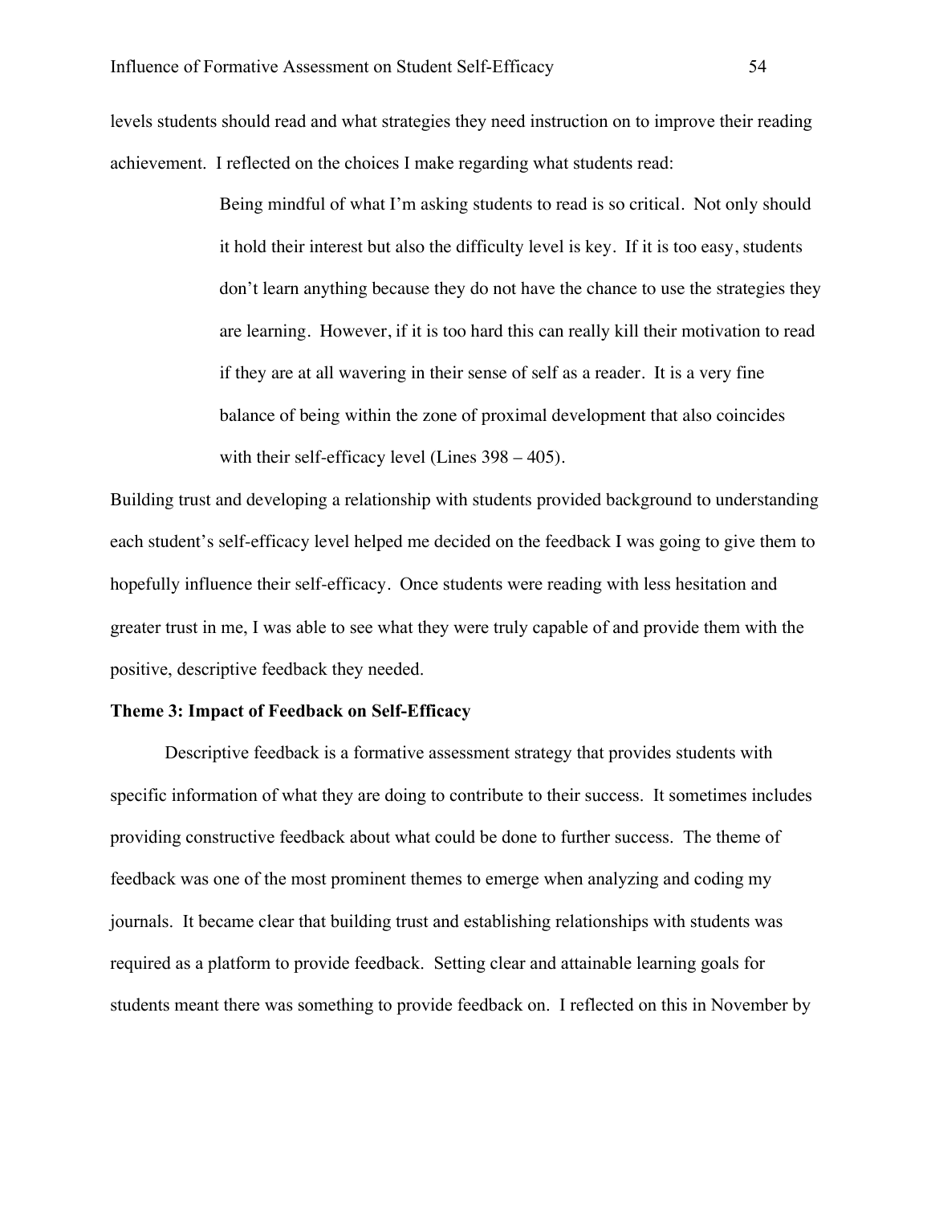levels students should read and what strategies they need instruction on to improve their reading achievement. I reflected on the choices I make regarding what students read:

> Being mindful of what I'm asking students to read is so critical. Not only should it hold their interest but also the difficulty level is key. If it is too easy, students don't learn anything because they do not have the chance to use the strategies they are learning. However, if it is too hard this can really kill their motivation to read if they are at all wavering in their sense of self as a reader. It is a very fine balance of being within the zone of proximal development that also coincides with their self-efficacy level (Lines 398 – 405).

Building trust and developing a relationship with students provided background to understanding each student's self-efficacy level helped me decided on the feedback I was going to give them to hopefully influence their self-efficacy. Once students were reading with less hesitation and greater trust in me, I was able to see what they were truly capable of and provide them with the positive, descriptive feedback they needed.

**Theme 3: Impact of Feedback on Self-Efficacy**

Descriptive feedback is a formative assessment strategy that provides students with specific information of what they are doing to contribute to their success. It sometimes includes providing constructive feedback about what could be done to further success. The theme of feedback was one of the most prominent themes to emerge when analyzing and coding my journals. It became clear that building trust and establishing relationships with students was required as a platform to provide feedback. Setting clear and attainable learning goals for students meant there was something to provide feedback on. I reflected on this in November by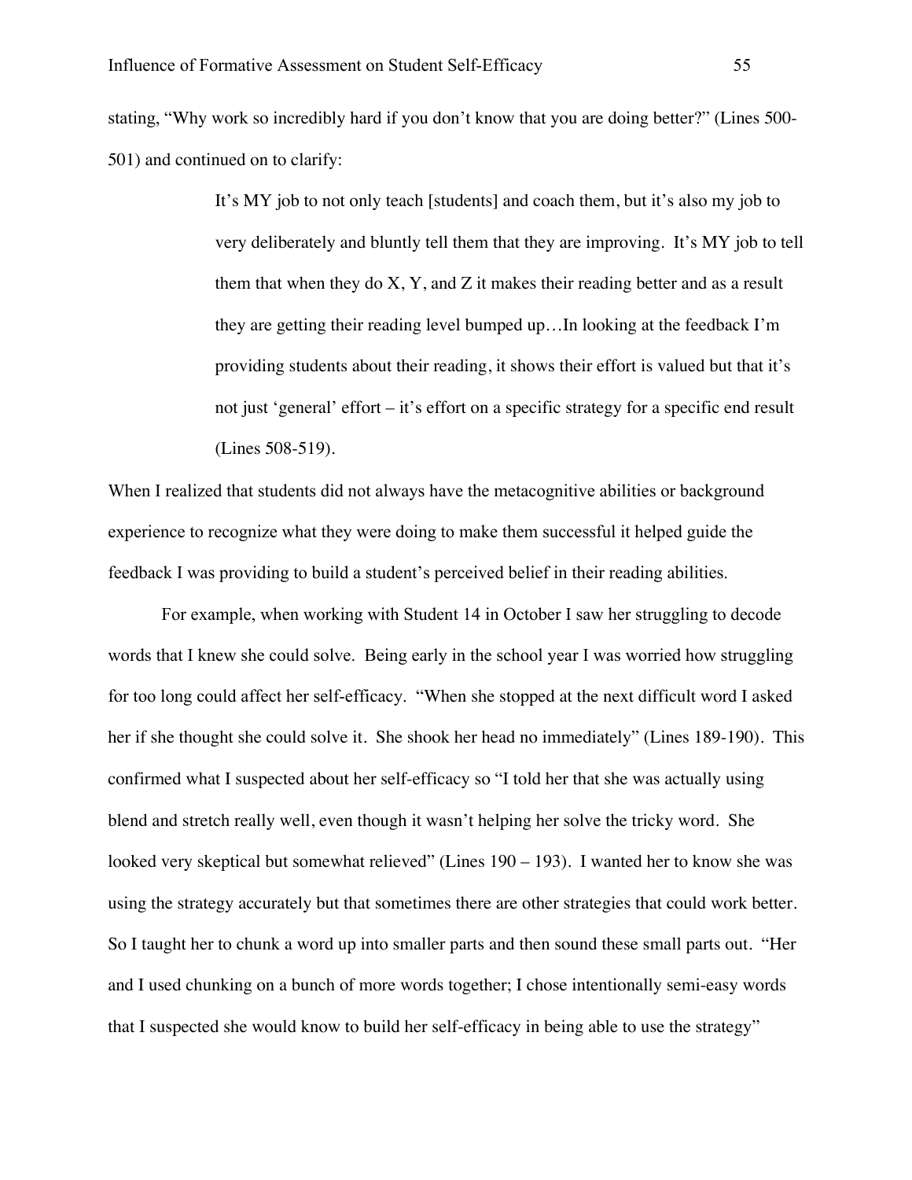stating, "Why work so incredibly hard if you don't know that you are doing better?" (Lines 500-501) and continued on to clarify:

> It's MY job to not only teach [students] and coach them, but it's also my job to very deliberately and bluntly tell them that they are improving. It's MY job to tell them that when they do X, Y, and Z it makes their reading better and as a result they are getting their reading level bumped up…In looking at the feedback I'm providing students about their reading, it shows their effort is valued but that it's not just 'general' effort – it's effort on a specific strategy for a specific end result (Lines 508-519).

When I realized that students did not always have the metacognitive abilities or background experience to recognize what they were doing to make them successful it helped guide the feedback I was providing to build a student's perceived belief in their reading abilities.

For example, when working with Student 14 in October I saw her struggling to decode words that I knew she could solve. Being early in the school year I was worried how struggling for too long could affect her self-efficacy. "When she stopped at the next difficult word I asked her if she thought she could solve it. She shook her head no immediately" (Lines 189-190). This confirmed what I suspected about her self-efficacy so "I told her that she was actually using blend and stretch really well, even though it wasn't helping her solve the tricky word. She looked very skeptical but somewhat relieved" (Lines 190 – 193). I wanted her to know she was using the strategy accurately but that sometimes there are other strategies that could work better. So I taught her to chunk a word up into smaller parts and then sound these small parts out. "Her and I used chunking on a bunch of more words together; I chose intentionally semi-easy words that I suspected she would know to build her self-efficacy in being able to use the strategy"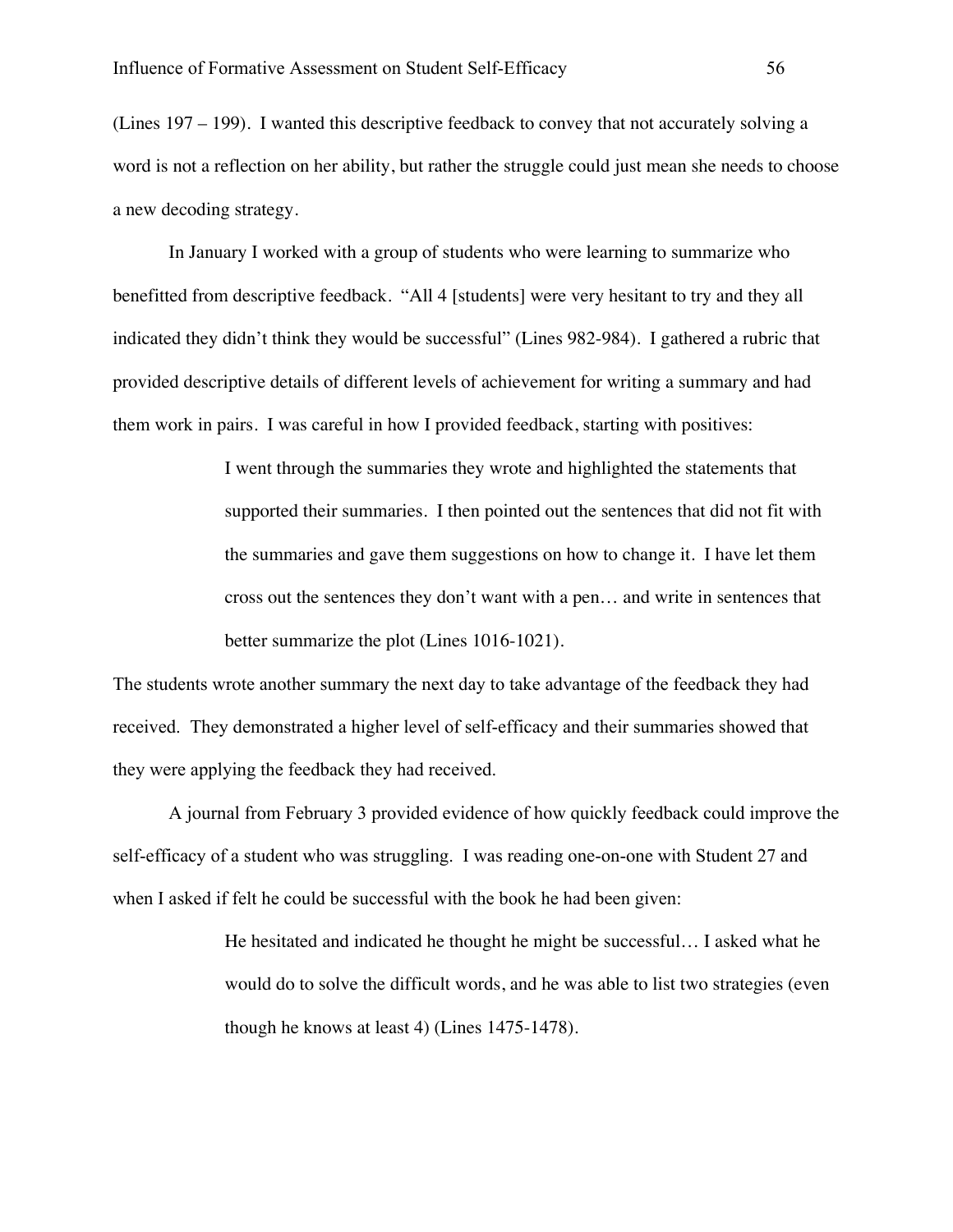(Lines 197 – 199). I wanted this descriptive feedback to convey that not accurately solving a word is not a reflection on her ability, but rather the struggle could just mean she needs to choose a new decoding strategy.

In January I worked with a group of students who were learning to summarize who benefitted from descriptive feedback. "All 4 [students] were very hesitant to try and they all indicated they didn't think they would be successful" (Lines 982-984). I gathered a rubric that provided descriptive details of different levels of achievement for writing a summary and had them work in pairs. I was careful in how I provided feedback, starting with positives:

> I went through the summaries they wrote and highlighted the statements that supported their summaries. I then pointed out the sentences that did not fit with the summaries and gave them suggestions on how to change it. I have let them cross out the sentences they don't want with a pen… and write in sentences that better summarize the plot (Lines 1016-1021).

The students wrote another summary the next day to take advantage of the feedback they had received. They demonstrated a higher level of self-efficacy and their summaries showed that they were applying the feedback they had received.

A journal from February 3 provided evidence of how quickly feedback could improve the self-efficacy of a student who was struggling. I was reading one-on-one with Student 27 and when I asked if felt he could be successful with the book he had been given:

> He hesitated and indicated he thought he might be successful… I asked what he would do to solve the difficult words, and he was able to list two strategies (even though he knows at least 4) (Lines 1475-1478).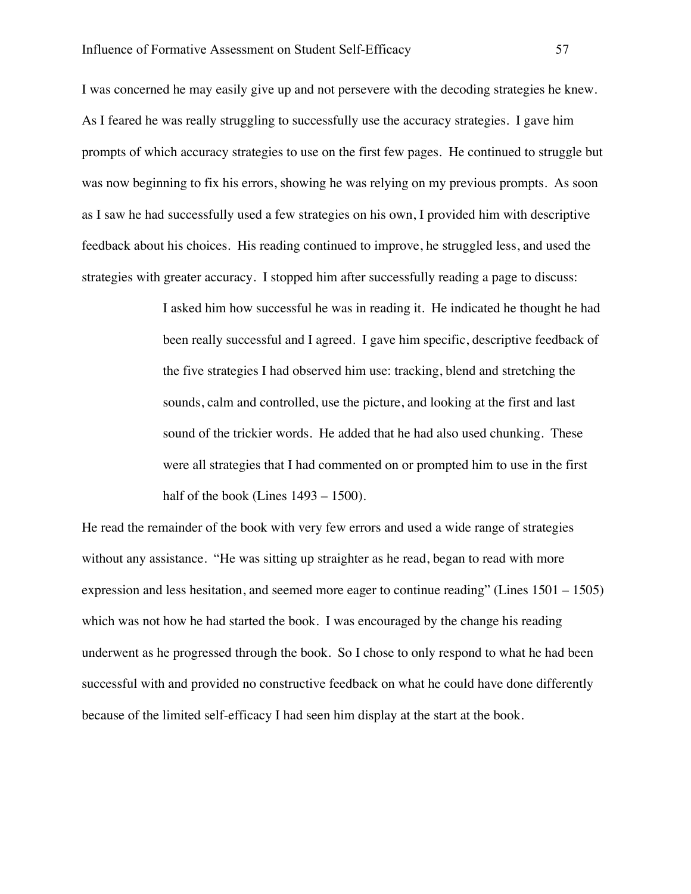I was concerned he may easily give up and not persevere with the decoding strategies he knew. As I feared he was really struggling to successfully use the accuracy strategies. I gave him prompts of which accuracy strategies to use on the first few pages. He continued to struggle but was now beginning to fix his errors, showing he was relying on my previous prompts. As soon as I saw he had successfully used a few strategies on his own, I provided him with descriptive feedback about his choices. His reading continued to improve, he struggled less, and used the strategies with greater accuracy. I stopped him after successfully reading a page to discuss:

> I asked him how successful he was in reading it. He indicated he thought he had been really successful and I agreed. I gave him specific, descriptive feedback of the five strategies I had observed him use: tracking, blend and stretching the sounds, calm and controlled, use the picture, and looking at the first and last sound of the trickier words. He added that he had also used chunking. These were all strategies that I had commented on or prompted him to use in the first half of the book (Lines 1493 – 1500).

He read the remainder of the book with very few errors and used a wide range of strategies without any assistance. "He was sitting up straighter as he read, began to read with more expression and less hesitation, and seemed more eager to continue reading" (Lines 1501 – 1505) which was not how he had started the book. I was encouraged by the change his reading underwent as he progressed through the book. So I chose to only respond to what he had been successful with and provided no constructive feedback on what he could have done differently because of the limited self-efficacy I had seen him display at the start at the book.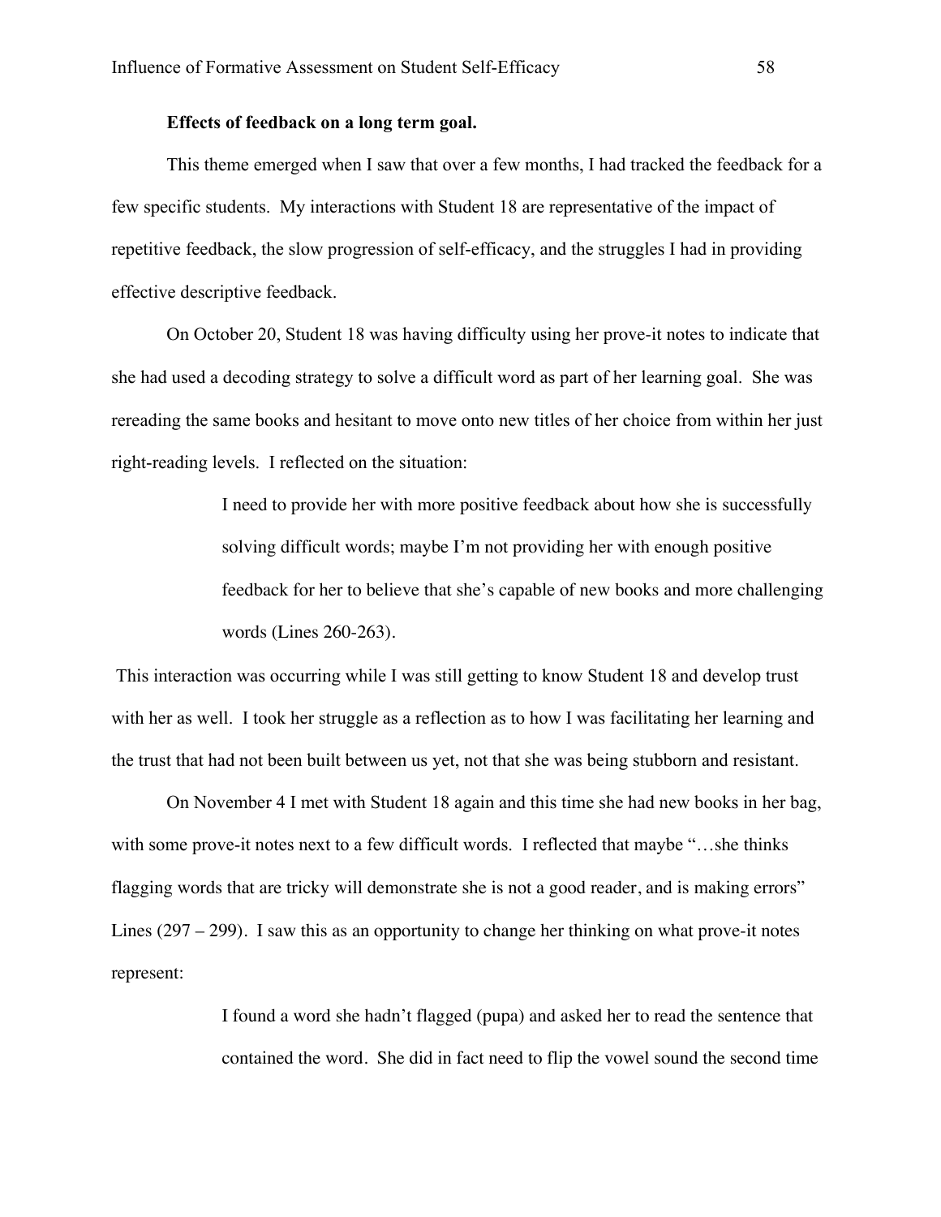**Effects of feedback on a long term goal.**

This theme emerged when I saw that over a few months, I had tracked the feedback for a few specific students. My interactions with Student 18 are representative of the impact of repetitive feedback, the slow progression of self-efficacy, and the struggles I had in providing effective descriptive feedback.

On October 20, Student 18 was having difficulty using her prove-it notes to indicate that she had used a decoding strategy to solve a difficult word as part of her learning goal. She was rereading the same books and hesitant to move onto new titles of her choice from within her just right-reading levels. I reflected on the situation:

> I need to provide her with more positive feedback about how she is successfully solving difficult words; maybe I'm not providing her with enough positive feedback for her to believe that she's capable of new books and more challenging words (Lines 260-263).

This interaction was occurring while I was still getting to know Student 18 and develop trust with her as well. I took her struggle as a reflection as to how I was facilitating her learning and the trust that had not been built between us yet, not that she was being stubborn and resistant.

On November 4 I met with Student 18 again and this time she had new books in her bag, with some prove-it notes next to a few difficult words. I reflected that maybe "…she thinks flagging words that are tricky will demonstrate she is not a good reader, and is making errors" Lines (297 – 299). I saw this as an opportunity to change her thinking on what prove-it notes represent:

> I found a word she hadn't flagged (pupa) and asked her to read the sentence that contained the word. She did in fact need to flip the vowel sound the second time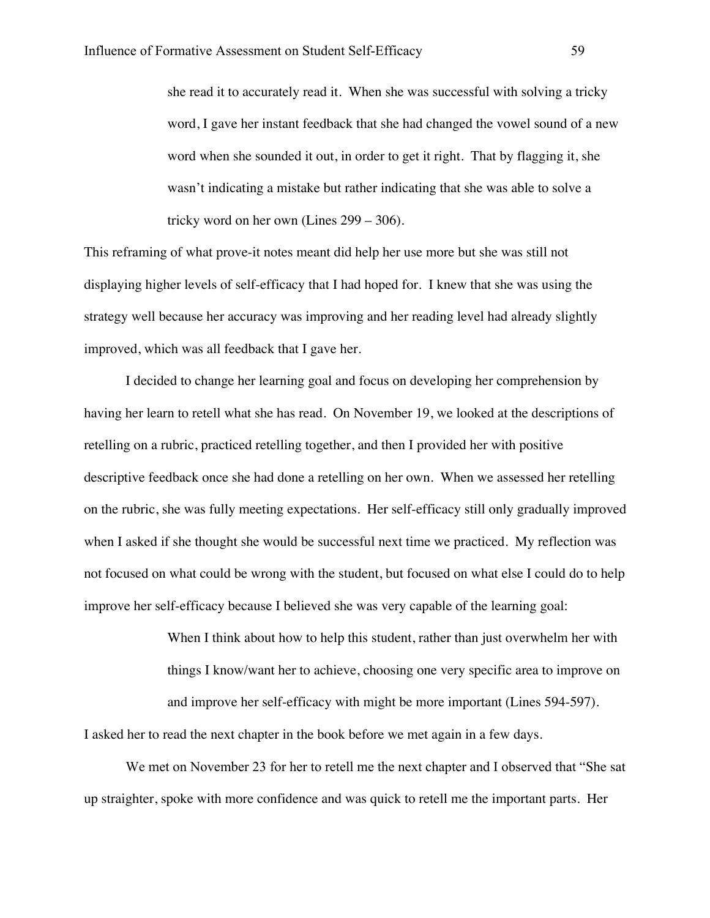> she read it to accurately read it. When she was successful with solving a tricky word, I gave her instant feedback that she had changed the vowel sound of a new word when she sounded it out, in order to get it right. That by flagging it, she wasn't indicating a mistake but rather indicating that she was able to solve a tricky word on her own (Lines 299 – 306).

This reframing of what prove-it notes meant did help her use more but she was still not displaying higher levels of self-efficacy that I had hoped for. I knew that she was using the strategy well because her accuracy was improving and her reading level had already slightly improved, which was all feedback that I gave her.

I decided to change her learning goal and focus on developing her comprehension by having her learn to retell what she has read. On November 19, we looked at the descriptions of retelling on a rubric, practiced retelling together, and then I provided her with positive descriptive feedback once she had done a retelling on her own. When we assessed her retelling on the rubric, she was fully meeting expectations. Her self-efficacy still only gradually improved when I asked if she thought she would be successful next time we practiced. My reflection was not focused on what could be wrong with the student, but focused on what else I could do to help improve her self-efficacy because I believed she was very capable of the learning goal:

> When I think about how to help this student, rather than just overwhelm her with things I know/want her to achieve, choosing one very specific area to improve on and improve her self-efficacy with might be more important (Lines 594-597).

I asked her to read the next chapter in the book before we met again in a few days.

We met on November 23 for her to retell me the next chapter and I observed that "She sat up straighter, spoke with more confidence and was quick to retell me the important parts. Her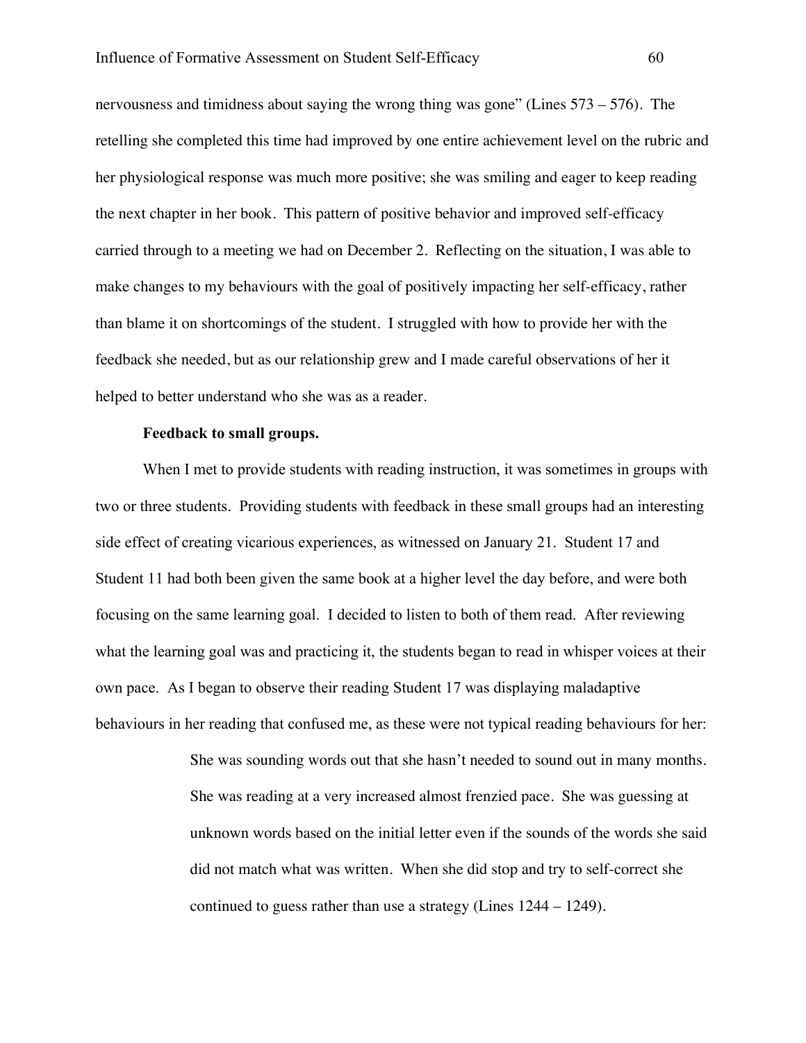nervousness and timidness about saying the wrong thing was gone" (Lines 573 – 576). The retelling she completed this time had improved by one entire achievement level on the rubric and her physiological response was much more positive; she was smiling and eager to keep reading the next chapter in her book. This pattern of positive behavior and improved self-efficacy carried through to a meeting we had on December 2. Reflecting on the situation, I was able to make changes to my behaviours with the goal of positively impacting her self-efficacy, rather than blame it on shortcomings of the student. I struggled with how to provide her with the feedback she needed, but as our relationship grew and I made careful observations of her it helped to better understand who she was as a reader.

**Feedback to small groups.**

When I met to provide students with reading instruction, it was sometimes in groups with two or three students. Providing students with feedback in these small groups had an interesting side effect of creating vicarious experiences, as witnessed on January 21. Student 17 and Student 11 had both been given the same book at a higher level the day before, and were both focusing on the same learning goal. I decided to listen to both of them read. After reviewing what the learning goal was and practicing it, the students began to read in whisper voices at their own pace. As I began to observe their reading Student 17 was displaying maladaptive behaviours in her reading that confused me, as these were not typical reading behaviours for her:

> She was sounding words out that she hasn't needed to sound out in many months. She was reading at a very increased almost frenzied pace. She was guessing at unknown words based on the initial letter even if the sounds of the words she said did not match what was written. When she did stop and try to self-correct she continued to guess rather than use a strategy (Lines 1244 – 1249).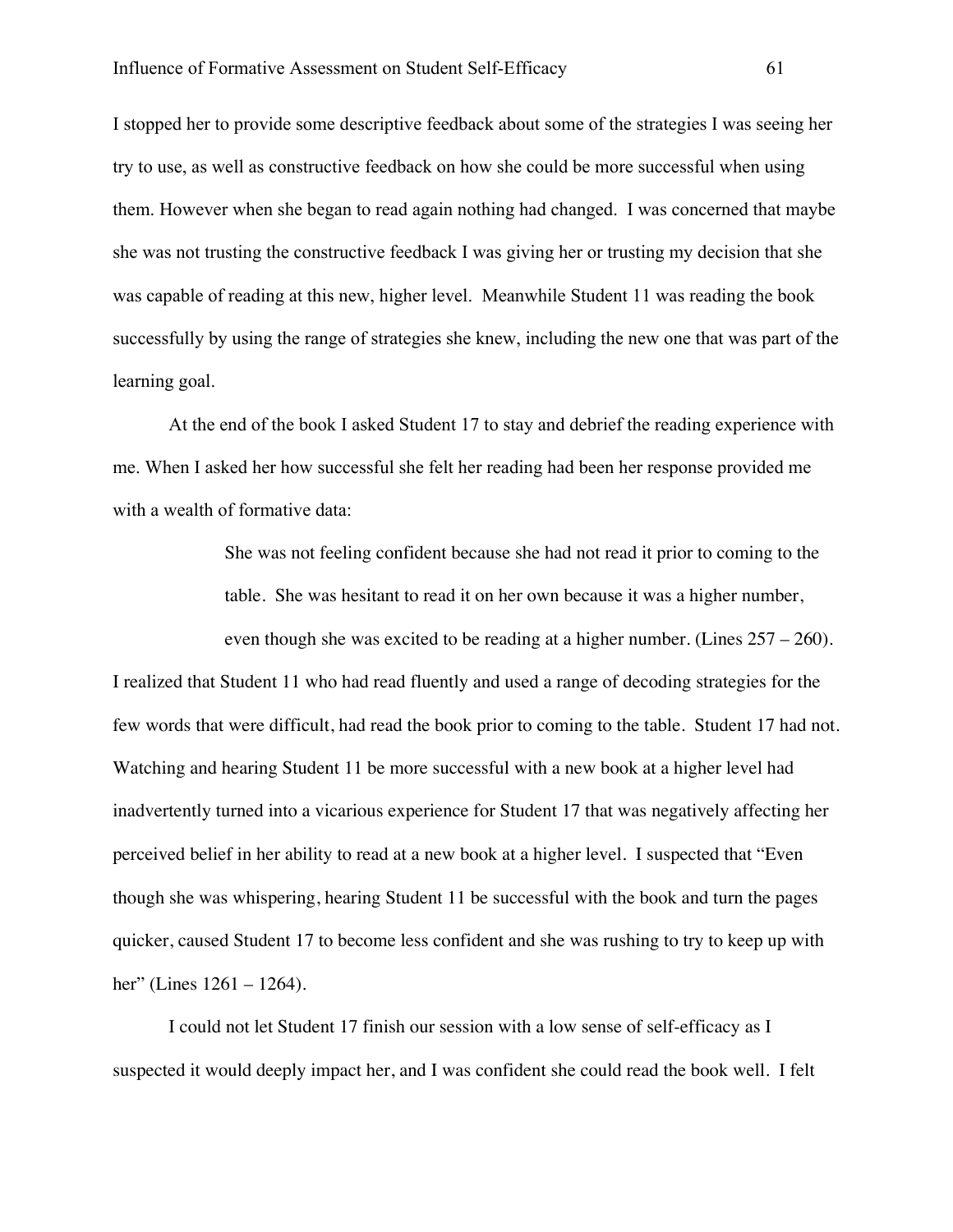I stopped her to provide some descriptive feedback about some of the strategies I was seeing her try to use, as well as constructive feedback on how she could be more successful when using them. However when she began to read again nothing had changed. I was concerned that maybe she was not trusting the constructive feedback I was giving her or trusting my decision that she was capable of reading at this new, higher level. Meanwhile Student 11 was reading the book successfully by using the range of strategies she knew, including the new one that was part of the learning goal.

At the end of the book I asked Student 17 to stay and debrief the reading experience with me. When I asked her how successful she felt her reading had been her response provided me with a wealth of formative data:

> She was not feeling confident because she had not read it prior to coming to the table. She was hesitant to read it on her own because it was a higher number, even though she was excited to be reading at a higher number. (Lines 257 – 260).

I realized that Student 11 who had read fluently and used a range of decoding strategies for the few words that were difficult, had read the book prior to coming to the table. Student 17 had not. Watching and hearing Student 11 be more successful with a new book at a higher level had inadvertently turned into a vicarious experience for Student 17 that was negatively affecting her perceived belief in her ability to read at a new book at a higher level. I suspected that "Even though she was whispering, hearing Student 11 be successful with the book and turn the pages quicker, caused Student 17 to become less confident and she was rushing to try to keep up with her" (Lines 1261 – 1264).

I could not let Student 17 finish our session with a low sense of self-efficacy as I suspected it would deeply impact her, and I was confident she could read the book well. I felt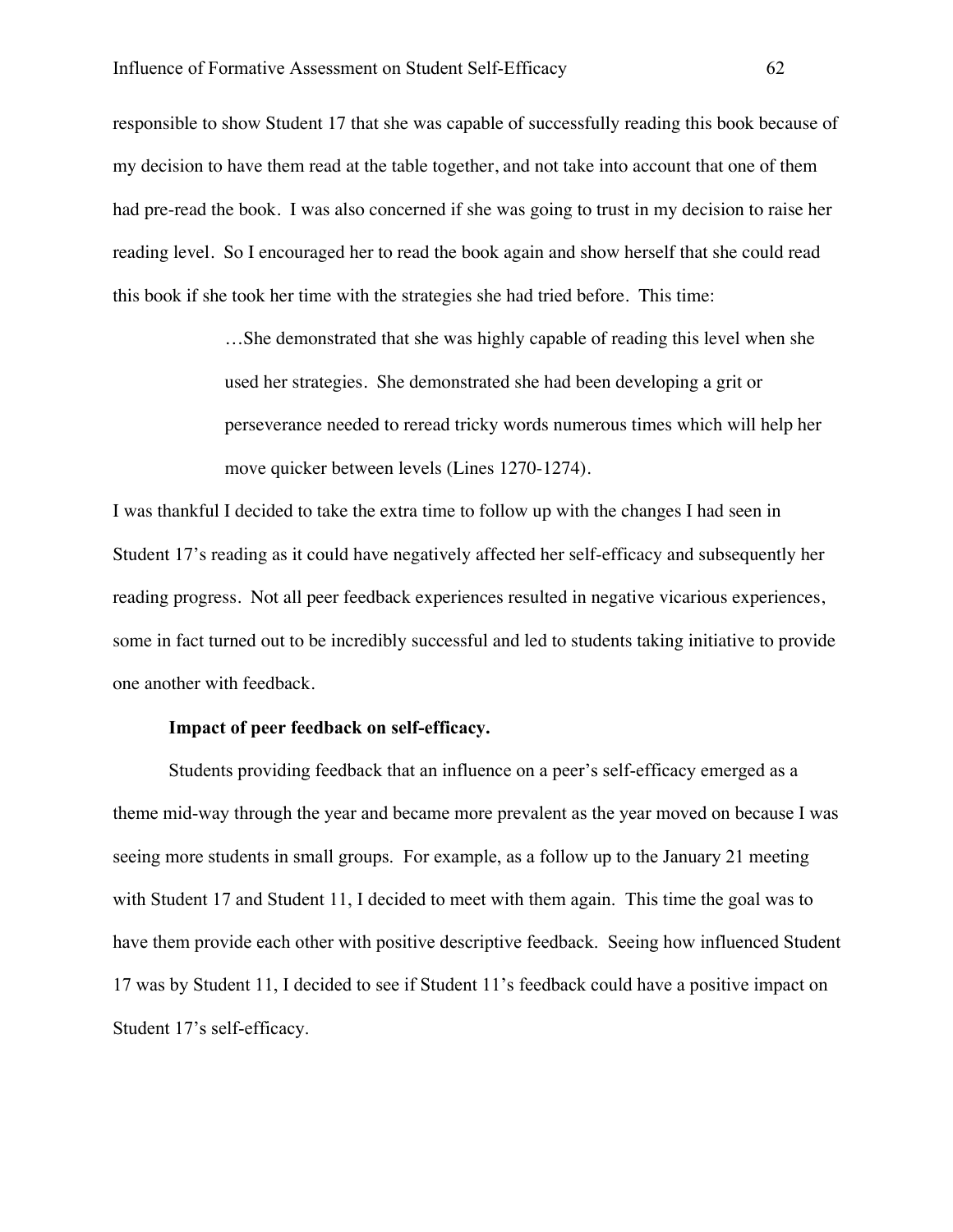responsible to show Student 17 that she was capable of successfully reading this book because of my decision to have them read at the table together, and not take into account that one of them had pre-read the book. I was also concerned if she was going to trust in my decision to raise her reading level. So I encouraged her to read the book again and show herself that she could read this book if she took her time with the strategies she had tried before. This time:

> …She demonstrated that she was highly capable of reading this level when she used her strategies. She demonstrated she had been developing a grit or perseverance needed to reread tricky words numerous times which will help her move quicker between levels (Lines 1270-1274).

I was thankful I decided to take the extra time to follow up with the changes I had seen in Student 17's reading as it could have negatively affected her self-efficacy and subsequently her reading progress. Not all peer feedback experiences resulted in negative vicarious experiences, some in fact turned out to be incredibly successful and led to students taking initiative to provide one another with feedback.

**Impact of peer feedback on self-efficacy.**

Students providing feedback that an influence on a peer's self-efficacy emerged as a theme mid-way through the year and became more prevalent as the year moved on because I was seeing more students in small groups. For example, as a follow up to the January 21 meeting with Student 17 and Student 11, I decided to meet with them again. This time the goal was to have them provide each other with positive descriptive feedback. Seeing how influenced Student 17 was by Student 11, I decided to see if Student 11's feedback could have a positive impact on Student 17's self-efficacy.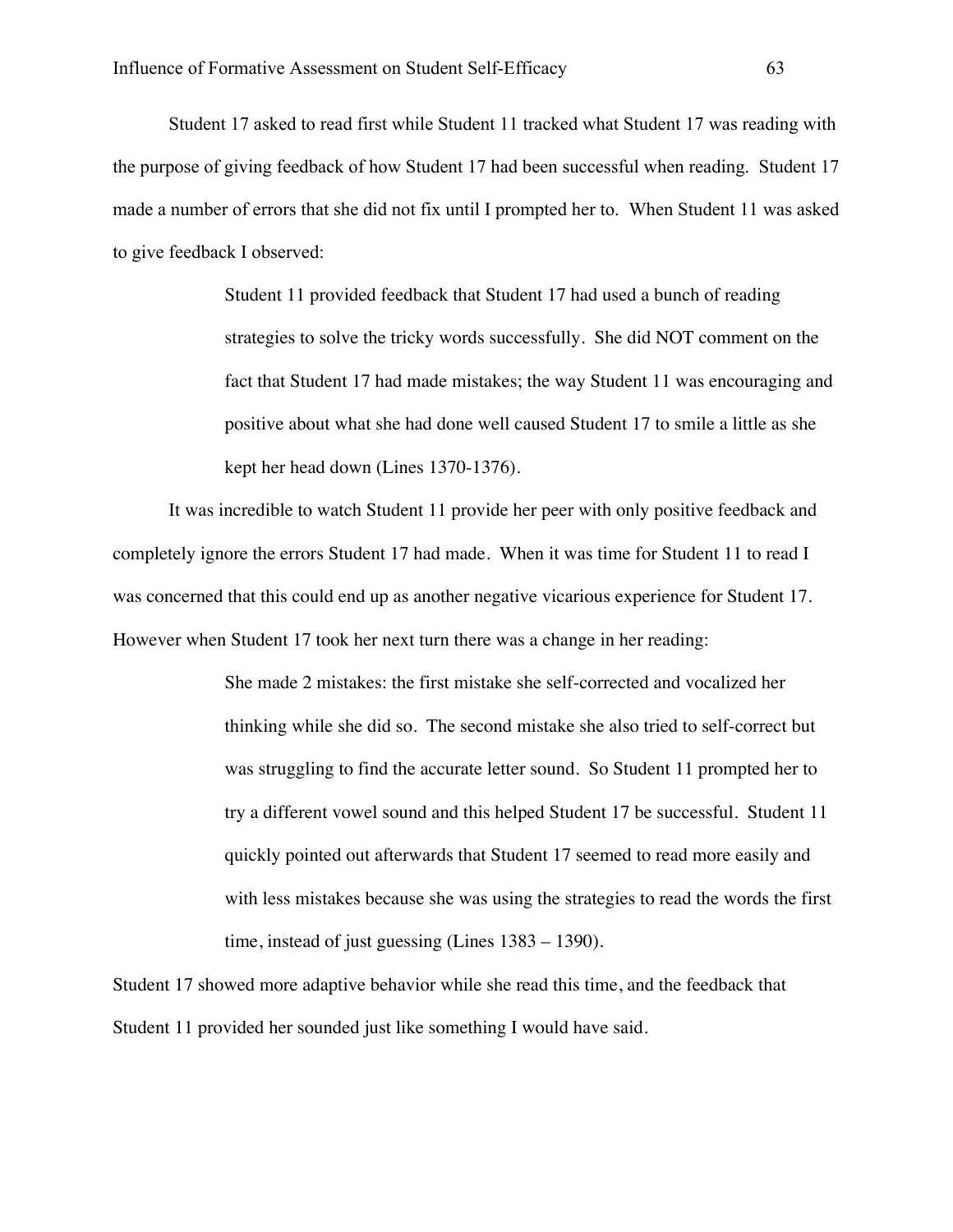Student 17 asked to read first while Student 11 tracked what Student 17 was reading with the purpose of giving feedback of how Student 17 had been successful when reading. Student 17 made a number of errors that she did not fix until I prompted her to. When Student 11 was asked to give feedback I observed:

> Student 11 provided feedback that Student 17 had used a bunch of reading strategies to solve the tricky words successfully. She did NOT comment on the fact that Student 17 had made mistakes; the way Student 11 was encouraging and positive about what she had done well caused Student 17 to smile a little as she kept her head down (Lines 1370-1376).

It was incredible to watch Student 11 provide her peer with only positive feedback and completely ignore the errors Student 17 had made. When it was time for Student 11 to read I was concerned that this could end up as another negative vicarious experience for Student 17. However when Student 17 took her next turn there was a change in her reading:

> She made 2 mistakes: the first mistake she self-corrected and vocalized her thinking while she did so. The second mistake she also tried to self-correct but was struggling to find the accurate letter sound. So Student 11 prompted her to try a different vowel sound and this helped Student 17 be successful. Student 11 quickly pointed out afterwards that Student 17 seemed to read more easily and with less mistakes because she was using the strategies to read the words the first time, instead of just guessing (Lines 1383 – 1390).

Student 17 showed more adaptive behavior while she read this time, and the feedback that Student 11 provided her sounded just like something I would have said.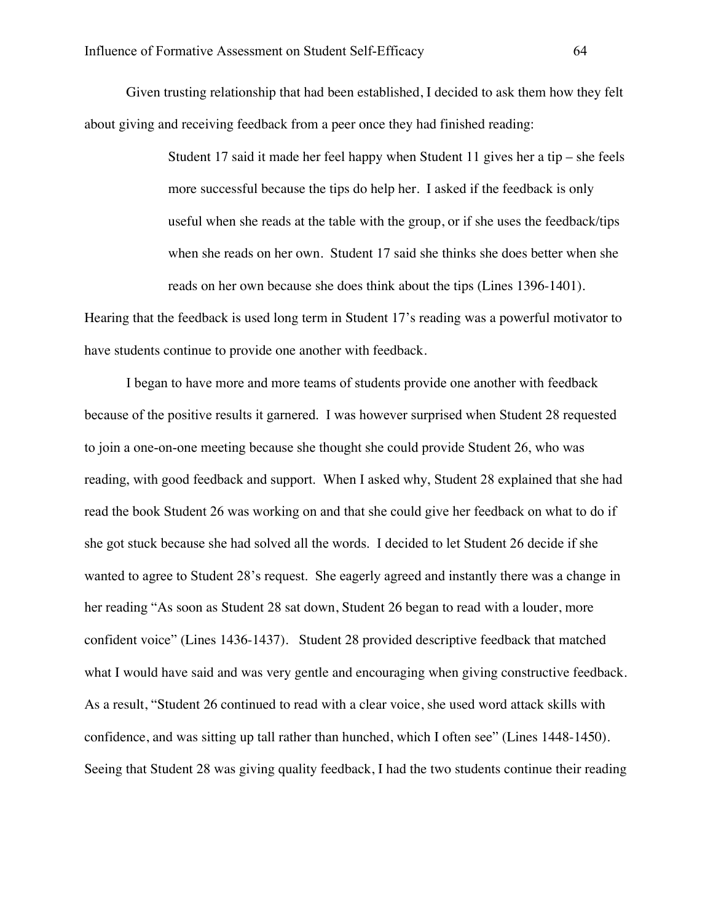Given trusting relationship that had been established, I decided to ask them how they felt about giving and receiving feedback from a peer once they had finished reading:

> Student 17 said it made her feel happy when Student 11 gives her a tip – she feels more successful because the tips do help her. I asked if the feedback is only useful when she reads at the table with the group, or if she uses the feedback/tips when she reads on her own. Student 17 said she thinks she does better when she reads on her own because she does think about the tips (Lines 1396-1401).

Hearing that the feedback is used long term in Student 17's reading was a powerful motivator to have students continue to provide one another with feedback.

I began to have more and more teams of students provide one another with feedback because of the positive results it garnered. I was however surprised when Student 28 requested to join a one-on-one meeting because she thought she could provide Student 26, who was reading, with good feedback and support. When I asked why, Student 28 explained that she had read the book Student 26 was working on and that she could give her feedback on what to do if she got stuck because she had solved all the words. I decided to let Student 26 decide if she wanted to agree to Student 28's request. She eagerly agreed and instantly there was a change in her reading "As soon as Student 28 sat down, Student 26 began to read with a louder, more confident voice" (Lines 1436-1437). Student 28 provided descriptive feedback that matched what I would have said and was very gentle and encouraging when giving constructive feedback. As a result, "Student 26 continued to read with a clear voice, she used word attack skills with confidence, and was sitting up tall rather than hunched, which I often see" (Lines 1448-1450). Seeing that Student 28 was giving quality feedback, I had the two students continue their reading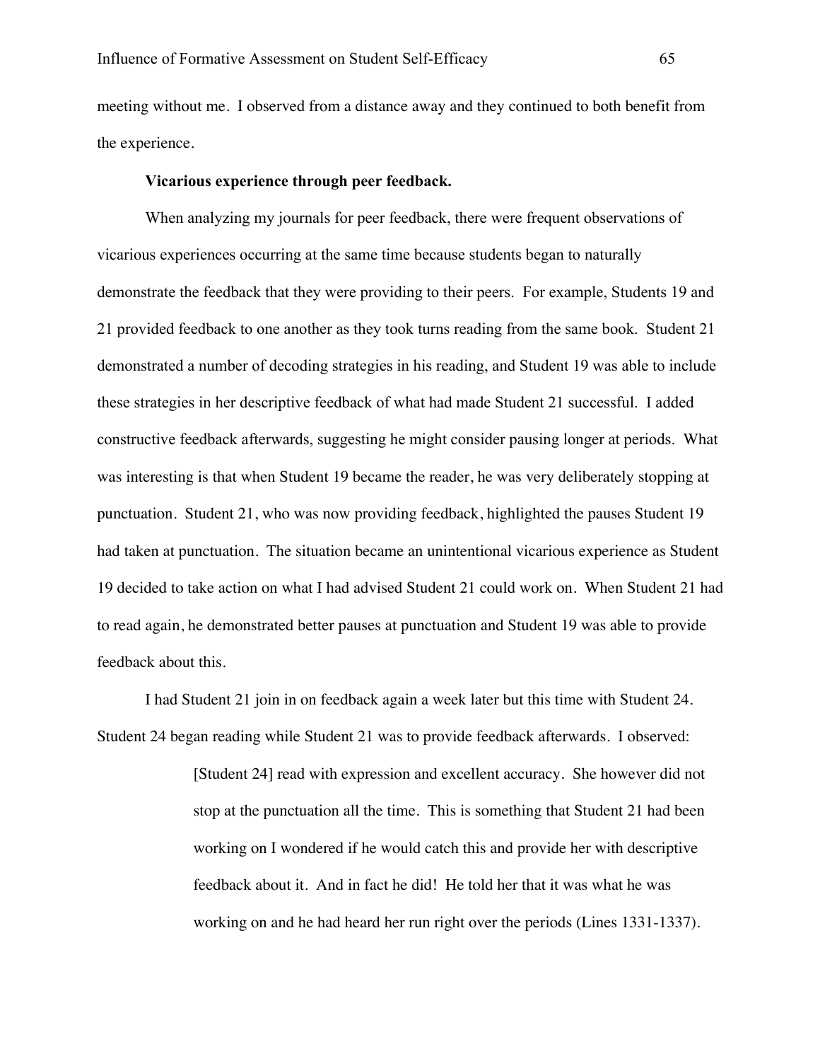meeting without me. I observed from a distance away and they continued to both benefit from the experience.

**Vicarious experience through peer feedback.**

When analyzing my journals for peer feedback, there were frequent observations of vicarious experiences occurring at the same time because students began to naturally demonstrate the feedback that they were providing to their peers. For example, Students 19 and 21 provided feedback to one another as they took turns reading from the same book. Student 21 demonstrated a number of decoding strategies in his reading, and Student 19 was able to include these strategies in her descriptive feedback of what had made Student 21 successful. I added constructive feedback afterwards, suggesting he might consider pausing longer at periods. What was interesting is that when Student 19 became the reader, he was very deliberately stopping at punctuation. Student 21, who was now providing feedback, highlighted the pauses Student 19 had taken at punctuation. The situation became an unintentional vicarious experience as Student 19 decided to take action on what I had advised Student 21 could work on. When Student 21 had to read again, he demonstrated better pauses at punctuation and Student 19 was able to provide feedback about this.

I had Student 21 join in on feedback again a week later but this time with Student 24. Student 24 began reading while Student 21 was to provide feedback afterwards. I observed:

> [Student 24] read with expression and excellent accuracy. She however did not stop at the punctuation all the time. This is something that Student 21 had been working on I wondered if he would catch this and provide her with descriptive feedback about it. And in fact he did! He told her that it was what he was working on and he had heard her run right over the periods (Lines 1331-1337).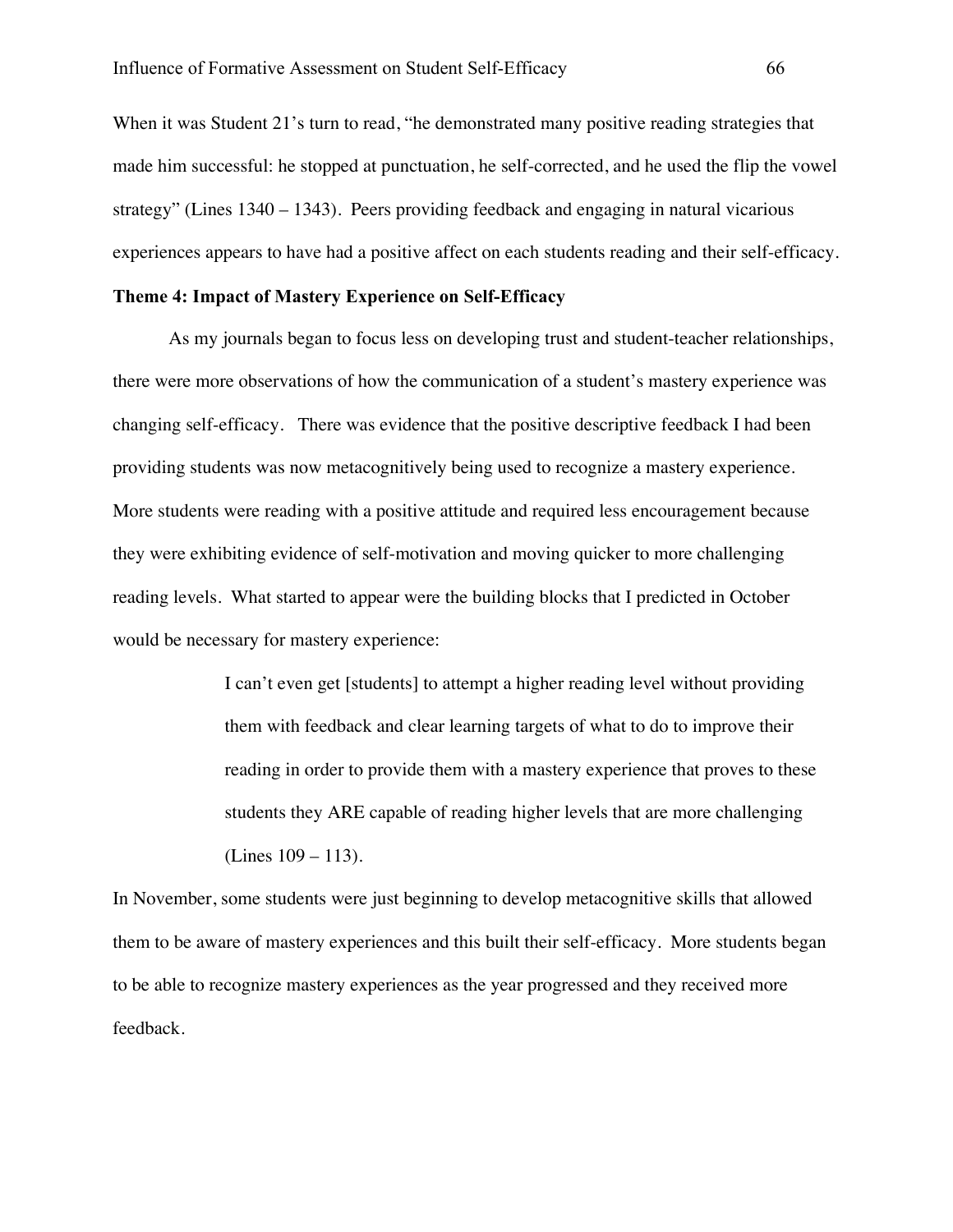When it was Student 21's turn to read, "he demonstrated many positive reading strategies that made him successful: he stopped at punctuation, he self-corrected, and he used the flip the vowel strategy" (Lines 1340 – 1343). Peers providing feedback and engaging in natural vicarious experiences appears to have had a positive affect on each students reading and their self-efficacy.

**Theme 4: Impact of Mastery Experience on Self-Efficacy**

As my journals began to focus less on developing trust and student-teacher relationships, there were more observations of how the communication of a student's mastery experience was changing self-efficacy. There was evidence that the positive descriptive feedback I had been providing students was now metacognitively being used to recognize a mastery experience. More students were reading with a positive attitude and required less encouragement because they were exhibiting evidence of self-motivation and moving quicker to more challenging reading levels. What started to appear were the building blocks that I predicted in October would be necessary for mastery experience:

> I can't even get [students] to attempt a higher reading level without providing them with feedback and clear learning targets of what to do to improve their reading in order to provide them with a mastery experience that proves to these students they ARE capable of reading higher levels that are more challenging (Lines 109 – 113).

In November, some students were just beginning to develop metacognitive skills that allowed them to be aware of mastery experiences and this built their self-efficacy. More students began to be able to recognize mastery experiences as the year progressed and they received more feedback.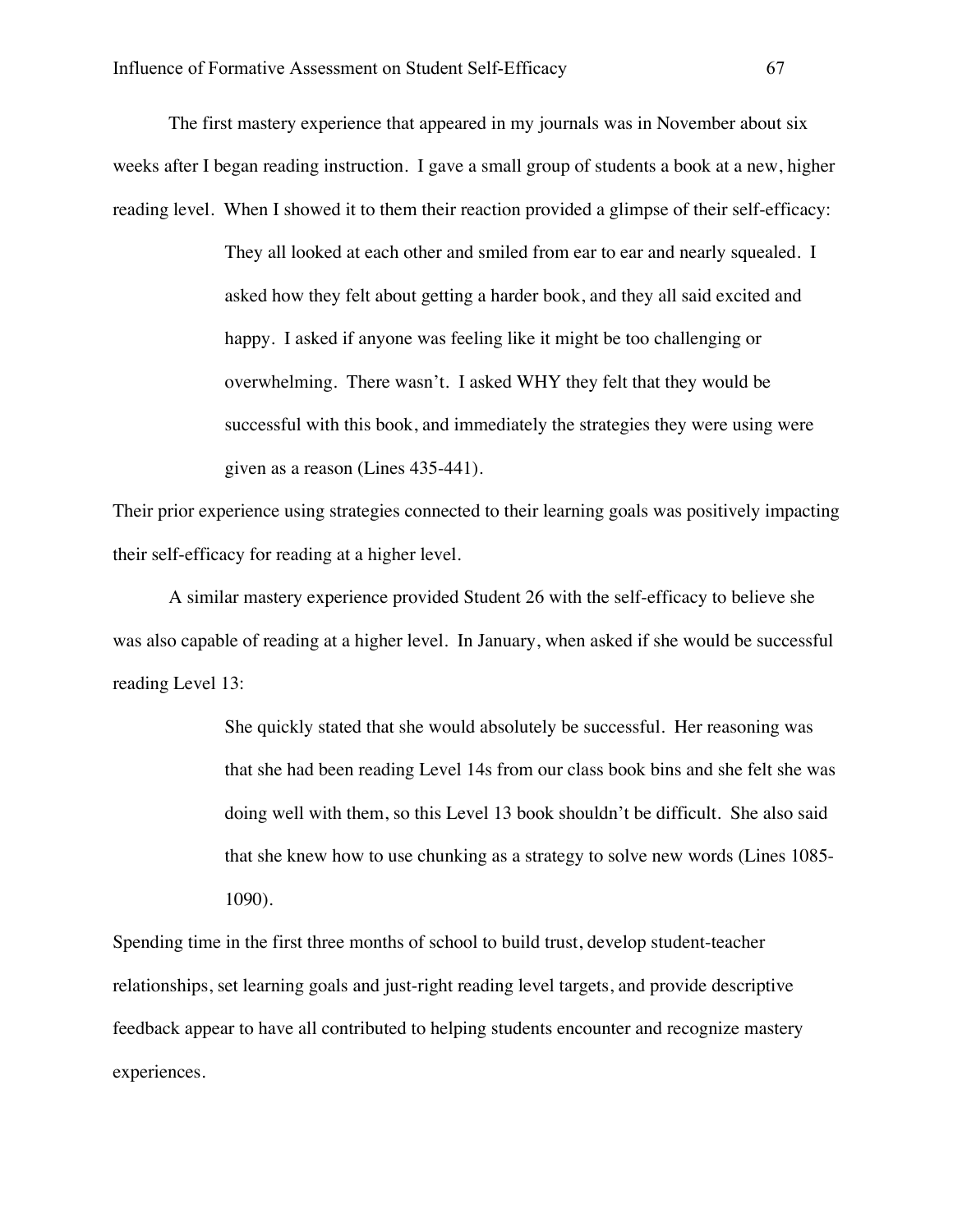The first mastery experience that appeared in my journals was in November about six weeks after I began reading instruction. I gave a small group of students a book at a new, higher reading level. When I showed it to them their reaction provided a glimpse of their self-efficacy:

> They all looked at each other and smiled from ear to ear and nearly squealed. I asked how they felt about getting a harder book, and they all said excited and happy. I asked if anyone was feeling like it might be too challenging or overwhelming. There wasn't. I asked WHY they felt that they would be successful with this book, and immediately the strategies they were using were given as a reason (Lines 435-441).

Their prior experience using strategies connected to their learning goals was positively impacting their self-efficacy for reading at a higher level.

A similar mastery experience provided Student 26 with the self-efficacy to believe she was also capable of reading at a higher level. In January, when asked if she would be successful reading Level 13:

> She quickly stated that she would absolutely be successful. Her reasoning was that she had been reading Level 14s from our class book bins and she felt she was doing well with them, so this Level 13 book shouldn't be difficult. She also said that she knew how to use chunking as a strategy to solve new words (Lines 1085-1090).

Spending time in the first three months of school to build trust, develop student-teacher relationships, set learning goals and just-right reading level targets, and provide descriptive feedback appear to have all contributed to helping students encounter and recognize mastery experiences.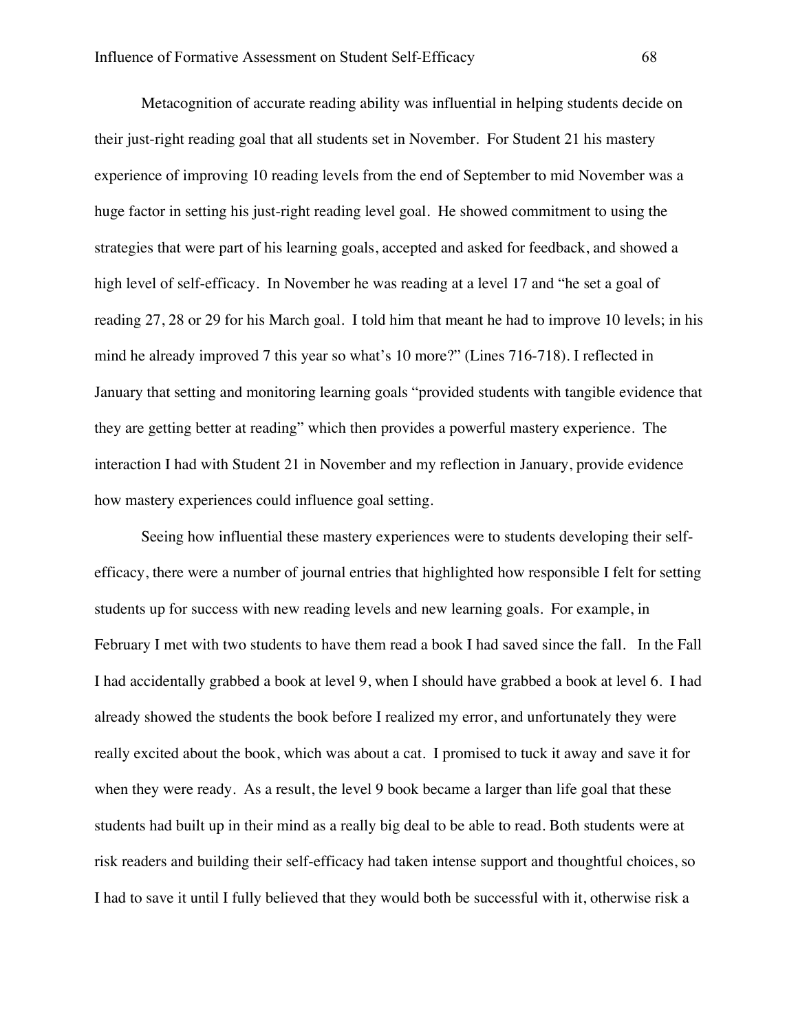Metacognition of accurate reading ability was influential in helping students decide on their just-right reading goal that all students set in November. For Student 21 his mastery experience of improving 10 reading levels from the end of September to mid November was a huge factor in setting his just-right reading level goal. He showed commitment to using the strategies that were part of his learning goals, accepted and asked for feedback, and showed a high level of self-efficacy. In November he was reading at a level 17 and "he set a goal of reading 27, 28 or 29 for his March goal. I told him that meant he had to improve 10 levels; in his mind he already improved 7 this year so what's 10 more?" (Lines 716-718). I reflected in January that setting and monitoring learning goals "provided students with tangible evidence that they are getting better at reading" which then provides a powerful mastery experience. The interaction I had with Student 21 in November and my reflection in January, provide evidence how mastery experiences could influence goal setting.

Seeing how influential these mastery experiences were to students developing their self-efficacy, there were a number of journal entries that highlighted how responsible I felt for setting students up for success with new reading levels and new learning goals. For example, in February I met with two students to have them read a book I had saved since the fall. In the Fall I had accidentally grabbed a book at level 9, when I should have grabbed a book at level 6. I had already showed the students the book before I realized my error, and unfortunately they were really excited about the book, which was about a cat. I promised to tuck it away and save it for when they were ready. As a result, the level 9 book became a larger than life goal that these students had built up in their mind as a really big deal to be able to read. Both students were at risk readers and building their self-efficacy had taken intense support and thoughtful choices, so I had to save it until I fully believed that they would both be successful with it, otherwise risk a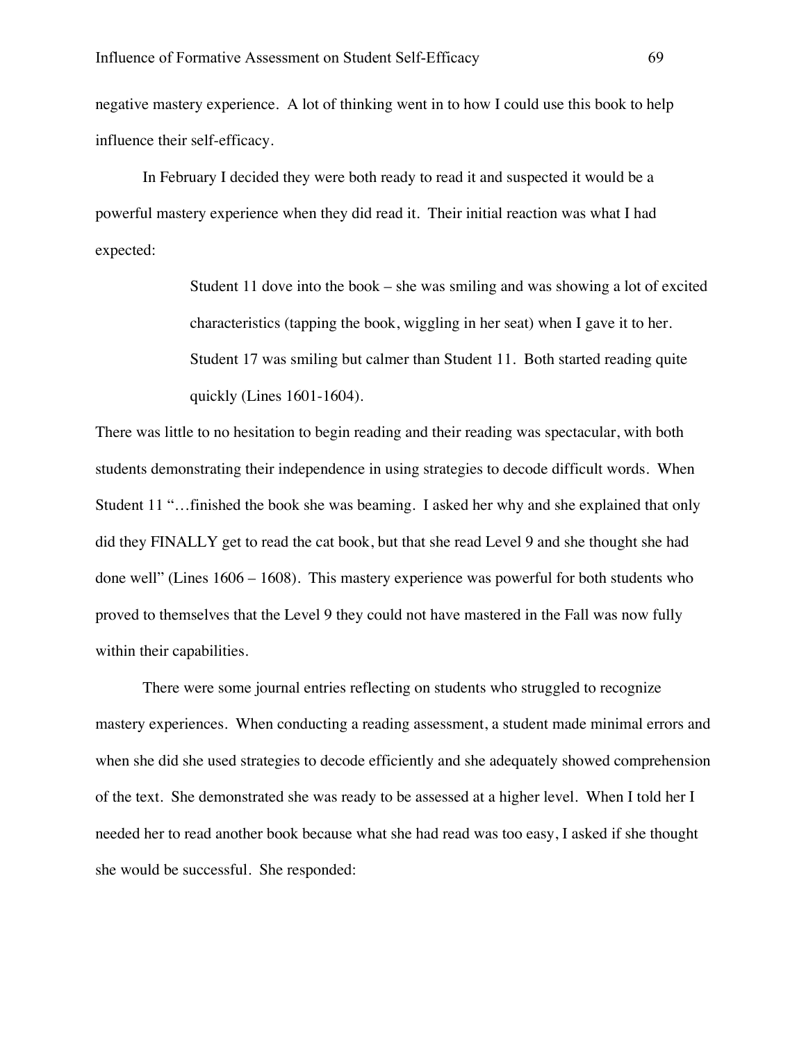negative mastery experience. A lot of thinking went in to how I could use this book to help influence their self-efficacy.

In February I decided they were both ready to read it and suspected it would be a powerful mastery experience when they did read it. Their initial reaction was what I had expected:

> Student 11 dove into the book – she was smiling and was showing a lot of excited characteristics (tapping the book, wiggling in her seat) when I gave it to her. Student 17 was smiling but calmer than Student 11. Both started reading quite quickly (Lines 1601-1604).

There was little to no hesitation to begin reading and their reading was spectacular, with both students demonstrating their independence in using strategies to decode difficult words. When Student 11 "…finished the book she was beaming. I asked her why and she explained that only did they FINALLY get to read the cat book, but that she read Level 9 and she thought she had done well" (Lines 1606 – 1608). This mastery experience was powerful for both students who proved to themselves that the Level 9 they could not have mastered in the Fall was now fully within their capabilities.

There were some journal entries reflecting on students who struggled to recognize mastery experiences. When conducting a reading assessment, a student made minimal errors and when she did she used strategies to decode efficiently and she adequately showed comprehension of the text. She demonstrated she was ready to be assessed at a higher level. When I told her I needed her to read another book because what she had read was too easy, I asked if she thought she would be successful. She responded: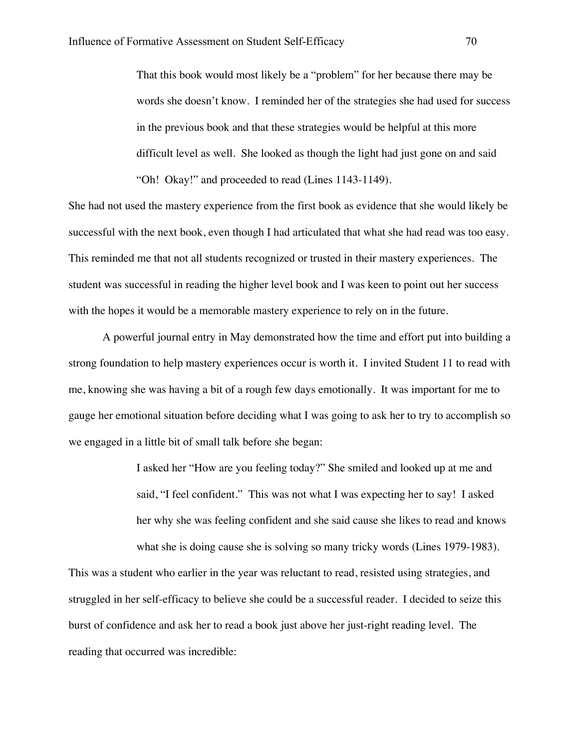> That this book would most likely be a "problem" for her because there may be words she doesn't know. I reminded her of the strategies she had used for success in the previous book and that these strategies would be helpful at this more difficult level as well. She looked as though the light had just gone on and said "Oh! Okay!" and proceeded to read (Lines 1143-1149).

She had not used the mastery experience from the first book as evidence that she would likely be successful with the next book, even though I had articulated that what she had read was too easy. This reminded me that not all students recognized or trusted in their mastery experiences. The student was successful in reading the higher level book and I was keen to point out her success with the hopes it would be a memorable mastery experience to rely on in the future.

A powerful journal entry in May demonstrated how the time and effort put into building a strong foundation to help mastery experiences occur is worth it. I invited Student 11 to read with me, knowing she was having a bit of a rough few days emotionally. It was important for me to gauge her emotional situation before deciding what I was going to ask her to try to accomplish so we engaged in a little bit of small talk before she began:

> I asked her "How are you feeling today?" She smiled and looked up at me and said, "I feel confident." This was not what I was expecting her to say! I asked her why she was feeling confident and she said cause she likes to read and knows what she is doing cause she is solving so many tricky words (Lines 1979-1983).

This was a student who earlier in the year was reluctant to read, resisted using strategies, and struggled in her self-efficacy to believe she could be a successful reader. I decided to seize this burst of confidence and ask her to read a book just above her just-right reading level. The reading that occurred was incredible: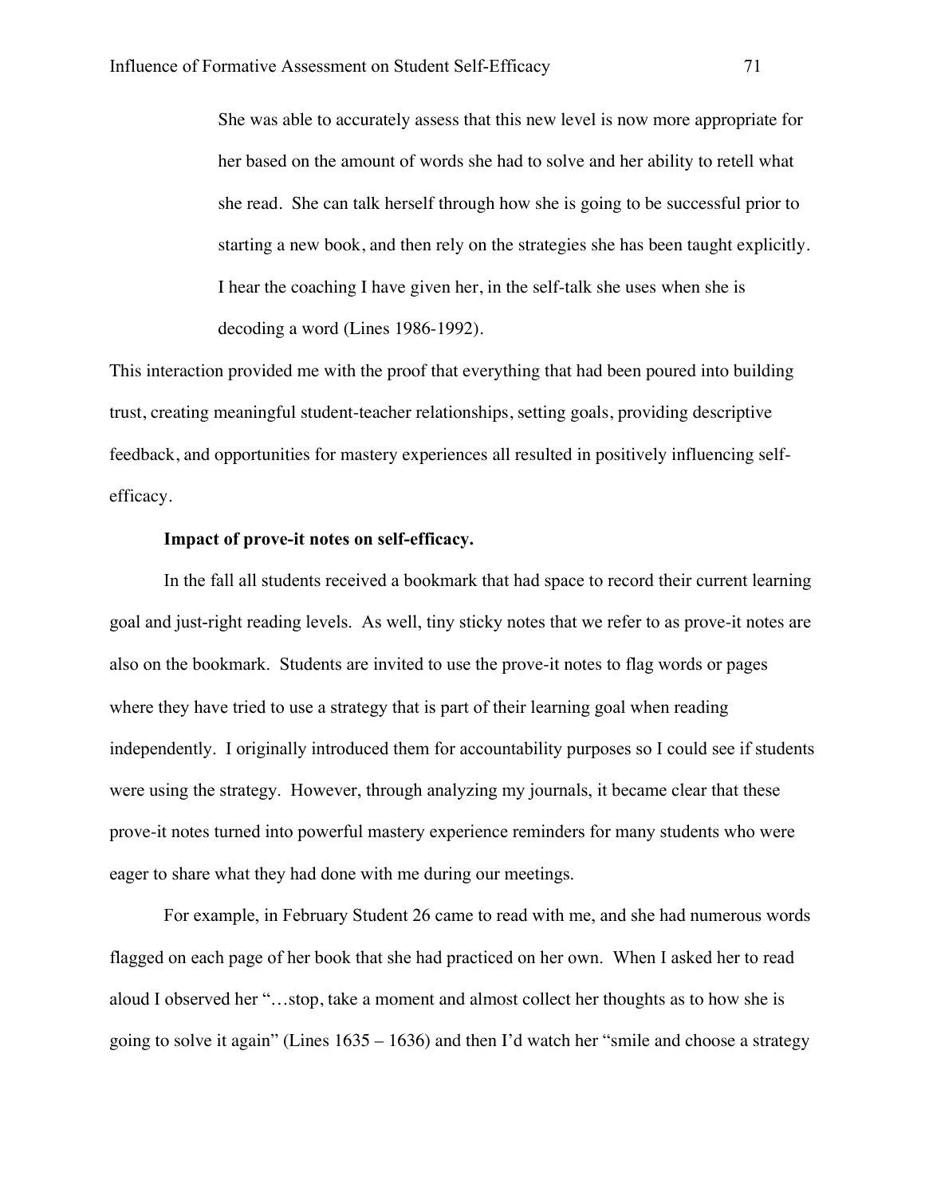> She was able to accurately assess that this new level is now more appropriate for her based on the amount of words she had to solve and her ability to retell what she read. She can talk herself through how she is going to be successful prior to starting a new book, and then rely on the strategies she has been taught explicitly. I hear the coaching I have given her, in the self-talk she uses when she is decoding a word (Lines 1986-1992).

This interaction provided me with the proof that everything that had been poured into building trust, creating meaningful student-teacher relationships, setting goals, providing descriptive feedback, and opportunities for mastery experiences all resulted in positively influencing self-efficacy.

**Impact of prove-it notes on self-efficacy.**

In the fall all students received a bookmark that had space to record their current learning goal and just-right reading levels. As well, tiny sticky notes that we refer to as prove-it notes are also on the bookmark. Students are invited to use the prove-it notes to flag words or pages where they have tried to use a strategy that is part of their learning goal when reading independently. I originally introduced them for accountability purposes so I could see if students were using the strategy. However, through analyzing my journals, it became clear that these prove-it notes turned into powerful mastery experience reminders for many students who were eager to share what they had done with me during our meetings.

For example, in February Student 26 came to read with me, and she had numerous words flagged on each page of her book that she had practiced on her own. When I asked her to read aloud I observed her "…stop, take a moment and almost collect her thoughts as to how she is going to solve it again" (Lines 1635 – 1636) and then I'd watch her "smile and choose a strategy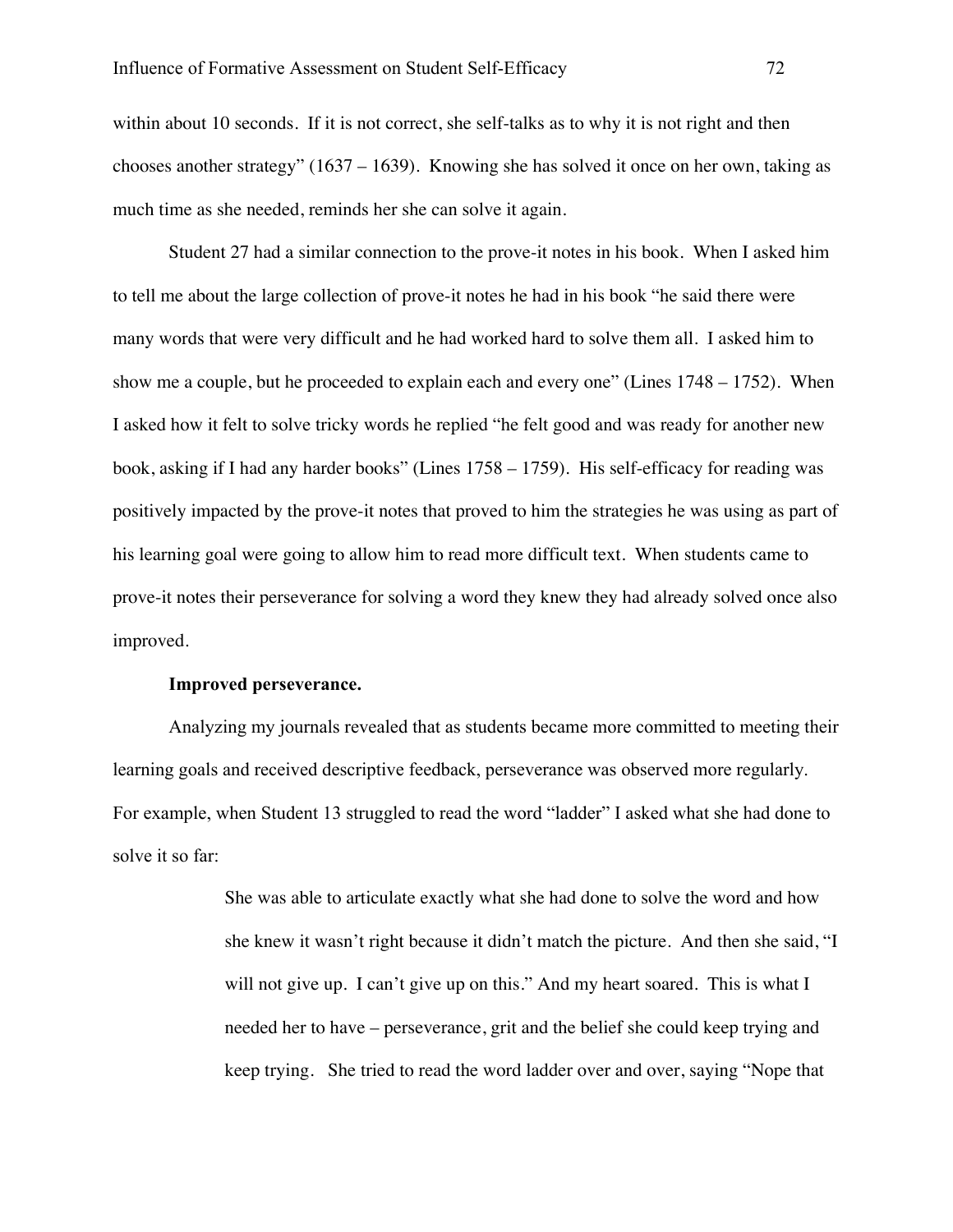within about 10 seconds. If it is not correct, she self-talks as to why it is not right and then chooses another strategy" (1637 – 1639). Knowing she has solved it once on her own, taking as much time as she needed, reminds her she can solve it again.

Student 27 had a similar connection to the prove-it notes in his book. When I asked him to tell me about the large collection of prove-it notes he had in his book "he said there were many words that were very difficult and he had worked hard to solve them all. I asked him to show me a couple, but he proceeded to explain each and every one" (Lines 1748 – 1752). When I asked how it felt to solve tricky words he replied "he felt good and was ready for another new book, asking if I had any harder books" (Lines 1758 – 1759). His self-efficacy for reading was positively impacted by the prove-it notes that proved to him the strategies he was using as part of his learning goal were going to allow him to read more difficult text. When students came to prove-it notes their perseverance for solving a word they knew they had already solved once also improved.

**Improved perseverance.**

Analyzing my journals revealed that as students became more committed to meeting their learning goals and received descriptive feedback, perseverance was observed more regularly. For example, when Student 13 struggled to read the word "ladder" I asked what she had done to solve it so far:

> She was able to articulate exactly what she had done to solve the word and how she knew it wasn't right because it didn't match the picture. And then she said, "I will not give up. I can't give up on this." And my heart soared. This is what I needed her to have – perseverance, grit and the belief she could keep trying and keep trying. She tried to read the word ladder over and over, saying "Nope that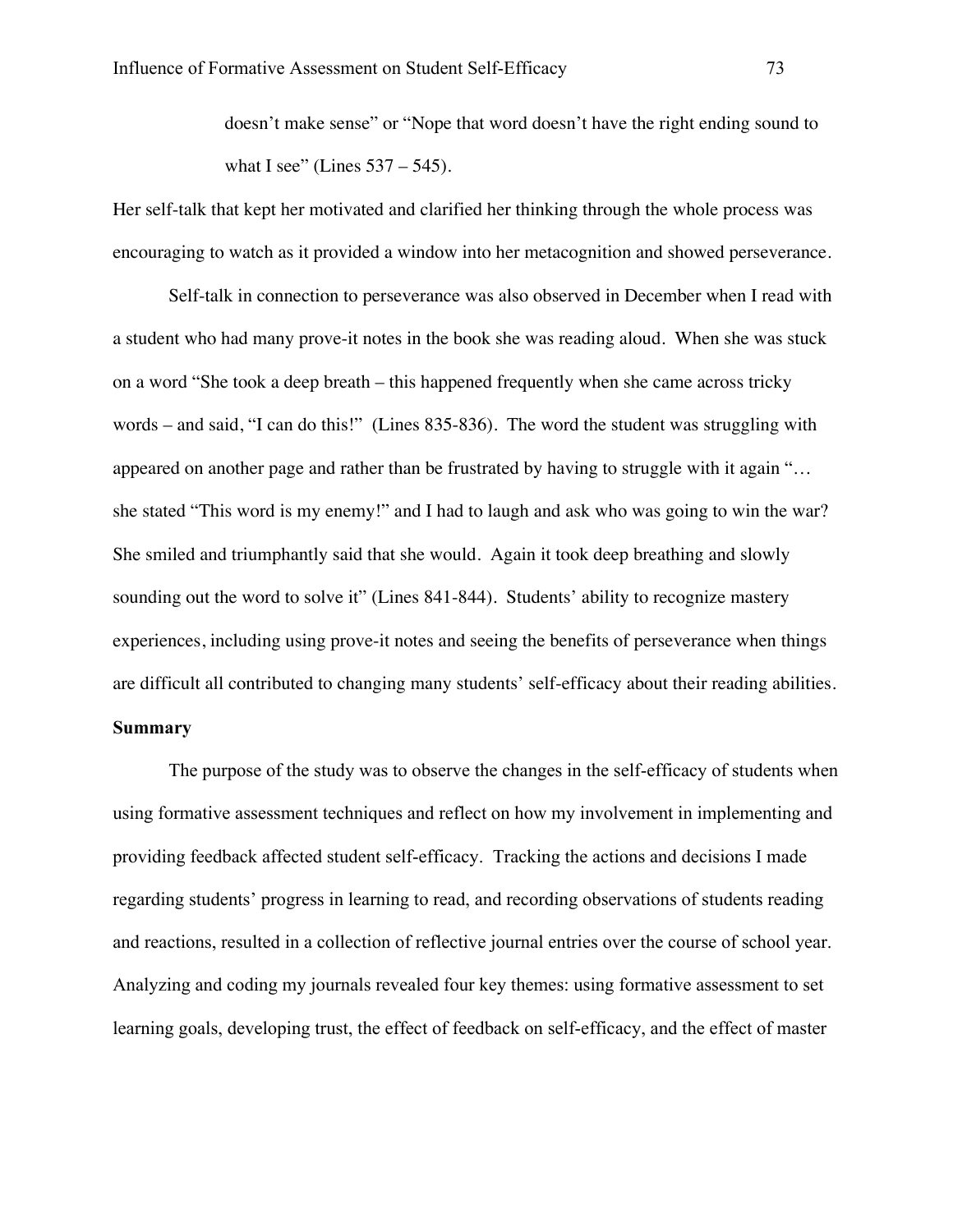> doesn't make sense" or "Nope that word doesn't have the right ending sound to what I see" (Lines 537 – 545).

Her self-talk that kept her motivated and clarified her thinking through the whole process was encouraging to watch as it provided a window into her metacognition and showed perseverance.

Self-talk in connection to perseverance was also observed in December when I read with a student who had many prove-it notes in the book she was reading aloud. When she was stuck on a word "She took a deep breath – this happened frequently when she came across tricky words – and said, "I can do this!" (Lines 835-836). The word the student was struggling with appeared on another page and rather than be frustrated by having to struggle with it again "… she stated "This word is my enemy!" and I had to laugh and ask who was going to win the war? She smiled and triumphantly said that she would. Again it took deep breathing and slowly sounding out the word to solve it" (Lines 841-844). Students' ability to recognize mastery experiences, including using prove-it notes and seeing the benefits of perseverance when things are difficult all contributed to changing many students' self-efficacy about their reading abilities.

**Summary**

The purpose of the study was to observe the changes in the self-efficacy of students when using formative assessment techniques and reflect on how my involvement in implementing and providing feedback affected student self-efficacy. Tracking the actions and decisions I made regarding students' progress in learning to read, and recording observations of students reading and reactions, resulted in a collection of reflective journal entries over the course of school year. Analyzing and coding my journals revealed four key themes: using formative assessment to set learning goals, developing trust, the effect of feedback on self-efficacy, and the effect of master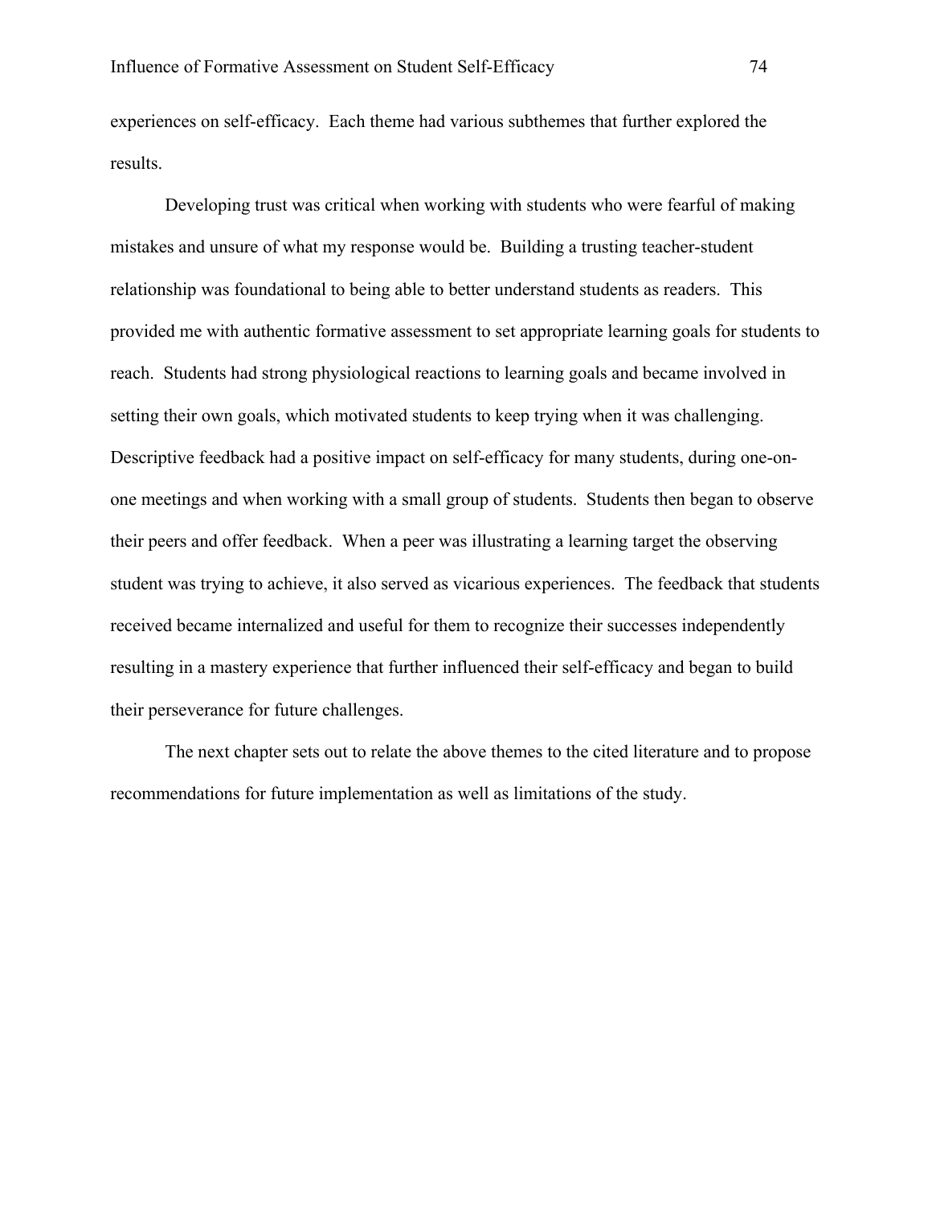experiences on self-efficacy. Each theme had various subthemes that further explored the results.

Developing trust was critical when working with students who were fearful of making mistakes and unsure of what my response would be. Building a trusting teacher-student relationship was foundational to being able to better understand students as readers. This provided me with authentic formative assessment to set appropriate learning goals for students to reach. Students had strong physiological reactions to learning goals and became involved in setting their own goals, which motivated students to keep trying when it was challenging. Descriptive feedback had a positive impact on self-efficacy for many students, during one-on-one meetings and when working with a small group of students. Students then began to observe their peers and offer feedback. When a peer was illustrating a learning target the observing student was trying to achieve, it also served as vicarious experiences. The feedback that students received became internalized and useful for them to recognize their successes independently resulting in a mastery experience that further influenced their self-efficacy and began to build their perseverance for future challenges.

The next chapter sets out to relate the above themes to the cited literature and to propose recommendations for future implementation as well as limitations of the study.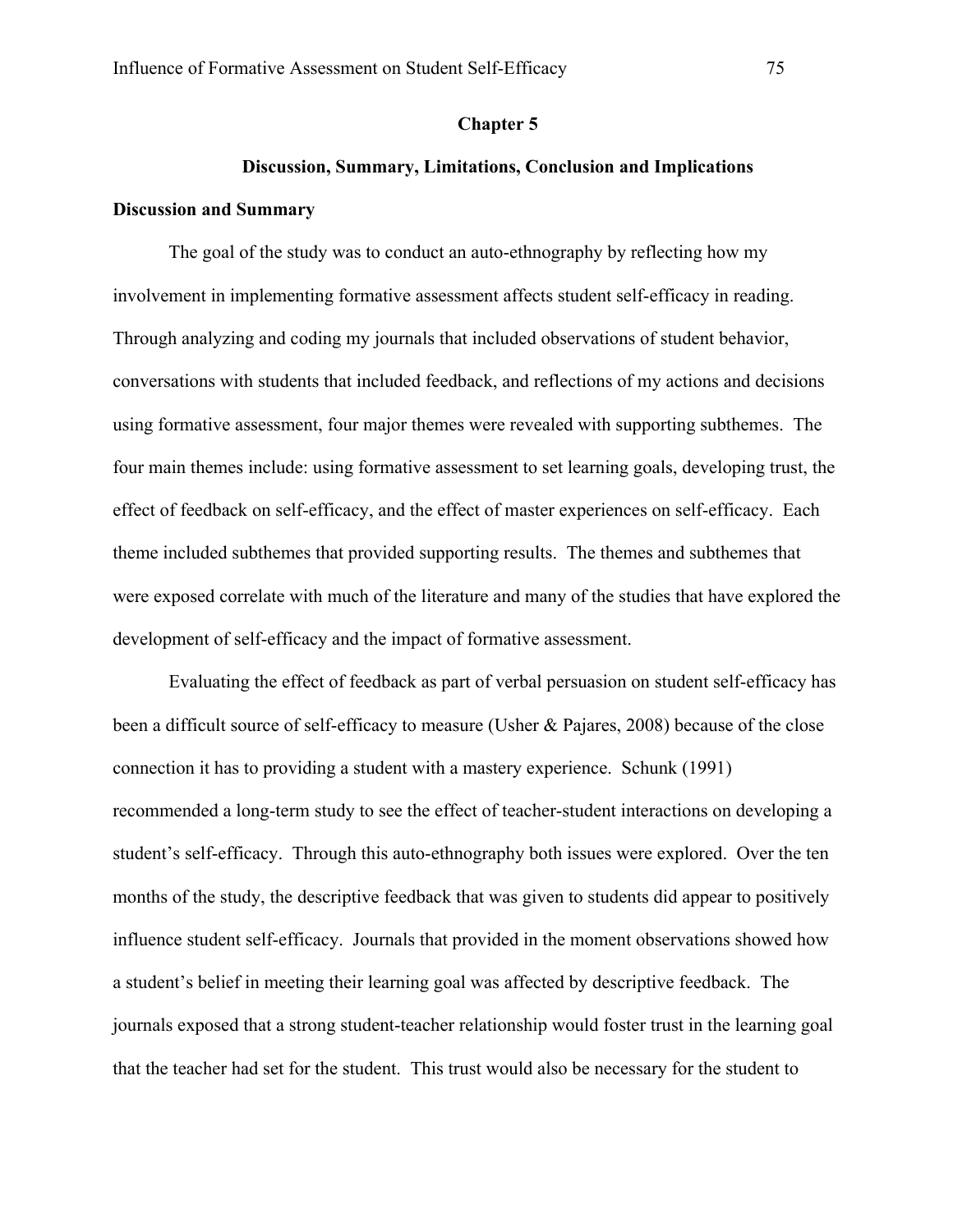# Chapter 5

## Discussion, Summary, Limitations, Conclusion and Implications

### Discussion and Summary

The goal of the study was to conduct an auto-ethnography by reflecting how my involvement in implementing formative assessment affects student self-efficacy in reading. Through analyzing and coding my journals that included observations of student behavior, conversations with students that included feedback, and reflections of my actions and decisions using formative assessment, four major themes were revealed with supporting subthemes. The four main themes include: using formative assessment to set learning goals, developing trust, the effect of feedback on self-efficacy, and the effect of master experiences on self-efficacy. Each theme included subthemes that provided supporting results. The themes and subthemes that were exposed correlate with much of the literature and many of the studies that have explored the development of self-efficacy and the impact of formative assessment.

Evaluating the effect of feedback as part of verbal persuasion on student self-efficacy has been a difficult source of self-efficacy to measure (Usher & Pajares, 2008) because of the close connection it has to providing a student with a mastery experience. Schunk (1991) recommended a long-term study to see the effect of teacher-student interactions on developing a student's self-efficacy. Through this auto-ethnography both issues were explored. Over the ten months of the study, the descriptive feedback that was given to students did appear to positively influence student self-efficacy. Journals that provided in the moment observations showed how a student's belief in meeting their learning goal was affected by descriptive feedback. The journals exposed that a strong student-teacher relationship would foster trust in the learning goal that the teacher had set for the student. This trust would also be necessary for the student to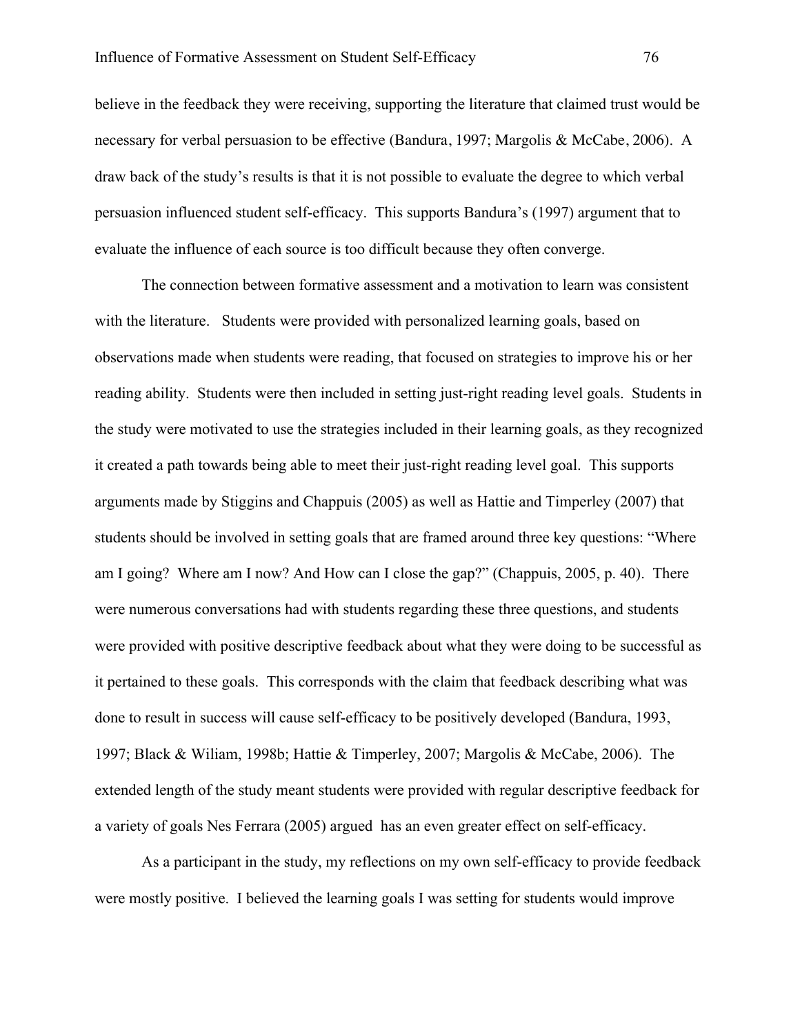believe in the feedback they were receiving, supporting the literature that claimed trust would be necessary for verbal persuasion to be effective (Bandura, 1997; Margolis & McCabe, 2006). A draw back of the study's results is that it is not possible to evaluate the degree to which verbal persuasion influenced student self-efficacy. This supports Bandura's (1997) argument that to evaluate the influence of each source is too difficult because they often converge.

The connection between formative assessment and a motivation to learn was consistent with the literature. Students were provided with personalized learning goals, based on observations made when students were reading, that focused on strategies to improve his or her reading ability. Students were then included in setting just-right reading level goals. Students in the study were motivated to use the strategies included in their learning goals, as they recognized it created a path towards being able to meet their just-right reading level goal. This supports arguments made by Stiggins and Chappuis (2005) as well as Hattie and Timperley (2007) that students should be involved in setting goals that are framed around three key questions: "Where am I going? Where am I now? And How can I close the gap?" (Chappuis, 2005, p. 40). There were numerous conversations had with students regarding these three questions, and students were provided with positive descriptive feedback about what they were doing to be successful as it pertained to these goals. This corresponds with the claim that feedback describing what was done to result in success will cause self-efficacy to be positively developed (Bandura, 1993, 1997; Black & Wiliam, 1998b; Hattie & Timperley, 2007; Margolis & McCabe, 2006). The extended length of the study meant students were provided with regular descriptive feedback for a variety of goals Nes Ferrara (2005) argued has an even greater effect on self-efficacy.

As a participant in the study, my reflections on my own self-efficacy to provide feedback were mostly positive. I believed the learning goals I was setting for students would improve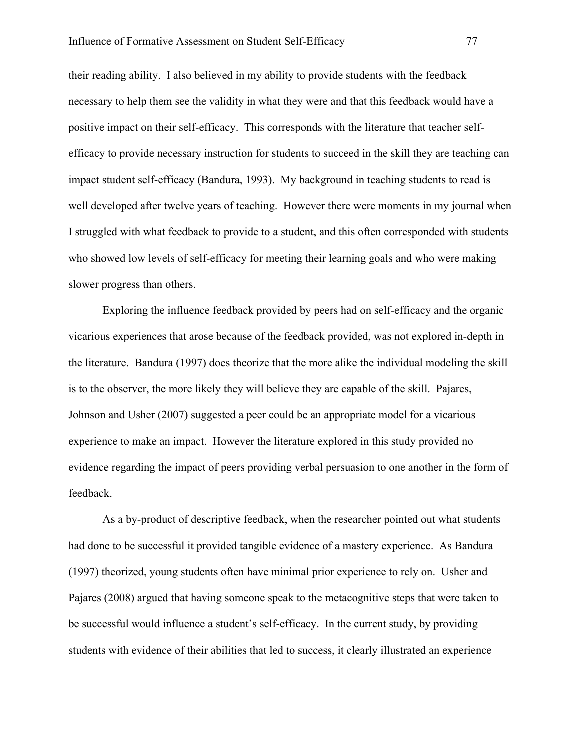their reading ability. I also believed in my ability to provide students with the feedback necessary to help them see the validity in what they were and that this feedback would have a positive impact on their self-efficacy. This corresponds with the literature that teacher self-efficacy to provide necessary instruction for students to succeed in the skill they are teaching can impact student self-efficacy (Bandura, 1993). My background in teaching students to read is well developed after twelve years of teaching. However there were moments in my journal when I struggled with what feedback to provide to a student, and this often corresponded with students who showed low levels of self-efficacy for meeting their learning goals and who were making slower progress than others.

Exploring the influence feedback provided by peers had on self-efficacy and the organic vicarious experiences that arose because of the feedback provided, was not explored in-depth in the literature. Bandura (1997) does theorize that the more alike the individual modeling the skill is to the observer, the more likely they will believe they are capable of the skill. Pajares, Johnson and Usher (2007) suggested a peer could be an appropriate model for a vicarious experience to make an impact. However the literature explored in this study provided no evidence regarding the impact of peers providing verbal persuasion to one another in the form of feedback.

As a by-product of descriptive feedback, when the researcher pointed out what students had done to be successful it provided tangible evidence of a mastery experience. As Bandura (1997) theorized, young students often have minimal prior experience to rely on. Usher and Pajares (2008) argued that having someone speak to the metacognitive steps that were taken to be successful would influence a student's self-efficacy. In the current study, by providing students with evidence of their abilities that led to success, it clearly illustrated an experience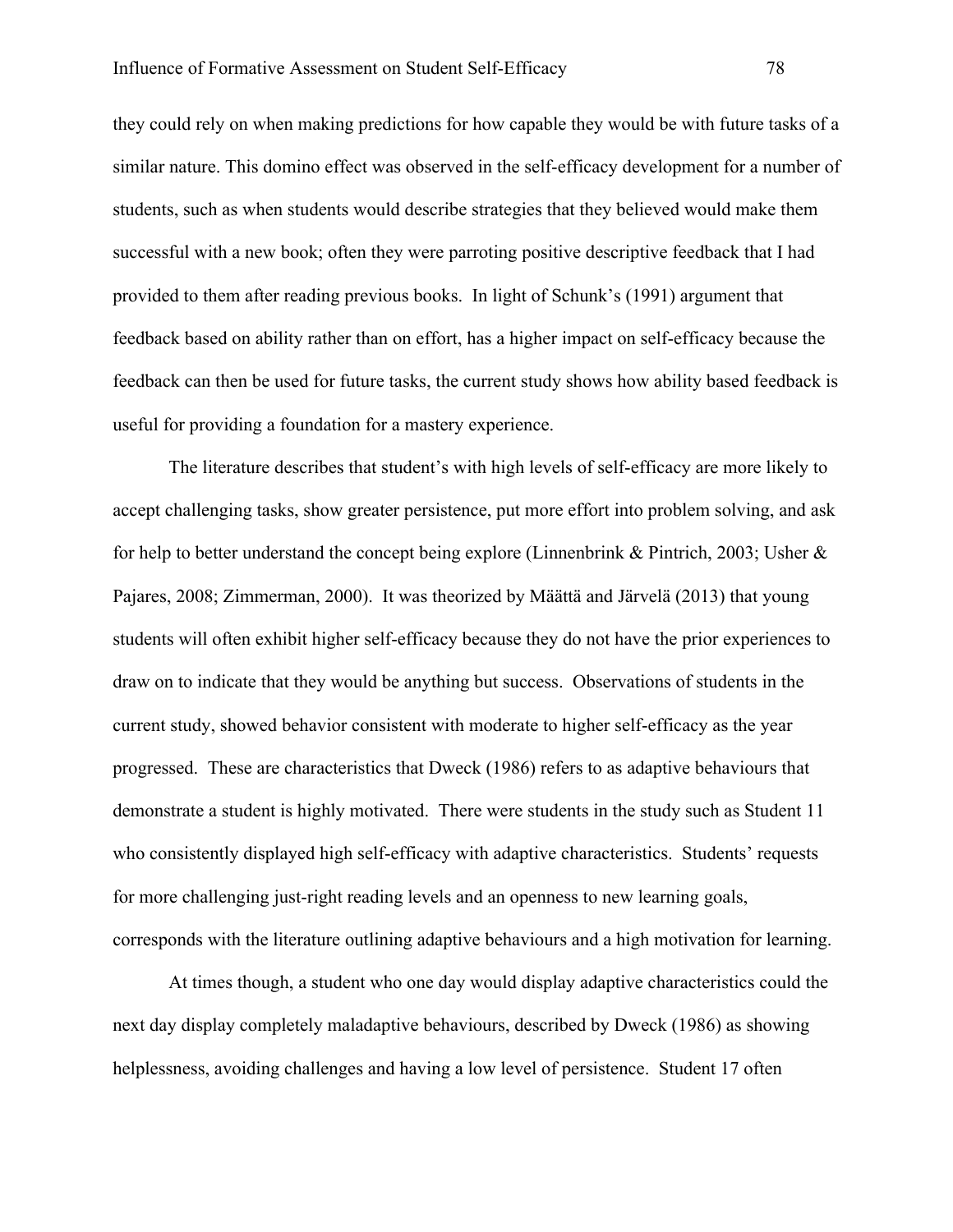they could rely on when making predictions for how capable they would be with future tasks of a similar nature. This domino effect was observed in the self-efficacy development for a number of students, such as when students would describe strategies that they believed would make them successful with a new book; often they were parroting positive descriptive feedback that I had provided to them after reading previous books. In light of Schunk's (1991) argument that feedback based on ability rather than on effort, has a higher impact on self-efficacy because the feedback can then be used for future tasks, the current study shows how ability based feedback is useful for providing a foundation for a mastery experience.

The literature describes that student's with high levels of self-efficacy are more likely to accept challenging tasks, show greater persistence, put more effort into problem solving, and ask for help to better understand the concept being explore (Linnenbrink & Pintrich, 2003; Usher & Pajares, 2008; Zimmerman, 2000). It was theorized by Määttä and Järvelä (2013) that young students will often exhibit higher self-efficacy because they do not have the prior experiences to draw on to indicate that they would be anything but success. Observations of students in the current study, showed behavior consistent with moderate to higher self-efficacy as the year progressed. These are characteristics that Dweck (1986) refers to as adaptive behaviours that demonstrate a student is highly motivated. There were students in the study such as Student 11 who consistently displayed high self-efficacy with adaptive characteristics. Students' requests for more challenging just-right reading levels and an openness to new learning goals, corresponds with the literature outlining adaptive behaviours and a high motivation for learning.

At times though, a student who one day would display adaptive characteristics could the next day display completely maladaptive behaviours, described by Dweck (1986) as showing helplessness, avoiding challenges and having a low level of persistence. Student 17 often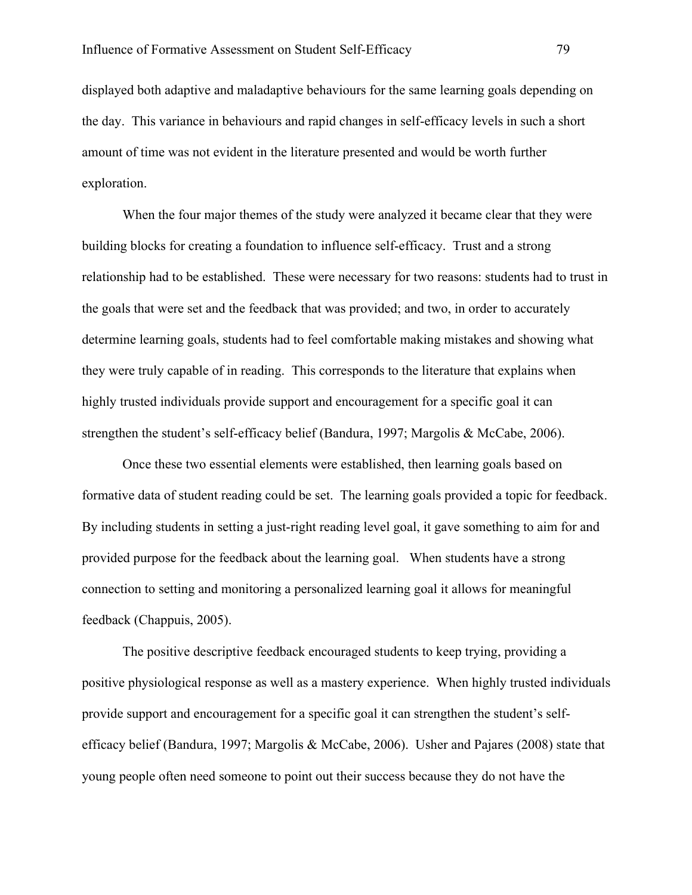displayed both adaptive and maladaptive behaviours for the same learning goals depending on the day. This variance in behaviours and rapid changes in self-efficacy levels in such a short amount of time was not evident in the literature presented and would be worth further exploration.

When the four major themes of the study were analyzed it became clear that they were building blocks for creating a foundation to influence self-efficacy. Trust and a strong relationship had to be established. These were necessary for two reasons: students had to trust in the goals that were set and the feedback that was provided; and two, in order to accurately determine learning goals, students had to feel comfortable making mistakes and showing what they were truly capable of in reading. This corresponds to the literature that explains when highly trusted individuals provide support and encouragement for a specific goal it can strengthen the student's self-efficacy belief (Bandura, 1997; Margolis & McCabe, 2006).

Once these two essential elements were established, then learning goals based on formative data of student reading could be set. The learning goals provided a topic for feedback. By including students in setting a just-right reading level goal, it gave something to aim for and provided purpose for the feedback about the learning goal. When students have a strong connection to setting and monitoring a personalized learning goal it allows for meaningful feedback (Chappuis, 2005).

The positive descriptive feedback encouraged students to keep trying, providing a positive physiological response as well as a mastery experience. When highly trusted individuals provide support and encouragement for a specific goal it can strengthen the student's self-efficacy belief (Bandura, 1997; Margolis & McCabe, 2006). Usher and Pajares (2008) state that young people often need someone to point out their success because they do not have the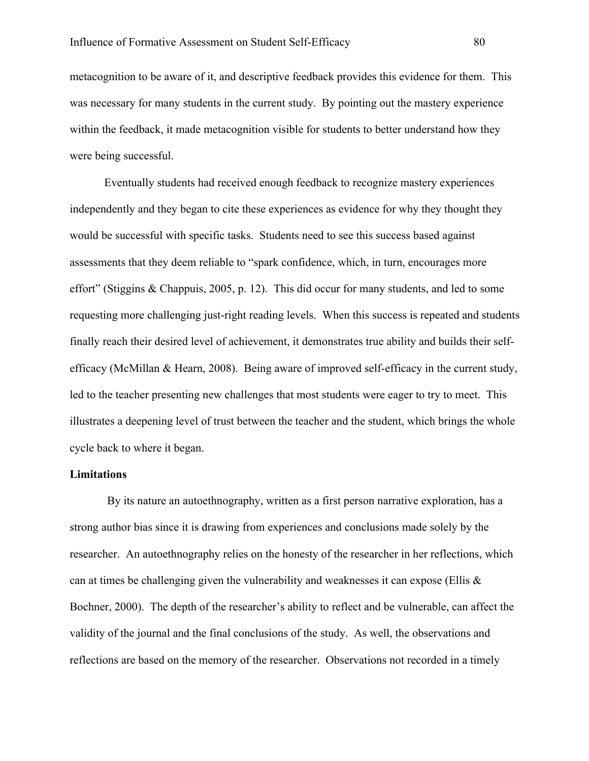metacognition to be aware of it, and descriptive feedback provides this evidence for them. This was necessary for many students in the current study. By pointing out the mastery experience within the feedback, it made metacognition visible for students to better understand how they were being successful.

Eventually students had received enough feedback to recognize mastery experiences independently and they began to cite these experiences as evidence for why they thought they would be successful with specific tasks. Students need to see this success based against assessments that they deem reliable to "spark confidence, which, in turn, encourages more effort" (Stiggins & Chappuis, 2005, p. 12). This did occur for many students, and led to some requesting more challenging just-right reading levels. When this success is repeated and students finally reach their desired level of achievement, it demonstrates true ability and builds their self-efficacy (McMillan & Hearn, 2008). Being aware of improved self-efficacy in the current study, led to the teacher presenting new challenges that most students were eager to try to meet. This illustrates a deepening level of trust between the teacher and the student, which brings the whole cycle back to where it began.

**Limitations**

By its nature an autoethnography, written as a first person narrative exploration, has a strong author bias since it is drawing from experiences and conclusions made solely by the researcher. An autoethnography relies on the honesty of the researcher in her reflections, which can at times be challenging given the vulnerability and weaknesses it can expose (Ellis & Bochner, 2000). The depth of the researcher's ability to reflect and be vulnerable, can affect the validity of the journal and the final conclusions of the study. As well, the observations and reflections are based on the memory of the researcher. Observations not recorded in a timely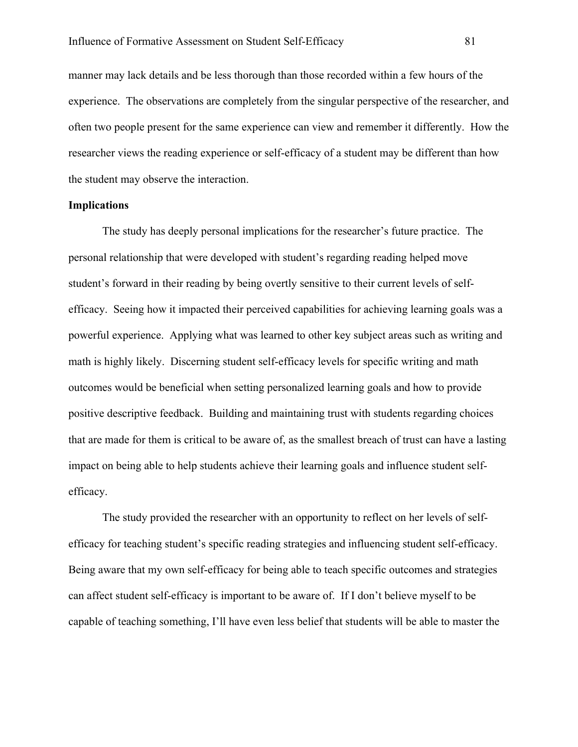manner may lack details and be less thorough than those recorded within a few hours of the experience. The observations are completely from the singular perspective of the researcher, and often two people present for the same experience can view and remember it differently. How the researcher views the reading experience or self-efficacy of a student may be different than how the student may observe the interaction.

**Implications**

The study has deeply personal implications for the researcher's future practice. The personal relationship that were developed with student's regarding reading helped move student's forward in their reading by being overtly sensitive to their current levels of self-efficacy. Seeing how it impacted their perceived capabilities for achieving learning goals was a powerful experience. Applying what was learned to other key subject areas such as writing and math is highly likely. Discerning student self-efficacy levels for specific writing and math outcomes would be beneficial when setting personalized learning goals and how to provide positive descriptive feedback. Building and maintaining trust with students regarding choices that are made for them is critical to be aware of, as the smallest breach of trust can have a lasting impact on being able to help students achieve their learning goals and influence student self-efficacy.

The study provided the researcher with an opportunity to reflect on her levels of self-efficacy for teaching student's specific reading strategies and influencing student self-efficacy. Being aware that my own self-efficacy for being able to teach specific outcomes and strategies can affect student self-efficacy is important to be aware of. If I don't believe myself to be capable of teaching something, I'll have even less belief that students will be able to master the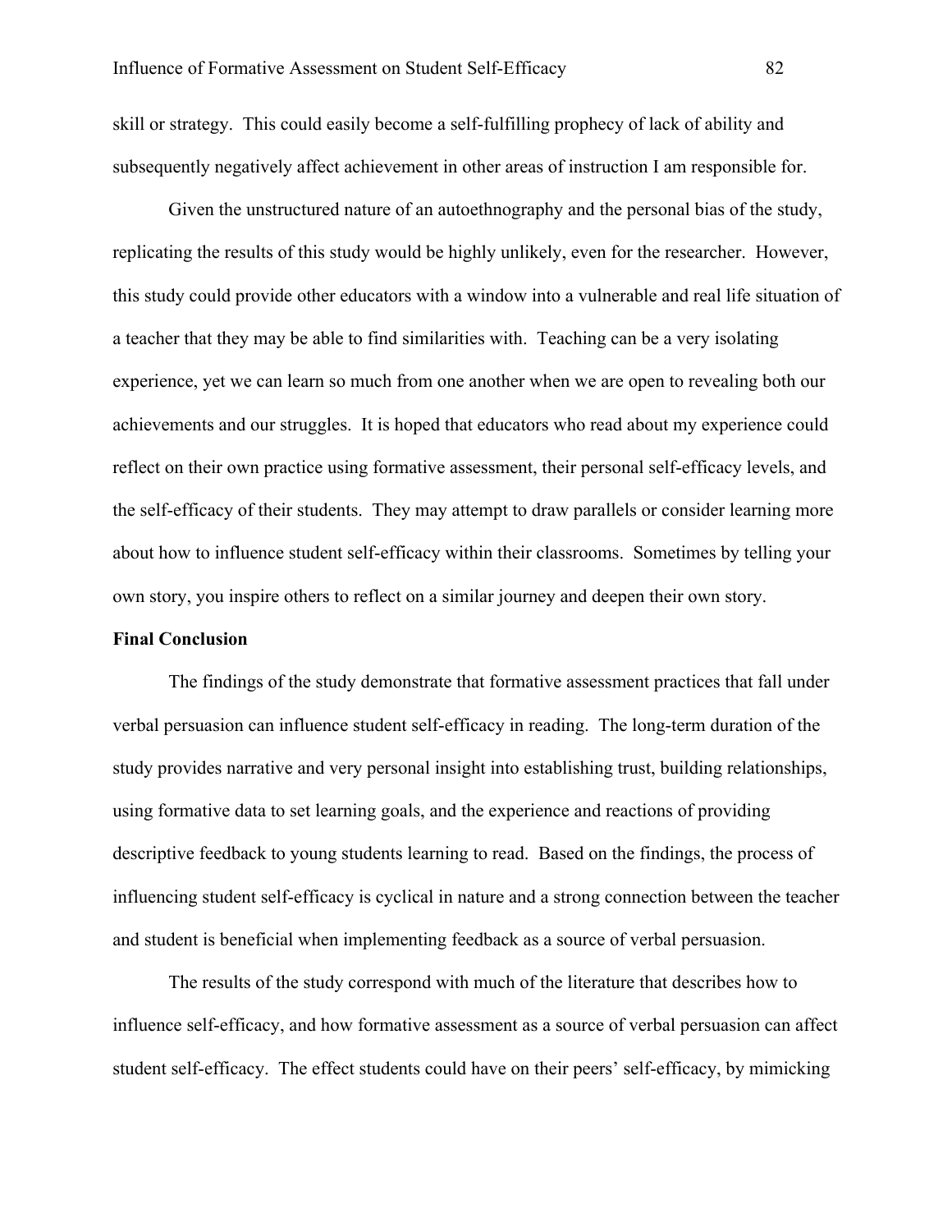skill or strategy. This could easily become a self-fulfilling prophecy of lack of ability and subsequently negatively affect achievement in other areas of instruction I am responsible for.

Given the unstructured nature of an autoethnography and the personal bias of the study, replicating the results of this study would be highly unlikely, even for the researcher. However, this study could provide other educators with a window into a vulnerable and real life situation of a teacher that they may be able to find similarities with. Teaching can be a very isolating experience, yet we can learn so much from one another when we are open to revealing both our achievements and our struggles. It is hoped that educators who read about my experience could reflect on their own practice using formative assessment, their personal self-efficacy levels, and the self-efficacy of their students. They may attempt to draw parallels or consider learning more about how to influence student self-efficacy within their classrooms. Sometimes by telling your own story, you inspire others to reflect on a similar journey and deepen their own story.

**Final Conclusion**

The findings of the study demonstrate that formative assessment practices that fall under verbal persuasion can influence student self-efficacy in reading. The long-term duration of the study provides narrative and very personal insight into establishing trust, building relationships, using formative data to set learning goals, and the experience and reactions of providing descriptive feedback to young students learning to read. Based on the findings, the process of influencing student self-efficacy is cyclical in nature and a strong connection between the teacher and student is beneficial when implementing feedback as a source of verbal persuasion.

The results of the study correspond with much of the literature that describes how to influence self-efficacy, and how formative assessment as a source of verbal persuasion can affect student self-efficacy. The effect students could have on their peers' self-efficacy, by mimicking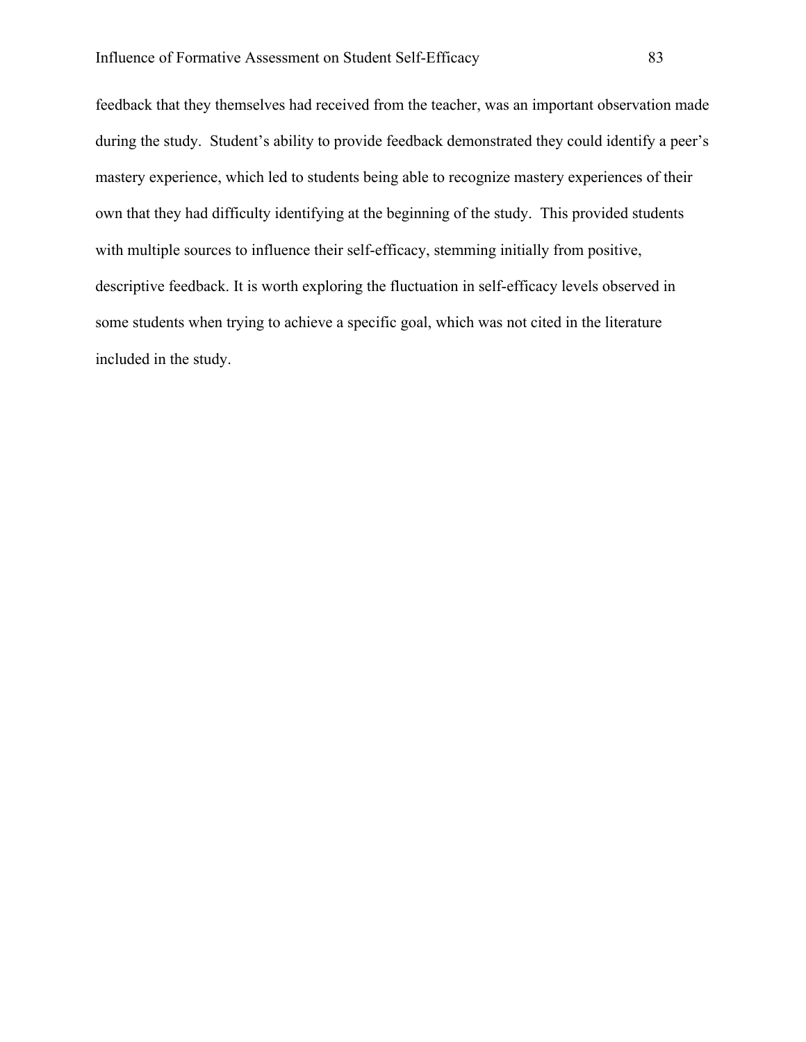feedback that they themselves had received from the teacher, was an important observation made during the study. Student's ability to provide feedback demonstrated they could identify a peer's mastery experience, which led to students being able to recognize mastery experiences of their own that they had difficulty identifying at the beginning of the study. This provided students with multiple sources to influence their self-efficacy, stemming initially from positive, descriptive feedback. It is worth exploring the fluctuation in self-efficacy levels observed in some students when trying to achieve a specific goal, which was not cited in the literature included in the study.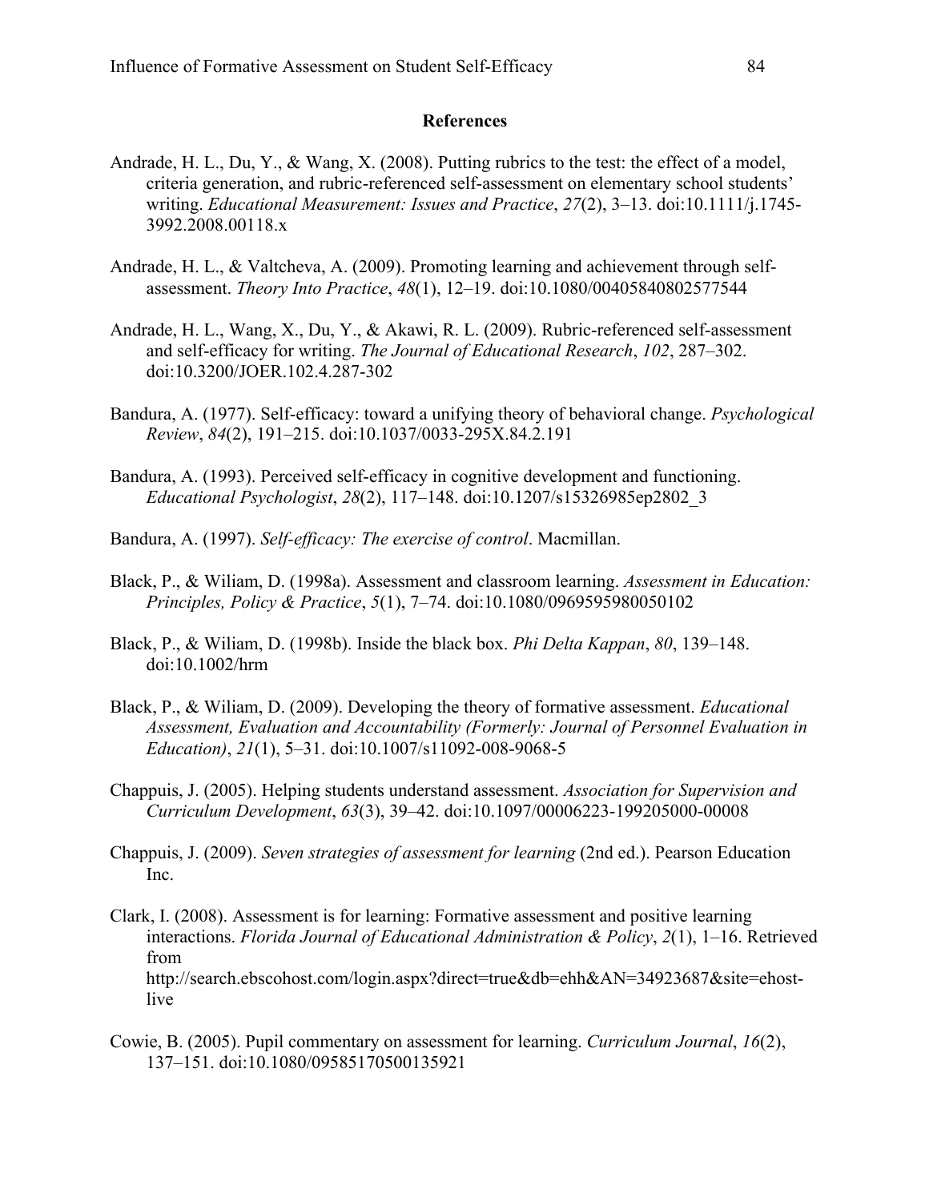## References

Andrade, H. L., Du, Y., & Wang, X. (2008). Putting rubrics to the test: the effect of a model, criteria generation, and rubric-referenced self-assessment on elementary school students' writing. *Educational Measurement: Issues and Practice*, *27*(2), 3–13. doi:10.1111/j.1745-3992.2008.00118.x

Andrade, H. L., & Valtcheva, A. (2009). Promoting learning and achievement through self-assessment. *Theory Into Practice*, *48*(1), 12–19. doi:10.1080/00405840802577544

Andrade, H. L., Wang, X., Du, Y., & Akawi, R. L. (2009). Rubric-referenced self-assessment and self-efficacy for writing. *The Journal of Educational Research*, *102*, 287–302. doi:10.3200/JOER.102.4.287-302

Bandura, A. (1977). Self-efficacy: toward a unifying theory of behavioral change. *Psychological Review*, *84*(2), 191–215. doi:10.1037/0033-295X.84.2.191

Bandura, A. (1993). Perceived self-efficacy in cognitive development and functioning. *Educational Psychologist*, *28*(2), 117–148. doi:10.1207/s15326985ep2802_3

Bandura, A. (1997). *Self-efficacy: The exercise of control*. Macmillan.

Black, P., & Wiliam, D. (1998a). Assessment and classroom learning. *Assessment in Education: Principles, Policy & Practice*, *5*(1), 7–74. doi:10.1080/0969595980050102

Black, P., & Wiliam, D. (1998b). Inside the black box. *Phi Delta Kappan*, *80*, 139–148. doi:10.1002/hrm

Black, P., & Wiliam, D. (2009). Developing the theory of formative assessment. *Educational Assessment, Evaluation and Accountability (Formerly: Journal of Personnel Evaluation in Education)*, *21*(1), 5–31. doi:10.1007/s11092-008-9068-5

Chappuis, J. (2005). Helping students understand assessment. *Association for Supervision and Curriculum Development*, *63*(3), 39–42. doi:10.1097/00006223-199205000-00008

Chappuis, J. (2009). *Seven strategies of assessment for learning* (2nd ed.). Pearson Education Inc.

Clark, I. (2008). Assessment is for learning: Formative assessment and positive learning interactions. *Florida Journal of Educational Administration & Policy*, *2*(1), 1–16. Retrieved from http://search.ebscohost.com/login.aspx?direct=true&db=ehh&AN=34923687&site=ehost-live

Cowie, B. (2005). Pupil commentary on assessment for learning. *Curriculum Journal*, *16*(2), 137–151. doi:10.1080/09585170500135921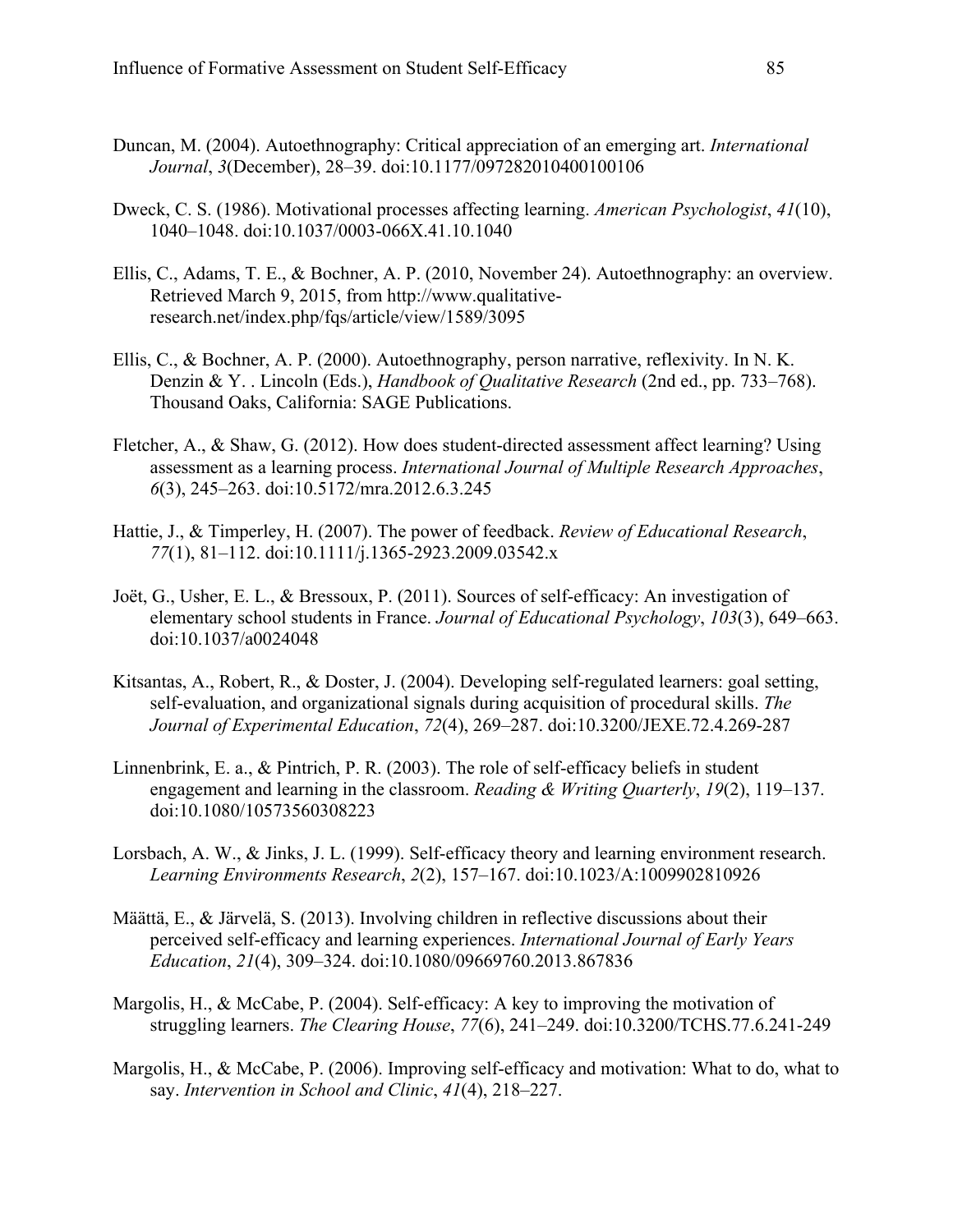Duncan, M. (2004). Autoethnography: Critical appreciation of an emerging art. *International Journal*, *3*(December), 28–39. doi:10.1177/097282010400100106

Dweck, C. S. (1986). Motivational processes affecting learning. *American Psychologist*, *41*(10), 1040–1048. doi:10.1037/0003-066X.41.10.1040

Ellis, C., Adams, T. E., & Bochner, A. P. (2010, November 24). Autoethnography: an overview. Retrieved March 9, 2015, from http://www.qualitative-research.net/index.php/fqs/article/view/1589/3095

Ellis, C., & Bochner, A. P. (2000). Autoethnography, person narrative, reflexivity. In N. K. Denzin & Y. . Lincoln (Eds.), *Handbook of Qualitative Research* (2nd ed., pp. 733–768). Thousand Oaks, California: SAGE Publications.

Fletcher, A., & Shaw, G. (2012). How does student-directed assessment affect learning? Using assessment as a learning process. *International Journal of Multiple Research Approaches*, *6*(3), 245–263. doi:10.5172/mra.2012.6.3.245

Hattie, J., & Timperley, H. (2007). The power of feedback. *Review of Educational Research*, *77*(1), 81–112. doi:10.1111/j.1365-2923.2009.03542.x

Joët, G., Usher, E. L., & Bressoux, P. (2011). Sources of self-efficacy: An investigation of elementary school students in France. *Journal of Educational Psychology*, *103*(3), 649–663. doi:10.1037/a0024048

Kitsantas, A., Robert, R., & Doster, J. (2004). Developing self-regulated learners: goal setting, self-evaluation, and organizational signals during acquisition of procedural skills. *The Journal of Experimental Education*, *72*(4), 269–287. doi:10.3200/JEXE.72.4.269-287

Linnenbrink, E. a., & Pintrich, P. R. (2003). The role of self-efficacy beliefs in student engagement and learning in the classroom. *Reading & Writing Quarterly*, *19*(2), 119–137. doi:10.1080/10573560308223

Lorsbach, A. W., & Jinks, J. L. (1999). Self-efficacy theory and learning environment research. *Learning Environments Research*, *2*(2), 157–167. doi:10.1023/A:1009902810926

Määttä, E., & Järvelä, S. (2013). Involving children in reflective discussions about their perceived self-efficacy and learning experiences. *International Journal of Early Years Education*, *21*(4), 309–324. doi:10.1080/09669760.2013.867836

Margolis, H., & McCabe, P. (2004). Self-efficacy: A key to improving the motivation of struggling learners. *The Clearing House*, *77*(6), 241–249. doi:10.3200/TCHS.77.6.241-249

Margolis, H., & McCabe, P. (2006). Improving self-efficacy and motivation: What to do, what to say. *Intervention in School and Clinic*, *41*(4), 218–227.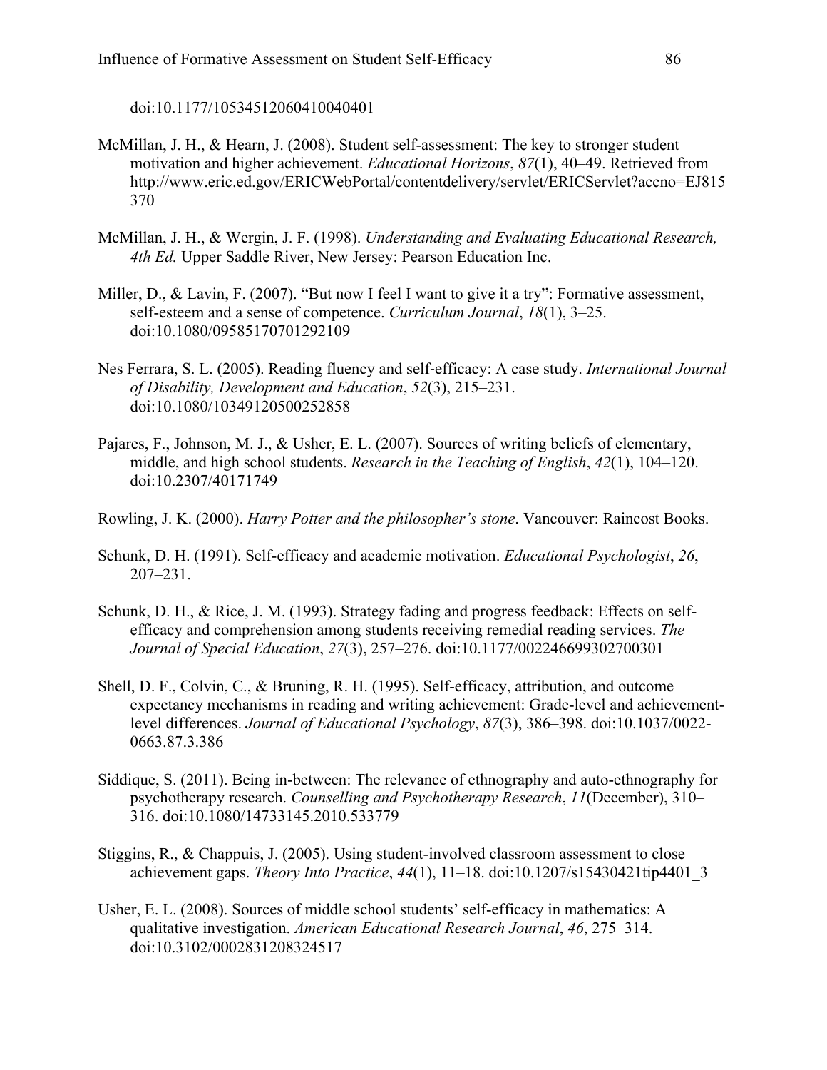doi:10.1177/10534512060410040401

McMillan, J. H., & Hearn, J. (2008). Student self-assessment: The key to stronger student motivation and higher achievement. *Educational Horizons*, *87*(1), 40–49. Retrieved from http://www.eric.ed.gov/ERICWebPortal/contentdelivery/servlet/ERICServlet?accno=EJ815370

McMillan, J. H., & Wergin, J. F. (1998). *Understanding and Evaluating Educational Research, 4th Ed.* Upper Saddle River, New Jersey: Pearson Education Inc.

Miller, D., & Lavin, F. (2007). "But now I feel I want to give it a try": Formative assessment, self-esteem and a sense of competence. *Curriculum Journal*, *18*(1), 3–25. doi:10.1080/09585170701292109

Nes Ferrara, S. L. (2005). Reading fluency and self-efficacy: A case study. *International Journal of Disability, Development and Education*, *52*(3), 215–231. doi:10.1080/10349120500252858

Pajares, F., Johnson, M. J., & Usher, E. L. (2007). Sources of writing beliefs of elementary, middle, and high school students. *Research in the Teaching of English*, *42*(1), 104–120. doi:10.2307/40171749

Rowling, J. K. (2000). *Harry Potter and the philosopher's stone*. Vancouver: Raincost Books.

Schunk, D. H. (1991). Self-efficacy and academic motivation. *Educational Psychologist*, *26*, 207–231.

Schunk, D. H., & Rice, J. M. (1993). Strategy fading and progress feedback: Effects on self-efficacy and comprehension among students receiving remedial reading services. *The Journal of Special Education*, *27*(3), 257–276. doi:10.1177/002246699302700301

Shell, D. F., Colvin, C., & Bruning, R. H. (1995). Self-efficacy, attribution, and outcome expectancy mechanisms in reading and writing achievement: Grade-level and achievement-level differences. *Journal of Educational Psychology*, *87*(3), 386–398. doi:10.1037/0022-0663.87.3.386

Siddique, S. (2011). Being in-between: The relevance of ethnography and auto-ethnography for psychotherapy research. *Counselling and Psychotherapy Research*, *11*(December), 310–316. doi:10.1080/14733145.2010.533779

Stiggins, R., & Chappuis, J. (2005). Using student-involved classroom assessment to close achievement gaps. *Theory Into Practice*, *44*(1), 11–18. doi:10.1207/s15430421tip4401_3

Usher, E. L. (2008). Sources of middle school students' self-efficacy in mathematics: A qualitative investigation. *American Educational Research Journal*, *46*, 275–314. doi:10.3102/0002831208324517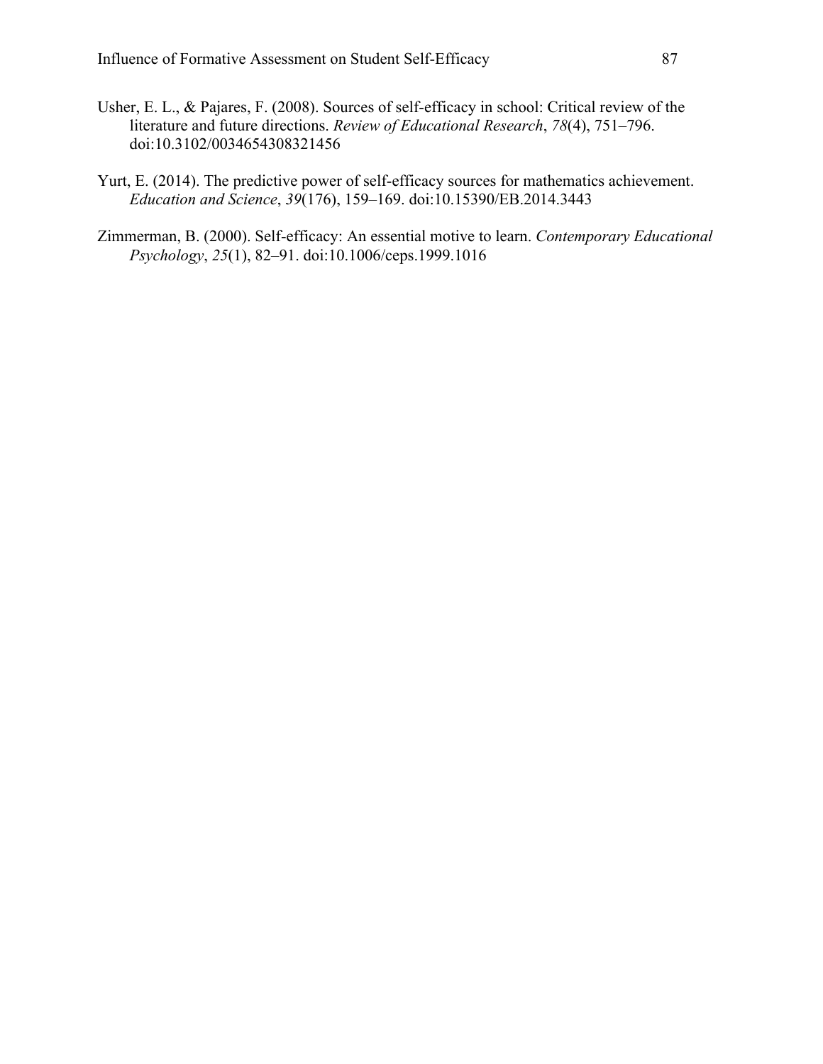Usher, E. L., & Pajares, F. (2008). Sources of self-efficacy in school: Critical review of the literature and future directions. *Review of Educational Research*, *78*(4), 751–796. doi:10.3102/0034654308321456

Yurt, E. (2014). The predictive power of self-efficacy sources for mathematics achievement. *Education and Science*, *39*(176), 159–169. doi:10.15390/EB.2014.3443

Zimmerman, B. (2000). Self-efficacy: An essential motive to learn. *Contemporary Educational Psychology*, *25*(1), 82–91. doi:10.1006/ceps.1999.1016